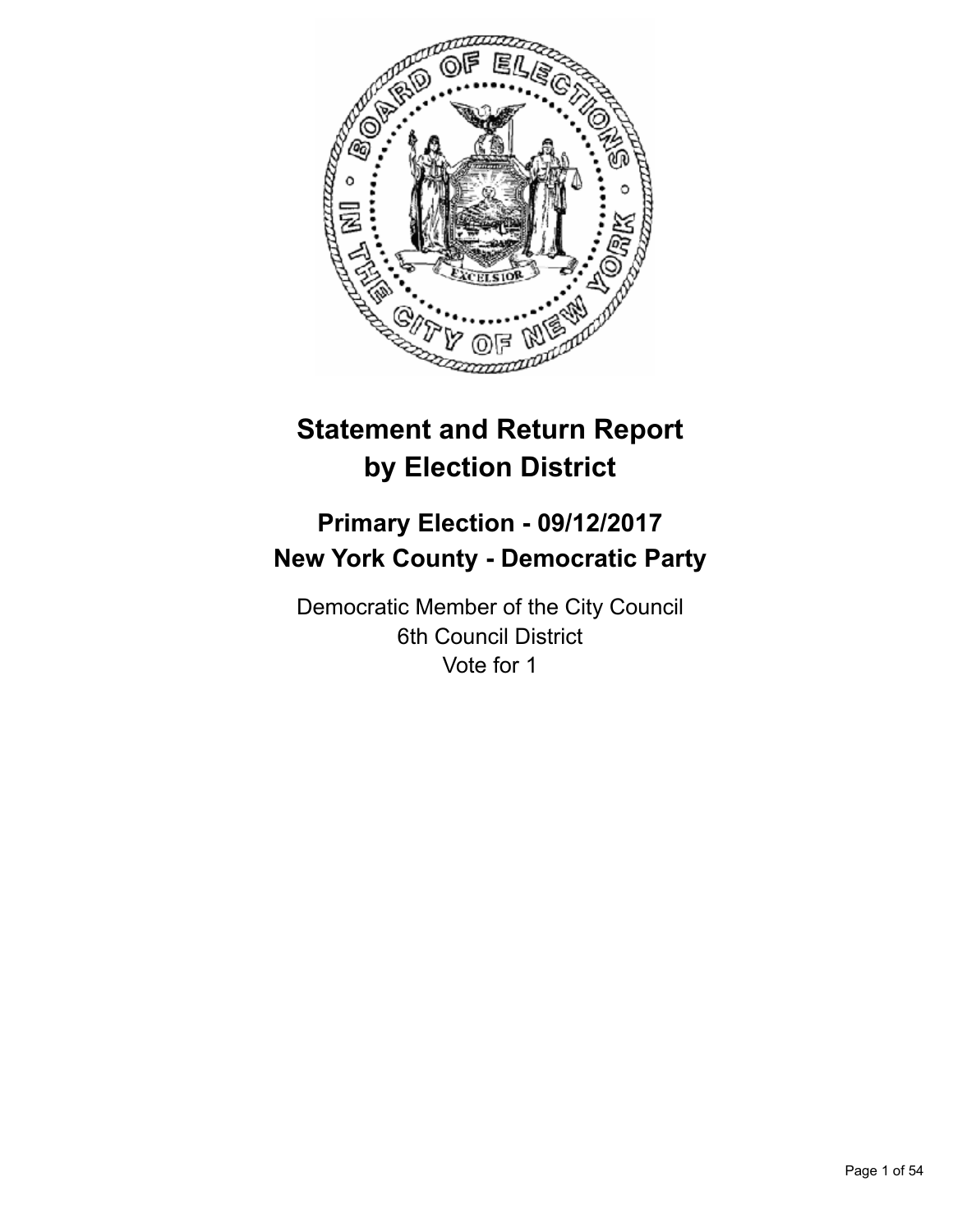# Statement and Return Report by Election District

## Primary Election - 09/12/2017
## New York County - Democratic Party

Democratic Member of the City Council
6th Council District
Vote for 1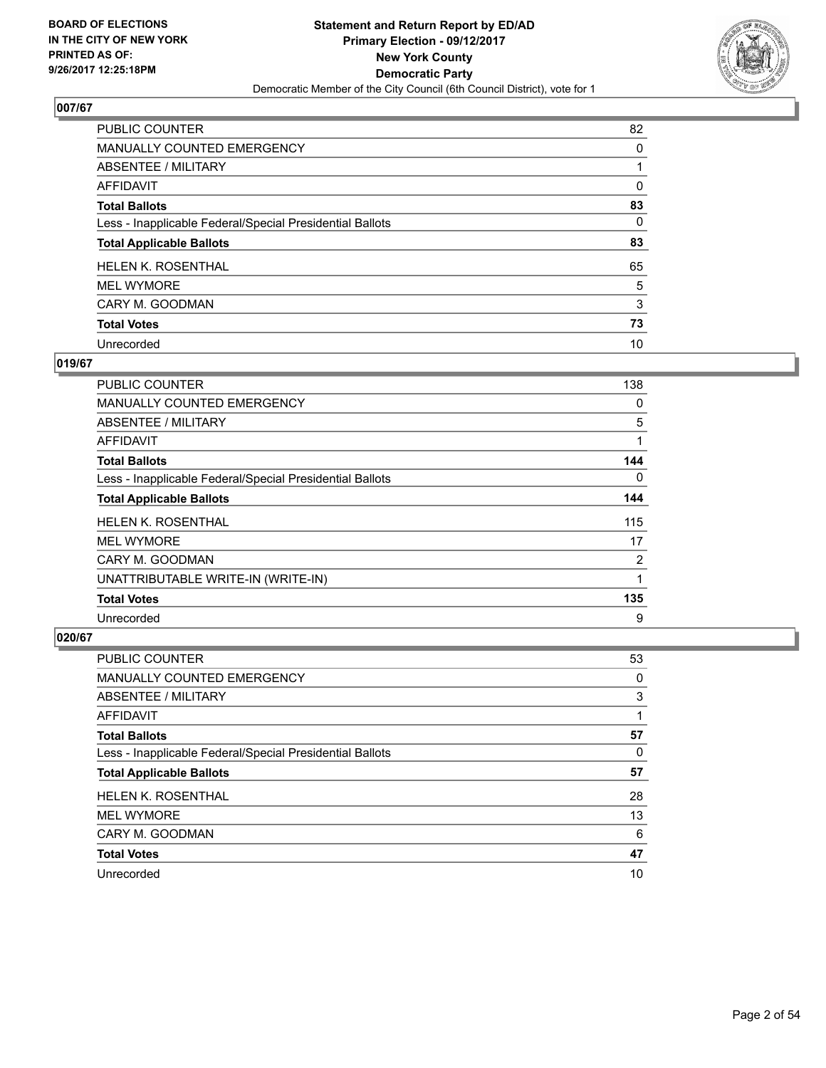## 007/67

| | |
|---|---|
| PUBLIC COUNTER | 82 |
| MANUALLY COUNTED EMERGENCY | 0 |
| ABSENTEE / MILITARY | 1 |
| AFFIDAVIT | 0 |
| **Total Ballots** | **83** |
| Less - Inapplicable Federal/Special Presidential Ballots | 0 |
| **Total Applicable Ballots** | **83** |
| HELEN K. ROSENTHAL | 65 |
| MEL WYMORE | 5 |
| CARY M. GOODMAN | 3 |
| **Total Votes** | **73** |
| Unrecorded | 10 |

## 019/67

| | |
|---|---|
| PUBLIC COUNTER | 138 |
| MANUALLY COUNTED EMERGENCY | 0 |
| ABSENTEE / MILITARY | 5 |
| AFFIDAVIT | 1 |
| **Total Ballots** | **144** |
| Less - Inapplicable Federal/Special Presidential Ballots | 0 |
| **Total Applicable Ballots** | **144** |
| HELEN K. ROSENTHAL | 115 |
| MEL WYMORE | 17 |
| CARY M. GOODMAN | 2 |
| UNATTRIBUTABLE WRITE-IN (WRITE-IN) | 1 |
| **Total Votes** | **135** |
| Unrecorded | 9 |

## 020/67

| | |
|---|---|
| PUBLIC COUNTER | 53 |
| MANUALLY COUNTED EMERGENCY | 0 |
| ABSENTEE / MILITARY | 3 |
| AFFIDAVIT | 1 |
| **Total Ballots** | **57** |
| Less - Inapplicable Federal/Special Presidential Ballots | 0 |
| **Total Applicable Ballots** | **57** |
| HELEN K. ROSENTHAL | 28 |
| MEL WYMORE | 13 |
| CARY M. GOODMAN | 6 |
| **Total Votes** | **47** |
| Unrecorded | 10 |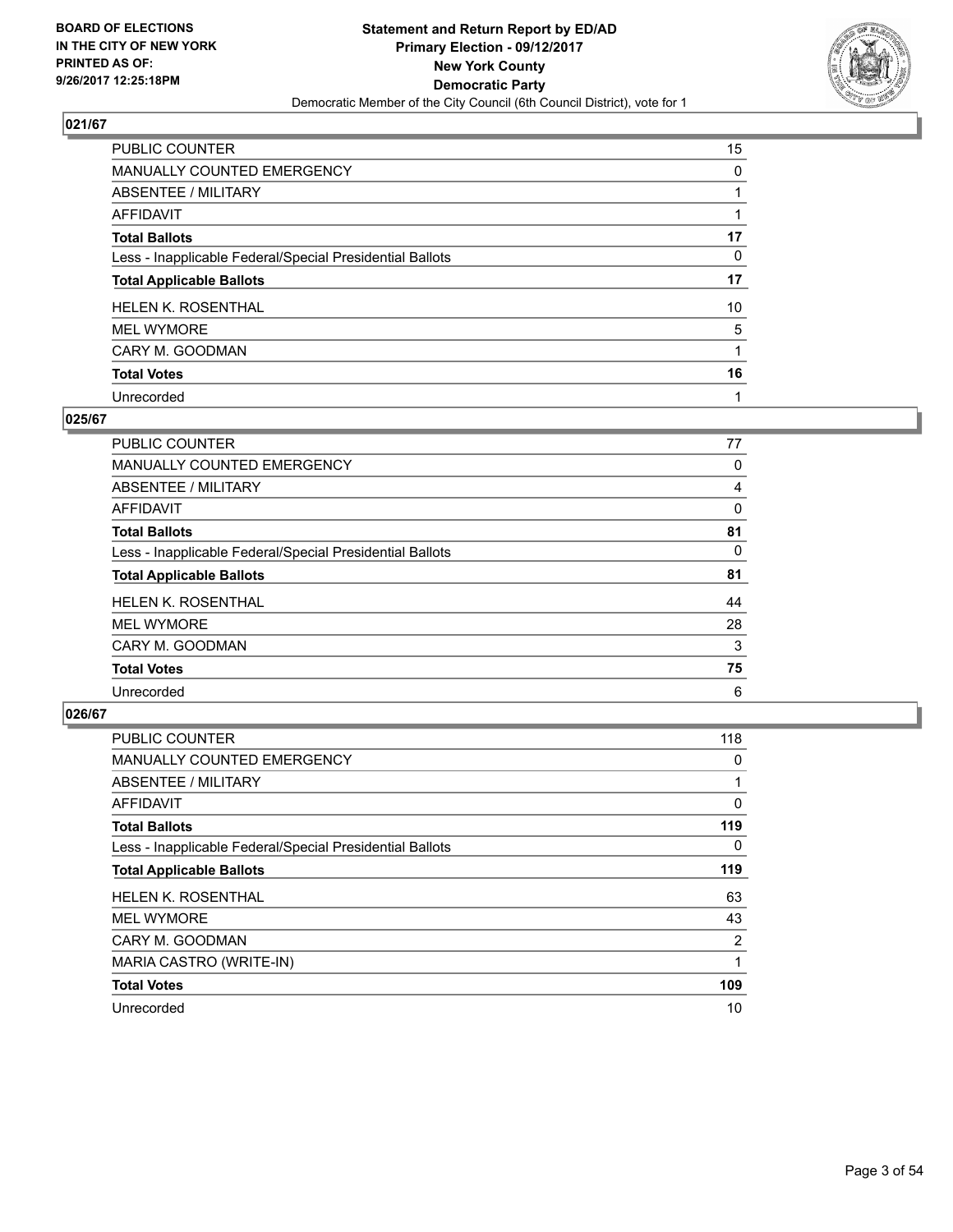**BOARD OF ELECTIONS IN THE CITY OF NEW YORK PRINTED AS OF: 9/26/2017 12:25:18PM**

**Statement and Return Report by ED/AD**
**Primary Election - 09/12/2017**
**New York County**
**Democratic Party**
Democratic Member of the City Council (6th Council District), vote for 1

### 021/67

| | |
|---|---|
| PUBLIC COUNTER | 15 |
| MANUALLY COUNTED EMERGENCY | 0 |
| ABSENTEE / MILITARY | 1 |
| AFFIDAVIT | 1 |
| **Total Ballots** | **17** |
| Less - Inapplicable Federal/Special Presidential Ballots | 0 |
| **Total Applicable Ballots** | **17** |
| HELEN K. ROSENTHAL | 10 |
| MEL WYMORE | 5 |
| CARY M. GOODMAN | 1 |
| **Total Votes** | **16** |
| Unrecorded | 1 |

### 025/67

| | |
|---|---|
| PUBLIC COUNTER | 77 |
| MANUALLY COUNTED EMERGENCY | 0 |
| ABSENTEE / MILITARY | 4 |
| AFFIDAVIT | 0 |
| **Total Ballots** | **81** |
| Less - Inapplicable Federal/Special Presidential Ballots | 0 |
| **Total Applicable Ballots** | **81** |
| HELEN K. ROSENTHAL | 44 |
| MEL WYMORE | 28 |
| CARY M. GOODMAN | 3 |
| **Total Votes** | **75** |
| Unrecorded | 6 |

### 026/67

| | |
|---|---|
| PUBLIC COUNTER | 118 |
| MANUALLY COUNTED EMERGENCY | 0 |
| ABSENTEE / MILITARY | 1 |
| AFFIDAVIT | 0 |
| **Total Ballots** | **119** |
| Less - Inapplicable Federal/Special Presidential Ballots | 0 |
| **Total Applicable Ballots** | **119** |
| HELEN K. ROSENTHAL | 63 |
| MEL WYMORE | 43 |
| CARY M. GOODMAN | 2 |
| MARIA CASTRO (WRITE-IN) | 1 |
| **Total Votes** | **109** |
| Unrecorded | 10 |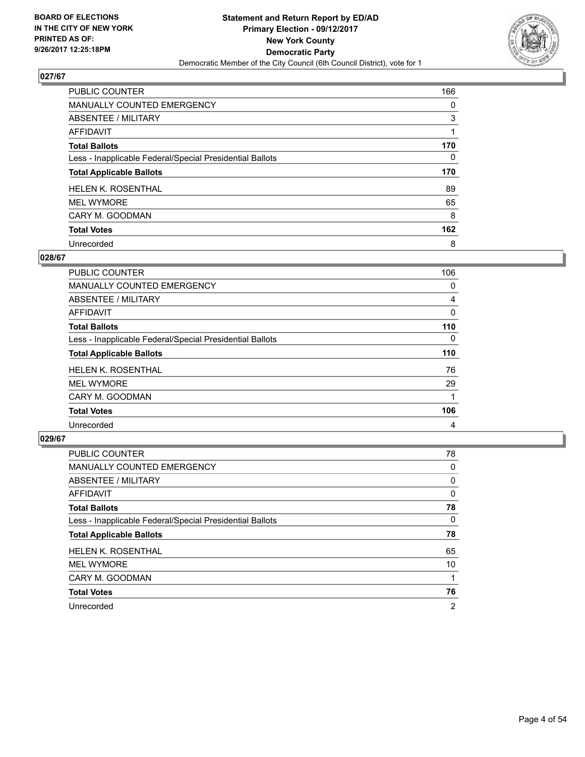BOARD OF ELECTIONS
IN THE CITY OF NEW YORK
PRINTED AS OF:
9/26/2017 12:25:18PM

**Statement and Return Report by ED/AD**
**Primary Election - 09/12/2017**
**New York County**
**Democratic Party**
Democratic Member of the City Council (6th Council District), vote for 1

### 027/67

| | |
|---|---|
| PUBLIC COUNTER | 166 |
| MANUALLY COUNTED EMERGENCY | 0 |
| ABSENTEE / MILITARY | 3 |
| AFFIDAVIT | 1 |
| **Total Ballots** | **170** |
| Less - Inapplicable Federal/Special Presidential Ballots | 0 |
| **Total Applicable Ballots** | **170** |
| HELEN K. ROSENTHAL | 89 |
| MEL WYMORE | 65 |
| CARY M. GOODMAN | 8 |
| **Total Votes** | **162** |
| Unrecorded | 8 |

### 028/67

| | |
|---|---|
| PUBLIC COUNTER | 106 |
| MANUALLY COUNTED EMERGENCY | 0 |
| ABSENTEE / MILITARY | 4 |
| AFFIDAVIT | 0 |
| **Total Ballots** | **110** |
| Less - Inapplicable Federal/Special Presidential Ballots | 0 |
| **Total Applicable Ballots** | **110** |
| HELEN K. ROSENTHAL | 76 |
| MEL WYMORE | 29 |
| CARY M. GOODMAN | 1 |
| **Total Votes** | **106** |
| Unrecorded | 4 |

### 029/67

| | |
|---|---|
| PUBLIC COUNTER | 78 |
| MANUALLY COUNTED EMERGENCY | 0 |
| ABSENTEE / MILITARY | 0 |
| AFFIDAVIT | 0 |
| **Total Ballots** | **78** |
| Less - Inapplicable Federal/Special Presidential Ballots | 0 |
| **Total Applicable Ballots** | **78** |
| HELEN K. ROSENTHAL | 65 |
| MEL WYMORE | 10 |
| CARY M. GOODMAN | 1 |
| **Total Votes** | **76** |
| Unrecorded | 2 |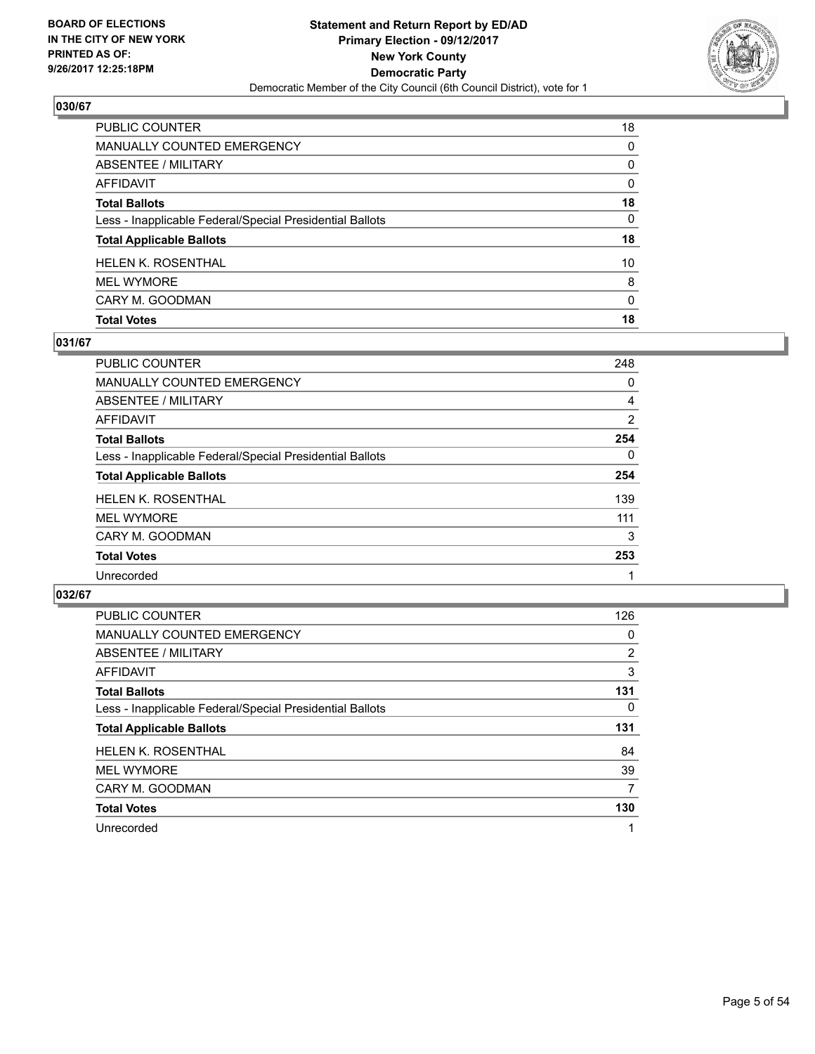## 030/67

| | |
|---|---|
| PUBLIC COUNTER | 18 |
| MANUALLY COUNTED EMERGENCY | 0 |
| ABSENTEE / MILITARY | 0 |
| AFFIDAVIT | 0 |
| **Total Ballots** | **18** |
| Less - Inapplicable Federal/Special Presidential Ballots | 0 |
| **Total Applicable Ballots** | **18** |
| HELEN K. ROSENTHAL | 10 |
| MEL WYMORE | 8 |
| CARY M. GOODMAN | 0 |
| **Total Votes** | **18** |

## 031/67

| | |
|---|---|
| PUBLIC COUNTER | 248 |
| MANUALLY COUNTED EMERGENCY | 0 |
| ABSENTEE / MILITARY | 4 |
| AFFIDAVIT | 2 |
| **Total Ballots** | **254** |
| Less - Inapplicable Federal/Special Presidential Ballots | 0 |
| **Total Applicable Ballots** | **254** |
| HELEN K. ROSENTHAL | 139 |
| MEL WYMORE | 111 |
| CARY M. GOODMAN | 3 |
| **Total Votes** | **253** |
| Unrecorded | 1 |

## 032/67

| | |
|---|---|
| PUBLIC COUNTER | 126 |
| MANUALLY COUNTED EMERGENCY | 0 |
| ABSENTEE / MILITARY | 2 |
| AFFIDAVIT | 3 |
| **Total Ballots** | **131** |
| Less - Inapplicable Federal/Special Presidential Ballots | 0 |
| **Total Applicable Ballots** | **131** |
| HELEN K. ROSENTHAL | 84 |
| MEL WYMORE | 39 |
| CARY M. GOODMAN | 7 |
| **Total Votes** | **130** |
| Unrecorded | 1 |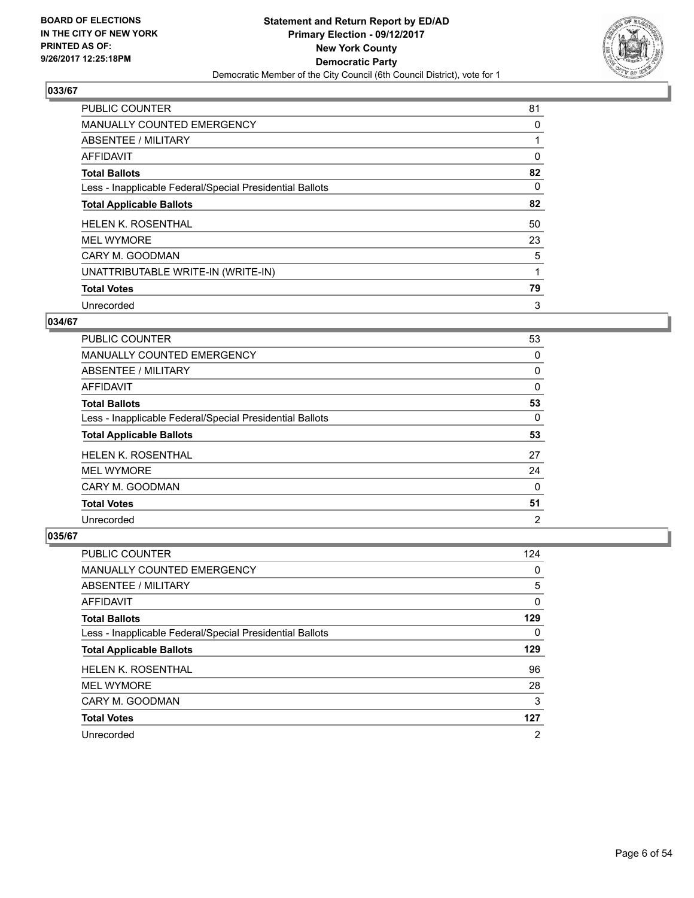**BOARD OF ELECTIONS IN THE CITY OF NEW YORK PRINTED AS OF: 9/26/2017 12:25:18PM**

**Statement and Return Report by ED/AD**
**Primary Election - 09/12/2017**
**New York County**
**Democratic Party**
Democratic Member of the City Council (6th Council District), vote for 1

## 033/67

| | |
|---|---|
| PUBLIC COUNTER | 81 |
| MANUALLY COUNTED EMERGENCY | 0 |
| ABSENTEE / MILITARY | 1 |
| AFFIDAVIT | 0 |
| **Total Ballots** | **82** |
| Less - Inapplicable Federal/Special Presidential Ballots | 0 |
| **Total Applicable Ballots** | **82** |
| HELEN K. ROSENTHAL | 50 |
| MEL WYMORE | 23 |
| CARY M. GOODMAN | 5 |
| UNATTRIBUTABLE WRITE-IN (WRITE-IN) | 1 |
| **Total Votes** | **79** |
| Unrecorded | 3 |

## 034/67

| | |
|---|---|
| PUBLIC COUNTER | 53 |
| MANUALLY COUNTED EMERGENCY | 0 |
| ABSENTEE / MILITARY | 0 |
| AFFIDAVIT | 0 |
| **Total Ballots** | **53** |
| Less - Inapplicable Federal/Special Presidential Ballots | 0 |
| **Total Applicable Ballots** | **53** |
| HELEN K. ROSENTHAL | 27 |
| MEL WYMORE | 24 |
| CARY M. GOODMAN | 0 |
| **Total Votes** | **51** |
| Unrecorded | 2 |

## 035/67

| | |
|---|---|
| PUBLIC COUNTER | 124 |
| MANUALLY COUNTED EMERGENCY | 0 |
| ABSENTEE / MILITARY | 5 |
| AFFIDAVIT | 0 |
| **Total Ballots** | **129** |
| Less - Inapplicable Federal/Special Presidential Ballots | 0 |
| **Total Applicable Ballots** | **129** |
| HELEN K. ROSENTHAL | 96 |
| MEL WYMORE | 28 |
| CARY M. GOODMAN | 3 |
| **Total Votes** | **127** |
| Unrecorded | 2 |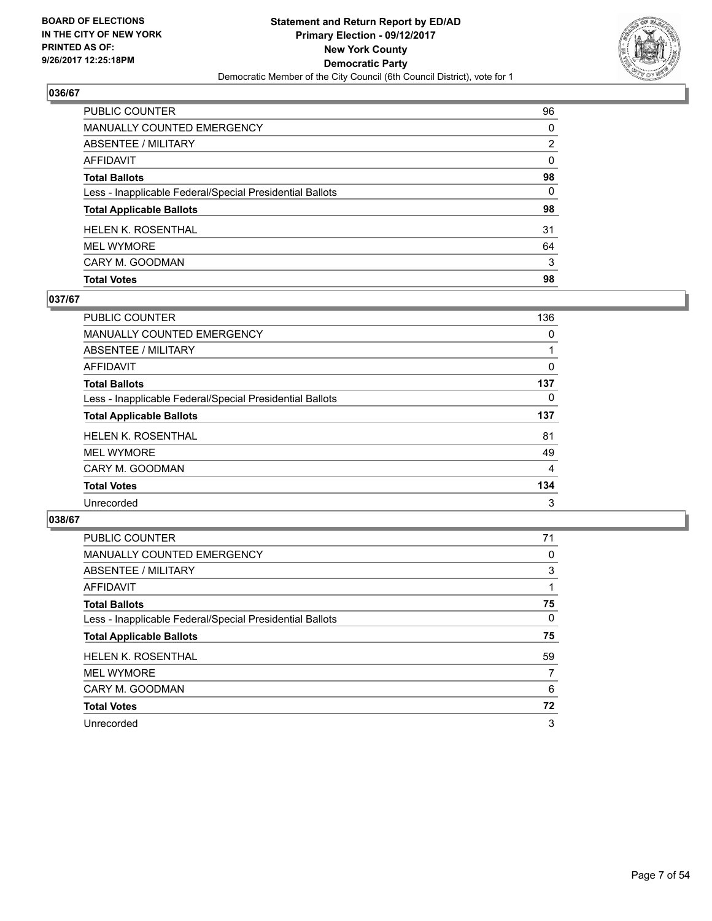BOARD OF ELECTIONS
IN THE CITY OF NEW YORK
PRINTED AS OF:
9/26/2017 12:25:18PM

**Statement and Return Report by ED/AD**
**Primary Election - 09/12/2017**
**New York County**
**Democratic Party**
Democratic Member of the City Council (6th Council District), vote for 1

### 036/67

| | |
|---|---|
| PUBLIC COUNTER | 96 |
| MANUALLY COUNTED EMERGENCY | 0 |
| ABSENTEE / MILITARY | 2 |
| AFFIDAVIT | 0 |
| **Total Ballots** | **98** |
| Less - Inapplicable Federal/Special Presidential Ballots | 0 |
| **Total Applicable Ballots** | **98** |
| HELEN K. ROSENTHAL | 31 |
| MEL WYMORE | 64 |
| CARY M. GOODMAN | 3 |
| **Total Votes** | **98** |

### 037/67

| | |
|---|---|
| PUBLIC COUNTER | 136 |
| MANUALLY COUNTED EMERGENCY | 0 |
| ABSENTEE / MILITARY | 1 |
| AFFIDAVIT | 0 |
| **Total Ballots** | **137** |
| Less - Inapplicable Federal/Special Presidential Ballots | 0 |
| **Total Applicable Ballots** | **137** |
| HELEN K. ROSENTHAL | 81 |
| MEL WYMORE | 49 |
| CARY M. GOODMAN | 4 |
| **Total Votes** | **134** |
| Unrecorded | 3 |

### 038/67

| | |
|---|---|
| PUBLIC COUNTER | 71 |
| MANUALLY COUNTED EMERGENCY | 0 |
| ABSENTEE / MILITARY | 3 |
| AFFIDAVIT | 1 |
| **Total Ballots** | **75** |
| Less - Inapplicable Federal/Special Presidential Ballots | 0 |
| **Total Applicable Ballots** | **75** |
| HELEN K. ROSENTHAL | 59 |
| MEL WYMORE | 7 |
| CARY M. GOODMAN | 6 |
| **Total Votes** | **72** |
| Unrecorded | 3 |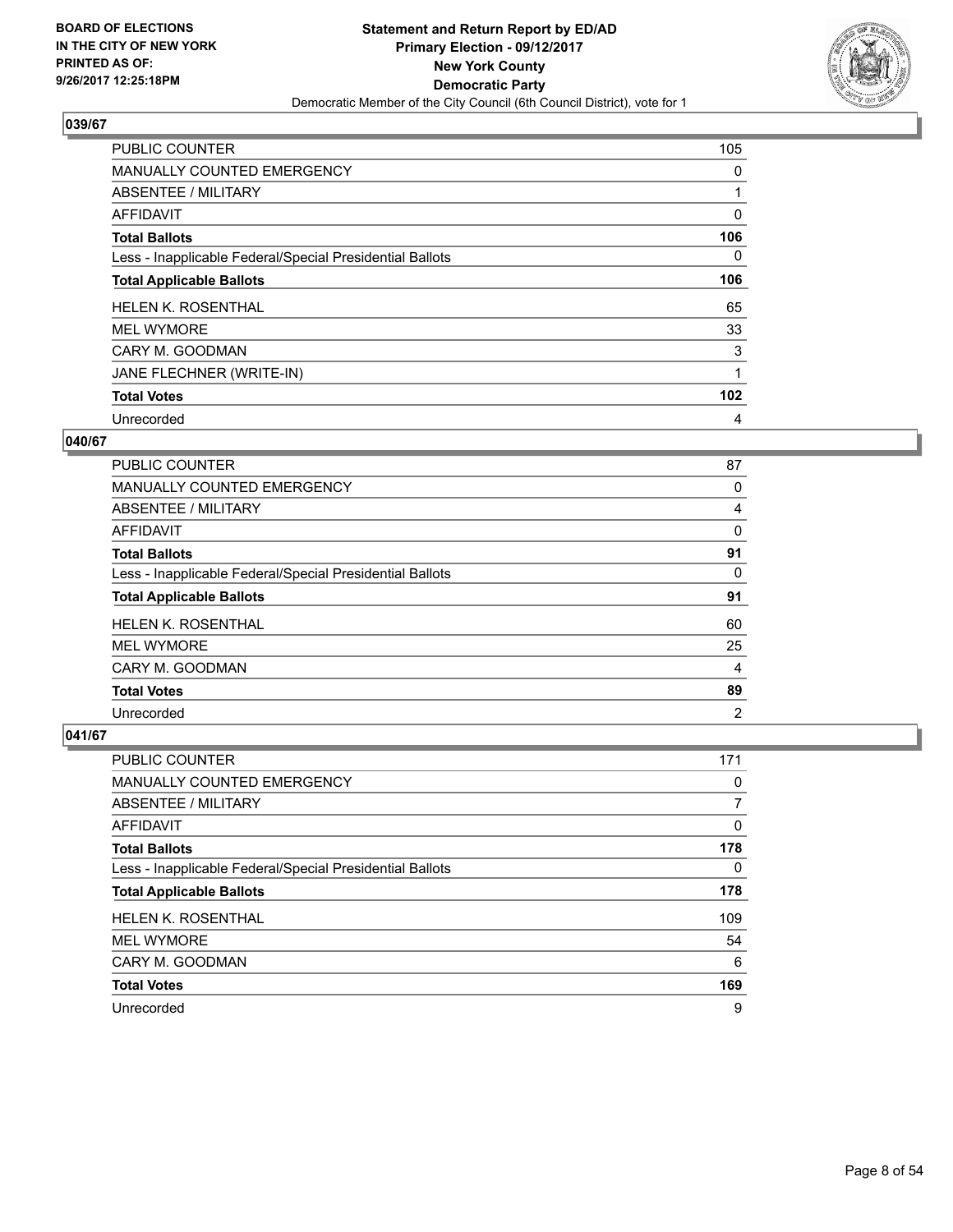**BOARD OF ELECTIONS IN THE CITY OF NEW YORK PRINTED AS OF: 9/26/2017 12:25:18PM**

**Statement and Return Report by ED/AD**
**Primary Election - 09/12/2017**
**New York County**
**Democratic Party**
Democratic Member of the City Council (6th Council District), vote for 1

### 039/67

| | |
|---|---|
| PUBLIC COUNTER | 105 |
| MANUALLY COUNTED EMERGENCY | 0 |
| ABSENTEE / MILITARY | 1 |
| AFFIDAVIT | 0 |
| **Total Ballots** | **106** |
| Less - Inapplicable Federal/Special Presidential Ballots | 0 |
| **Total Applicable Ballots** | **106** |
| HELEN K. ROSENTHAL | 65 |
| MEL WYMORE | 33 |
| CARY M. GOODMAN | 3 |
| JANE FLECHNER (WRITE-IN) | 1 |
| **Total Votes** | **102** |
| Unrecorded | 4 |

### 040/67

| | |
|---|---|
| PUBLIC COUNTER | 87 |
| MANUALLY COUNTED EMERGENCY | 0 |
| ABSENTEE / MILITARY | 4 |
| AFFIDAVIT | 0 |
| **Total Ballots** | **91** |
| Less - Inapplicable Federal/Special Presidential Ballots | 0 |
| **Total Applicable Ballots** | **91** |
| HELEN K. ROSENTHAL | 60 |
| MEL WYMORE | 25 |
| CARY M. GOODMAN | 4 |
| **Total Votes** | **89** |
| Unrecorded | 2 |

### 041/67

| | |
|---|---|
| PUBLIC COUNTER | 171 |
| MANUALLY COUNTED EMERGENCY | 0 |
| ABSENTEE / MILITARY | 7 |
| AFFIDAVIT | 0 |
| **Total Ballots** | **178** |
| Less - Inapplicable Federal/Special Presidential Ballots | 0 |
| **Total Applicable Ballots** | **178** |
| HELEN K. ROSENTHAL | 109 |
| MEL WYMORE | 54 |
| CARY M. GOODMAN | 6 |
| **Total Votes** | **169** |
| Unrecorded | 9 |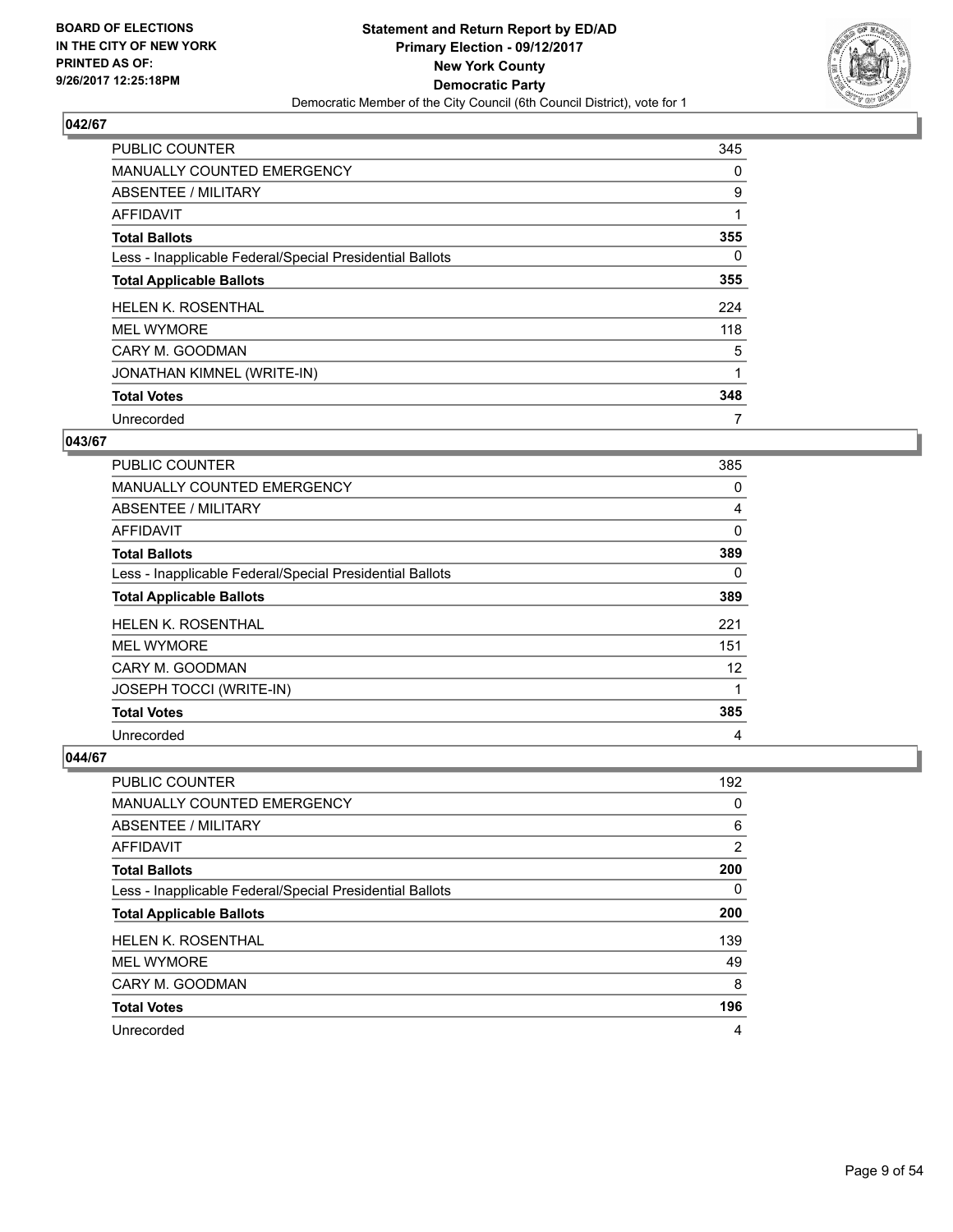BOARD OF ELECTIONS
IN THE CITY OF NEW YORK
PRINTED AS OF:
9/26/2017 12:25:18PM

**Statement and Return Report by ED/AD**
**Primary Election - 09/12/2017**
**New York County**
**Democratic Party**
Democratic Member of the City Council (6th Council District), vote for 1

### 042/67

| | |
|---|---|
| PUBLIC COUNTER | 345 |
| MANUALLY COUNTED EMERGENCY | 0 |
| ABSENTEE / MILITARY | 9 |
| AFFIDAVIT | 1 |
| **Total Ballots** | **355** |
| Less - Inapplicable Federal/Special Presidential Ballots | 0 |
| **Total Applicable Ballots** | **355** |
| HELEN K. ROSENTHAL | 224 |
| MEL WYMORE | 118 |
| CARY M. GOODMAN | 5 |
| JONATHAN KIMNEL (WRITE-IN) | 1 |
| **Total Votes** | **348** |
| Unrecorded | 7 |

### 043/67

| | |
|---|---|
| PUBLIC COUNTER | 385 |
| MANUALLY COUNTED EMERGENCY | 0 |
| ABSENTEE / MILITARY | 4 |
| AFFIDAVIT | 0 |
| **Total Ballots** | **389** |
| Less - Inapplicable Federal/Special Presidential Ballots | 0 |
| **Total Applicable Ballots** | **389** |
| HELEN K. ROSENTHAL | 221 |
| MEL WYMORE | 151 |
| CARY M. GOODMAN | 12 |
| JOSEPH TOCCI (WRITE-IN) | 1 |
| **Total Votes** | **385** |
| Unrecorded | 4 |

### 044/67

| | |
|---|---|
| PUBLIC COUNTER | 192 |
| MANUALLY COUNTED EMERGENCY | 0 |
| ABSENTEE / MILITARY | 6 |
| AFFIDAVIT | 2 |
| **Total Ballots** | **200** |
| Less - Inapplicable Federal/Special Presidential Ballots | 0 |
| **Total Applicable Ballots** | **200** |
| HELEN K. ROSENTHAL | 139 |
| MEL WYMORE | 49 |
| CARY M. GOODMAN | 8 |
| **Total Votes** | **196** |
| Unrecorded | 4 |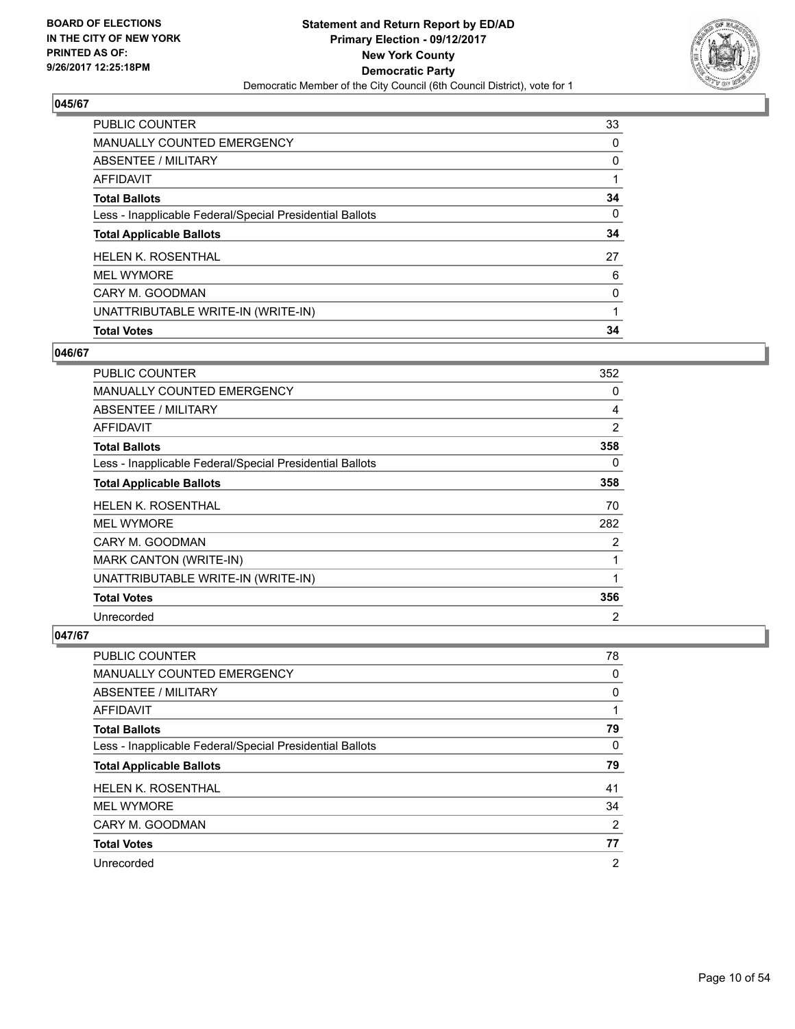BOARD OF ELECTIONS
IN THE CITY OF NEW YORK
PRINTED AS OF:
9/26/2017 12:25:18PM

**Statement and Return Report by ED/AD**
**Primary Election - 09/12/2017**
**New York County**
**Democratic Party**
Democratic Member of the City Council (6th Council District), vote for 1

### 045/67

| | |
|---|---|
| PUBLIC COUNTER | 33 |
| MANUALLY COUNTED EMERGENCY | 0 |
| ABSENTEE / MILITARY | 0 |
| AFFIDAVIT | 1 |
| **Total Ballots** | **34** |
| Less - Inapplicable Federal/Special Presidential Ballots | 0 |
| **Total Applicable Ballots** | **34** |
| HELEN K. ROSENTHAL | 27 |
| MEL WYMORE | 6 |
| CARY M. GOODMAN | 0 |
| UNATTRIBUTABLE WRITE-IN (WRITE-IN) | 1 |
| **Total Votes** | **34** |

### 046/67

| | |
|---|---|
| PUBLIC COUNTER | 352 |
| MANUALLY COUNTED EMERGENCY | 0 |
| ABSENTEE / MILITARY | 4 |
| AFFIDAVIT | 2 |
| **Total Ballots** | **358** |
| Less - Inapplicable Federal/Special Presidential Ballots | 0 |
| **Total Applicable Ballots** | **358** |
| HELEN K. ROSENTHAL | 70 |
| MEL WYMORE | 282 |
| CARY M. GOODMAN | 2 |
| MARK CANTON (WRITE-IN) | 1 |
| UNATTRIBUTABLE WRITE-IN (WRITE-IN) | 1 |
| **Total Votes** | **356** |
| Unrecorded | 2 |

### 047/67

| | |
|---|---|
| PUBLIC COUNTER | 78 |
| MANUALLY COUNTED EMERGENCY | 0 |
| ABSENTEE / MILITARY | 0 |
| AFFIDAVIT | 1 |
| **Total Ballots** | **79** |
| Less - Inapplicable Federal/Special Presidential Ballots | 0 |
| **Total Applicable Ballots** | **79** |
| HELEN K. ROSENTHAL | 41 |
| MEL WYMORE | 34 |
| CARY M. GOODMAN | 2 |
| **Total Votes** | **77** |
| Unrecorded | 2 |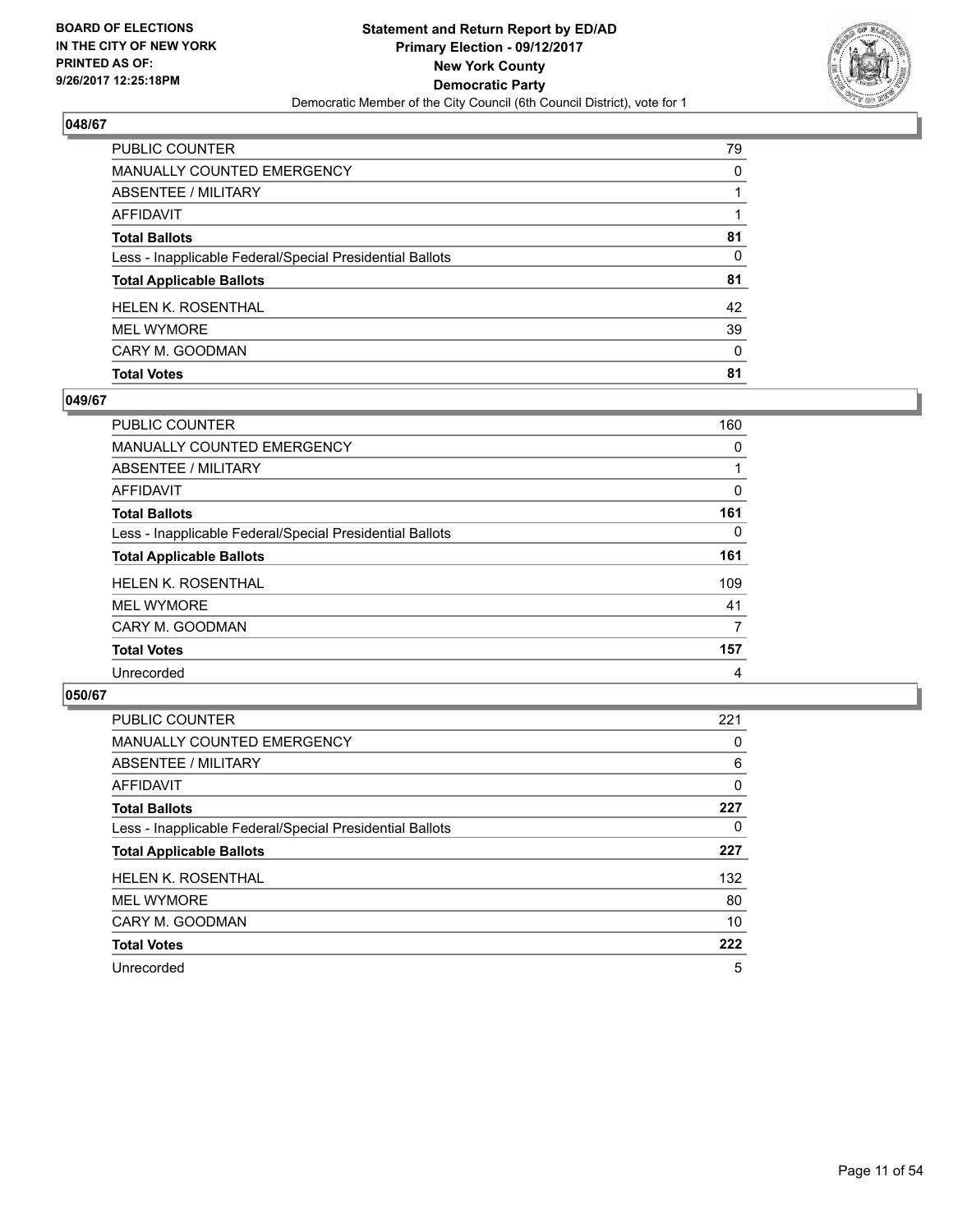## 048/67

| | |
|---|---|
| PUBLIC COUNTER | 79 |
| MANUALLY COUNTED EMERGENCY | 0 |
| ABSENTEE / MILITARY | 1 |
| AFFIDAVIT | 1 |
| **Total Ballots** | **81** |
| Less - Inapplicable Federal/Special Presidential Ballots | 0 |
| **Total Applicable Ballots** | **81** |
| HELEN K. ROSENTHAL | 42 |
| MEL WYMORE | 39 |
| CARY M. GOODMAN | 0 |
| **Total Votes** | **81** |

## 049/67

| | |
|---|---|
| PUBLIC COUNTER | 160 |
| MANUALLY COUNTED EMERGENCY | 0 |
| ABSENTEE / MILITARY | 1 |
| AFFIDAVIT | 0 |
| **Total Ballots** | **161** |
| Less - Inapplicable Federal/Special Presidential Ballots | 0 |
| **Total Applicable Ballots** | **161** |
| HELEN K. ROSENTHAL | 109 |
| MEL WYMORE | 41 |
| CARY M. GOODMAN | 7 |
| **Total Votes** | **157** |
| Unrecorded | 4 |

## 050/67

| | |
|---|---|
| PUBLIC COUNTER | 221 |
| MANUALLY COUNTED EMERGENCY | 0 |
| ABSENTEE / MILITARY | 6 |
| AFFIDAVIT | 0 |
| **Total Ballots** | **227** |
| Less - Inapplicable Federal/Special Presidential Ballots | 0 |
| **Total Applicable Ballots** | **227** |
| HELEN K. ROSENTHAL | 132 |
| MEL WYMORE | 80 |
| CARY M. GOODMAN | 10 |
| **Total Votes** | **222** |
| Unrecorded | 5 |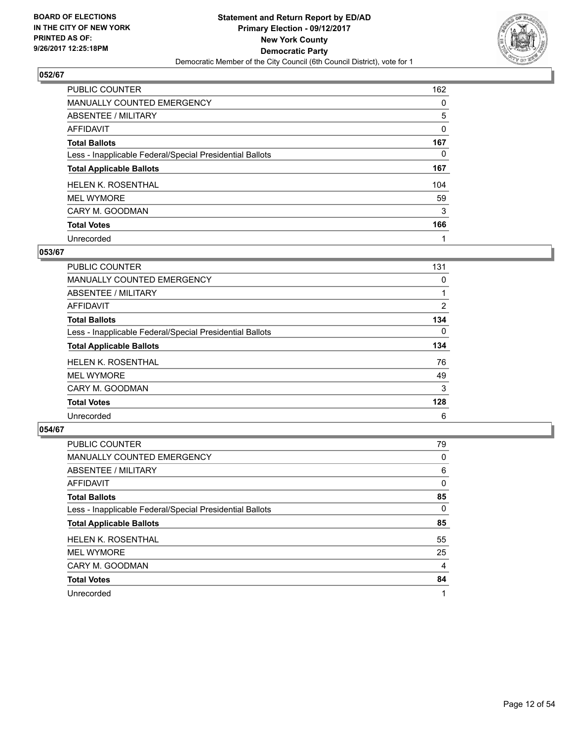BOARD OF ELECTIONS
IN THE CITY OF NEW YORK
PRINTED AS OF:
9/26/2017 12:25:18PM

**Statement and Return Report by ED/AD**
**Primary Election - 09/12/2017**
**New York County**
**Democratic Party**
Democratic Member of the City Council (6th Council District), vote for 1

### 052/67

| | |
|---|---|
| PUBLIC COUNTER | 162 |
| MANUALLY COUNTED EMERGENCY | 0 |
| ABSENTEE / MILITARY | 5 |
| AFFIDAVIT | 0 |
| **Total Ballots** | **167** |
| Less - Inapplicable Federal/Special Presidential Ballots | 0 |
| **Total Applicable Ballots** | **167** |
| HELEN K. ROSENTHAL | 104 |
| MEL WYMORE | 59 |
| CARY M. GOODMAN | 3 |
| **Total Votes** | **166** |
| Unrecorded | 1 |

### 053/67

| | |
|---|---|
| PUBLIC COUNTER | 131 |
| MANUALLY COUNTED EMERGENCY | 0 |
| ABSENTEE / MILITARY | 1 |
| AFFIDAVIT | 2 |
| **Total Ballots** | **134** |
| Less - Inapplicable Federal/Special Presidential Ballots | 0 |
| **Total Applicable Ballots** | **134** |
| HELEN K. ROSENTHAL | 76 |
| MEL WYMORE | 49 |
| CARY M. GOODMAN | 3 |
| **Total Votes** | **128** |
| Unrecorded | 6 |

### 054/67

| | |
|---|---|
| PUBLIC COUNTER | 79 |
| MANUALLY COUNTED EMERGENCY | 0 |
| ABSENTEE / MILITARY | 6 |
| AFFIDAVIT | 0 |
| **Total Ballots** | **85** |
| Less - Inapplicable Federal/Special Presidential Ballots | 0 |
| **Total Applicable Ballots** | **85** |
| HELEN K. ROSENTHAL | 55 |
| MEL WYMORE | 25 |
| CARY M. GOODMAN | 4 |
| **Total Votes** | **84** |
| Unrecorded | 1 |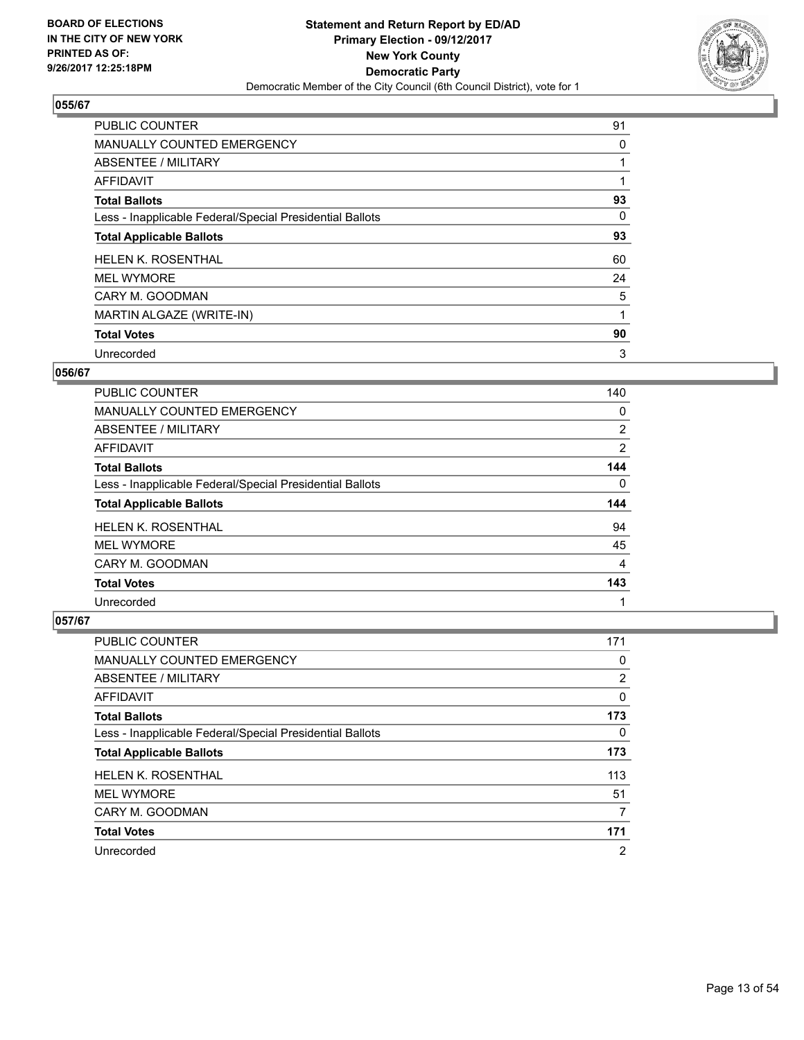**BOARD OF ELECTIONS IN THE CITY OF NEW YORK PRINTED AS OF: 9/26/2017 12:25:18PM**

**Statement and Return Report by ED/AD**
**Primary Election - 09/12/2017**
**New York County**
**Democratic Party**
Democratic Member of the City Council (6th Council District), vote for 1

### 055/67

| | |
|---|---|
| PUBLIC COUNTER | 91 |
| MANUALLY COUNTED EMERGENCY | 0 |
| ABSENTEE / MILITARY | 1 |
| AFFIDAVIT | 1 |
| **Total Ballots** | **93** |
| Less - Inapplicable Federal/Special Presidential Ballots | 0 |
| **Total Applicable Ballots** | **93** |
| HELEN K. ROSENTHAL | 60 |
| MEL WYMORE | 24 |
| CARY M. GOODMAN | 5 |
| MARTIN ALGAZE (WRITE-IN) | 1 |
| **Total Votes** | **90** |
| Unrecorded | 3 |

### 056/67

| | |
|---|---|
| PUBLIC COUNTER | 140 |
| MANUALLY COUNTED EMERGENCY | 0 |
| ABSENTEE / MILITARY | 2 |
| AFFIDAVIT | 2 |
| **Total Ballots** | **144** |
| Less - Inapplicable Federal/Special Presidential Ballots | 0 |
| **Total Applicable Ballots** | **144** |
| HELEN K. ROSENTHAL | 94 |
| MEL WYMORE | 45 |
| CARY M. GOODMAN | 4 |
| **Total Votes** | **143** |
| Unrecorded | 1 |

### 057/67

| | |
|---|---|
| PUBLIC COUNTER | 171 |
| MANUALLY COUNTED EMERGENCY | 0 |
| ABSENTEE / MILITARY | 2 |
| AFFIDAVIT | 0 |
| **Total Ballots** | **173** |
| Less - Inapplicable Federal/Special Presidential Ballots | 0 |
| **Total Applicable Ballots** | **173** |
| HELEN K. ROSENTHAL | 113 |
| MEL WYMORE | 51 |
| CARY M. GOODMAN | 7 |
| **Total Votes** | **171** |
| Unrecorded | 2 |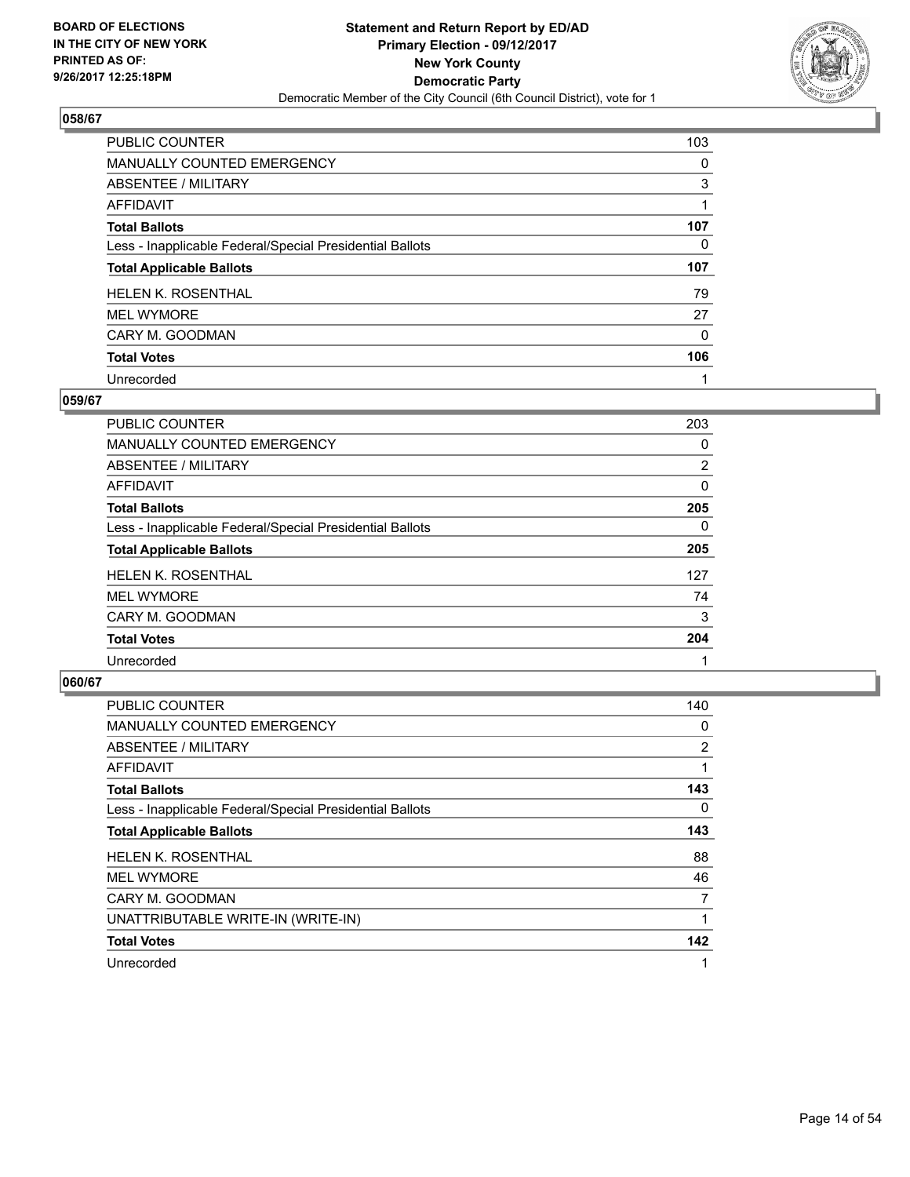BOARD OF ELECTIONS
IN THE CITY OF NEW YORK
PRINTED AS OF:
9/26/2017 12:25:18PM

**Statement and Return Report by ED/AD**
**Primary Election - 09/12/2017**
**New York County**
**Democratic Party**
Democratic Member of the City Council (6th Council District), vote for 1

### 058/67

| | |
|---|---|
| PUBLIC COUNTER | 103 |
| MANUALLY COUNTED EMERGENCY | 0 |
| ABSENTEE / MILITARY | 3 |
| AFFIDAVIT | 1 |
| **Total Ballots** | **107** |
| Less - Inapplicable Federal/Special Presidential Ballots | 0 |
| **Total Applicable Ballots** | **107** |
| HELEN K. ROSENTHAL | 79 |
| MEL WYMORE | 27 |
| CARY M. GOODMAN | 0 |
| **Total Votes** | **106** |
| Unrecorded | 1 |

### 059/67

| | |
|---|---|
| PUBLIC COUNTER | 203 |
| MANUALLY COUNTED EMERGENCY | 0 |
| ABSENTEE / MILITARY | 2 |
| AFFIDAVIT | 0 |
| **Total Ballots** | **205** |
| Less - Inapplicable Federal/Special Presidential Ballots | 0 |
| **Total Applicable Ballots** | **205** |
| HELEN K. ROSENTHAL | 127 |
| MEL WYMORE | 74 |
| CARY M. GOODMAN | 3 |
| **Total Votes** | **204** |
| Unrecorded | 1 |

### 060/67

| | |
|---|---|
| PUBLIC COUNTER | 140 |
| MANUALLY COUNTED EMERGENCY | 0 |
| ABSENTEE / MILITARY | 2 |
| AFFIDAVIT | 1 |
| **Total Ballots** | **143** |
| Less - Inapplicable Federal/Special Presidential Ballots | 0 |
| **Total Applicable Ballots** | **143** |
| HELEN K. ROSENTHAL | 88 |
| MEL WYMORE | 46 |
| CARY M. GOODMAN | 7 |
| UNATTRIBUTABLE WRITE-IN (WRITE-IN) | 1 |
| **Total Votes** | **142** |
| Unrecorded | 1 |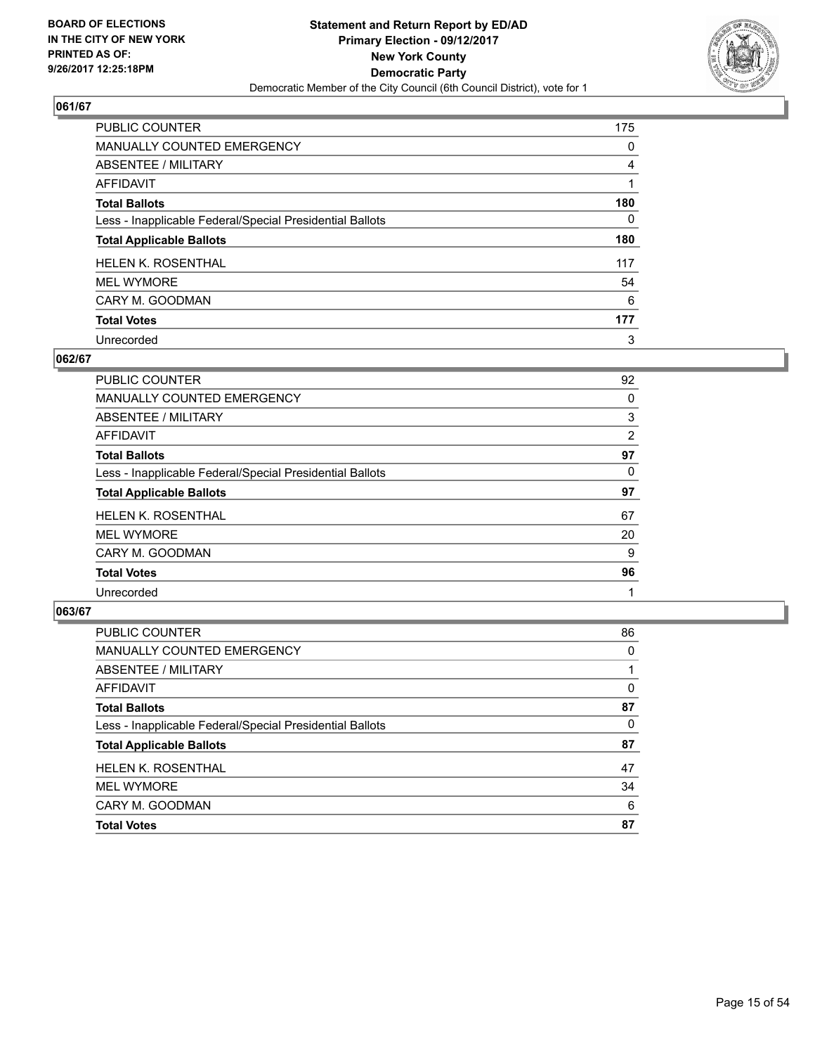BOARD OF ELECTIONS
IN THE CITY OF NEW YORK
PRINTED AS OF:
9/26/2017 12:25:18PM

**Statement and Return Report by ED/AD**
**Primary Election - 09/12/2017**
**New York County**
**Democratic Party**
Democratic Member of the City Council (6th Council District), vote for 1

### 061/67

| | |
|---|---|
| PUBLIC COUNTER | 175 |
| MANUALLY COUNTED EMERGENCY | 0 |
| ABSENTEE / MILITARY | 4 |
| AFFIDAVIT | 1 |
| **Total Ballots** | **180** |
| Less - Inapplicable Federal/Special Presidential Ballots | 0 |
| **Total Applicable Ballots** | **180** |
| HELEN K. ROSENTHAL | 117 |
| MEL WYMORE | 54 |
| CARY M. GOODMAN | 6 |
| **Total Votes** | **177** |
| Unrecorded | 3 |

### 062/67

| | |
|---|---|
| PUBLIC COUNTER | 92 |
| MANUALLY COUNTED EMERGENCY | 0 |
| ABSENTEE / MILITARY | 3 |
| AFFIDAVIT | 2 |
| **Total Ballots** | **97** |
| Less - Inapplicable Federal/Special Presidential Ballots | 0 |
| **Total Applicable Ballots** | **97** |
| HELEN K. ROSENTHAL | 67 |
| MEL WYMORE | 20 |
| CARY M. GOODMAN | 9 |
| **Total Votes** | **96** |
| Unrecorded | 1 |

### 063/67

| | |
|---|---|
| PUBLIC COUNTER | 86 |
| MANUALLY COUNTED EMERGENCY | 0 |
| ABSENTEE / MILITARY | 1 |
| AFFIDAVIT | 0 |
| **Total Ballots** | **87** |
| Less - Inapplicable Federal/Special Presidential Ballots | 0 |
| **Total Applicable Ballots** | **87** |
| HELEN K. ROSENTHAL | 47 |
| MEL WYMORE | 34 |
| CARY M. GOODMAN | 6 |
| **Total Votes** | **87** |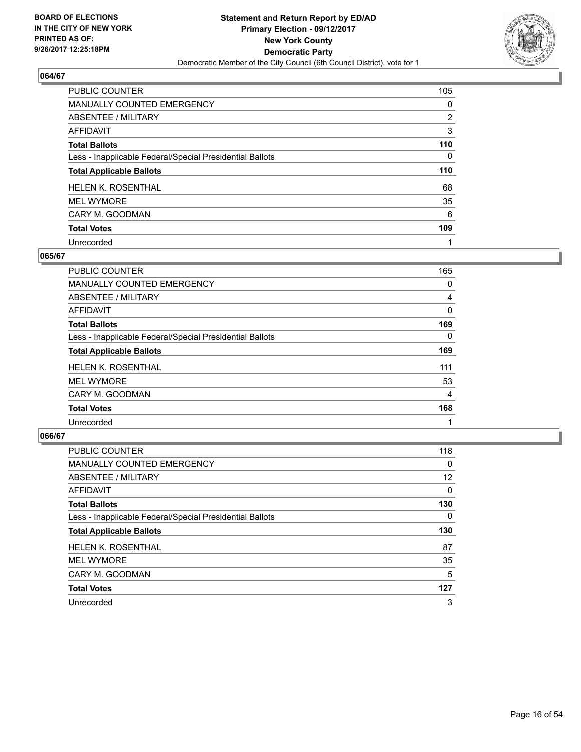**BOARD OF ELECTIONS IN THE CITY OF NEW YORK PRINTED AS OF: 9/26/2017 12:25:18PM**

**Statement and Return Report by ED/AD Primary Election - 09/12/2017 New York County Democratic Party**

Democratic Member of the City Council (6th Council District), vote for 1

## 064/67

| | |
|---|---|
| PUBLIC COUNTER | 105 |
| MANUALLY COUNTED EMERGENCY | 0 |
| ABSENTEE / MILITARY | 2 |
| AFFIDAVIT | 3 |
| **Total Ballots** | **110** |
| Less - Inapplicable Federal/Special Presidential Ballots | 0 |
| **Total Applicable Ballots** | **110** |
| HELEN K. ROSENTHAL | 68 |
| MEL WYMORE | 35 |
| CARY M. GOODMAN | 6 |
| **Total Votes** | **109** |
| Unrecorded | 1 |

## 065/67

| | |
|---|---|
| PUBLIC COUNTER | 165 |
| MANUALLY COUNTED EMERGENCY | 0 |
| ABSENTEE / MILITARY | 4 |
| AFFIDAVIT | 0 |
| **Total Ballots** | **169** |
| Less - Inapplicable Federal/Special Presidential Ballots | 0 |
| **Total Applicable Ballots** | **169** |
| HELEN K. ROSENTHAL | 111 |
| MEL WYMORE | 53 |
| CARY M. GOODMAN | 4 |
| **Total Votes** | **168** |
| Unrecorded | 1 |

## 066/67

| | |
|---|---|
| PUBLIC COUNTER | 118 |
| MANUALLY COUNTED EMERGENCY | 0 |
| ABSENTEE / MILITARY | 12 |
| AFFIDAVIT | 0 |
| **Total Ballots** | **130** |
| Less - Inapplicable Federal/Special Presidential Ballots | 0 |
| **Total Applicable Ballots** | **130** |
| HELEN K. ROSENTHAL | 87 |
| MEL WYMORE | 35 |
| CARY M. GOODMAN | 5 |
| **Total Votes** | **127** |
| Unrecorded | 3 |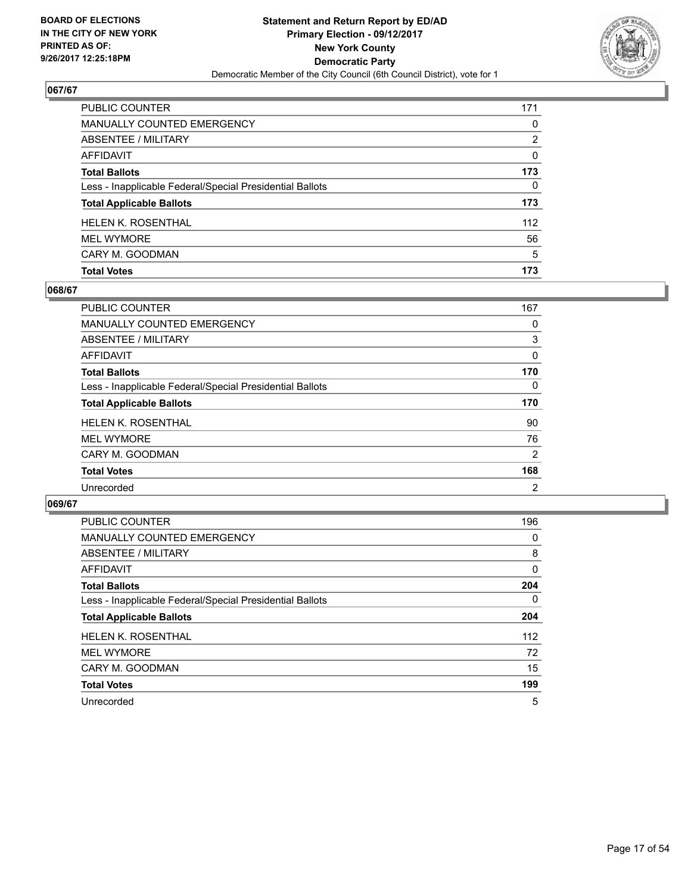BOARD OF ELECTIONS
IN THE CITY OF NEW YORK
PRINTED AS OF:
9/26/2017 12:25:18PM

**Statement and Return Report by ED/AD**
**Primary Election - 09/12/2017**
**New York County**
**Democratic Party**
Democratic Member of the City Council (6th Council District), vote for 1

## 067/67

| | |
|---|---|
| PUBLIC COUNTER | 171 |
| MANUALLY COUNTED EMERGENCY | 0 |
| ABSENTEE / MILITARY | 2 |
| AFFIDAVIT | 0 |
| **Total Ballots** | **173** |
| Less - Inapplicable Federal/Special Presidential Ballots | 0 |
| **Total Applicable Ballots** | **173** |
| HELEN K. ROSENTHAL | 112 |
| MEL WYMORE | 56 |
| CARY M. GOODMAN | 5 |
| **Total Votes** | **173** |

## 068/67

| | |
|---|---|
| PUBLIC COUNTER | 167 |
| MANUALLY COUNTED EMERGENCY | 0 |
| ABSENTEE / MILITARY | 3 |
| AFFIDAVIT | 0 |
| **Total Ballots** | **170** |
| Less - Inapplicable Federal/Special Presidential Ballots | 0 |
| **Total Applicable Ballots** | **170** |
| HELEN K. ROSENTHAL | 90 |
| MEL WYMORE | 76 |
| CARY M. GOODMAN | 2 |
| **Total Votes** | **168** |
| Unrecorded | 2 |

## 069/67

| | |
|---|---|
| PUBLIC COUNTER | 196 |
| MANUALLY COUNTED EMERGENCY | 0 |
| ABSENTEE / MILITARY | 8 |
| AFFIDAVIT | 0 |
| **Total Ballots** | **204** |
| Less - Inapplicable Federal/Special Presidential Ballots | 0 |
| **Total Applicable Ballots** | **204** |
| HELEN K. ROSENTHAL | 112 |
| MEL WYMORE | 72 |
| CARY M. GOODMAN | 15 |
| **Total Votes** | **199** |
| Unrecorded | 5 |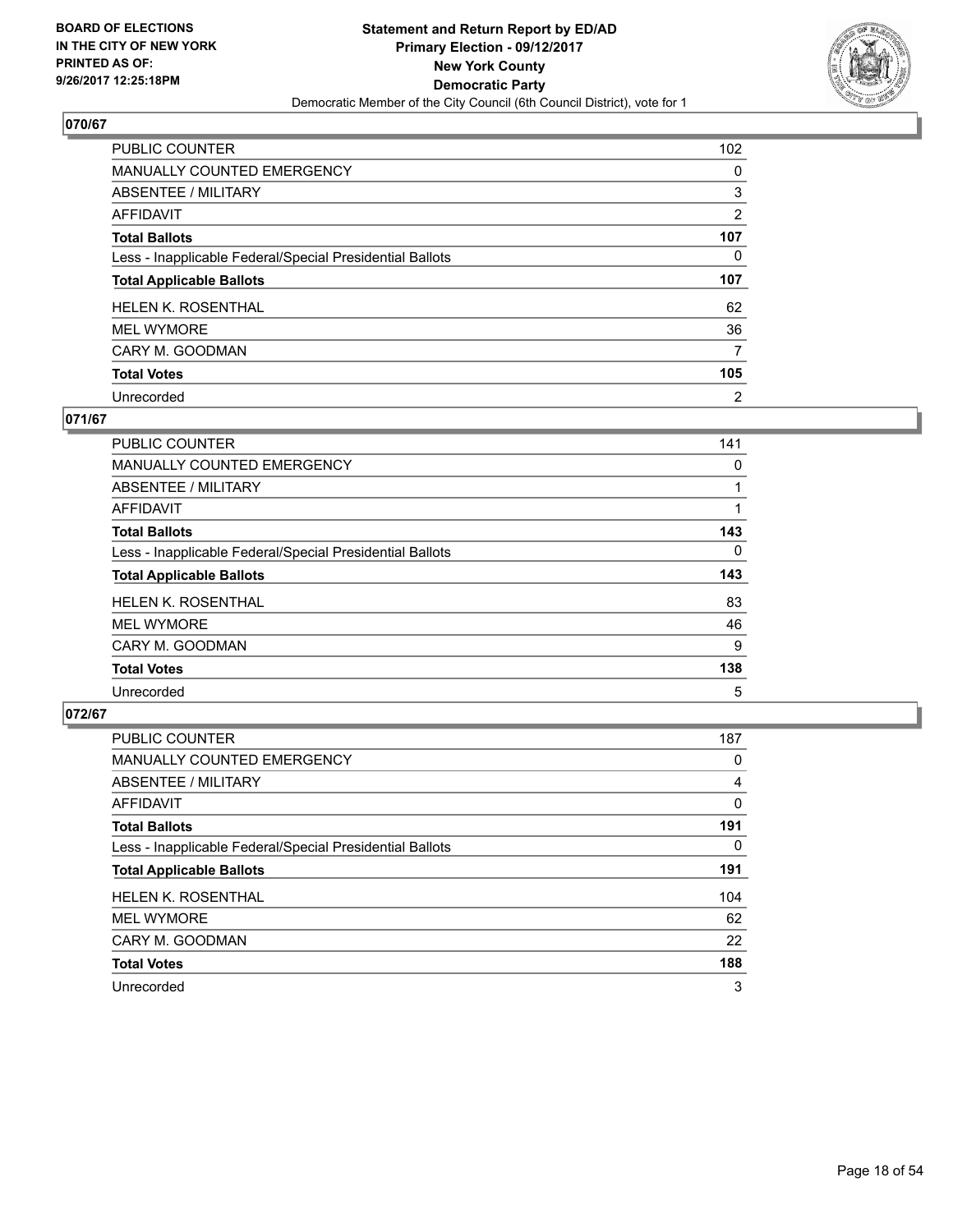**BOARD OF ELECTIONS IN THE CITY OF NEW YORK PRINTED AS OF: 9/26/2017 12:25:18PM**

**Statement and Return Report by ED/AD**
**Primary Election - 09/12/2017**
**New York County**
**Democratic Party**
Democratic Member of the City Council (6th Council District), vote for 1

## 070/67

| | |
|---|---|
| PUBLIC COUNTER | 102 |
| MANUALLY COUNTED EMERGENCY | 0 |
| ABSENTEE / MILITARY | 3 |
| AFFIDAVIT | 2 |
| **Total Ballots** | **107** |
| Less - Inapplicable Federal/Special Presidential Ballots | 0 |
| **Total Applicable Ballots** | **107** |
| HELEN K. ROSENTHAL | 62 |
| MEL WYMORE | 36 |
| CARY M. GOODMAN | 7 |
| **Total Votes** | **105** |
| Unrecorded | 2 |

## 071/67

| | |
|---|---|
| PUBLIC COUNTER | 141 |
| MANUALLY COUNTED EMERGENCY | 0 |
| ABSENTEE / MILITARY | 1 |
| AFFIDAVIT | 1 |
| **Total Ballots** | **143** |
| Less - Inapplicable Federal/Special Presidential Ballots | 0 |
| **Total Applicable Ballots** | **143** |
| HELEN K. ROSENTHAL | 83 |
| MEL WYMORE | 46 |
| CARY M. GOODMAN | 9 |
| **Total Votes** | **138** |
| Unrecorded | 5 |

## 072/67

| | |
|---|---|
| PUBLIC COUNTER | 187 |
| MANUALLY COUNTED EMERGENCY | 0 |
| ABSENTEE / MILITARY | 4 |
| AFFIDAVIT | 0 |
| **Total Ballots** | **191** |
| Less - Inapplicable Federal/Special Presidential Ballots | 0 |
| **Total Applicable Ballots** | **191** |
| HELEN K. ROSENTHAL | 104 |
| MEL WYMORE | 62 |
| CARY M. GOODMAN | 22 |
| **Total Votes** | **188** |
| Unrecorded | 3 |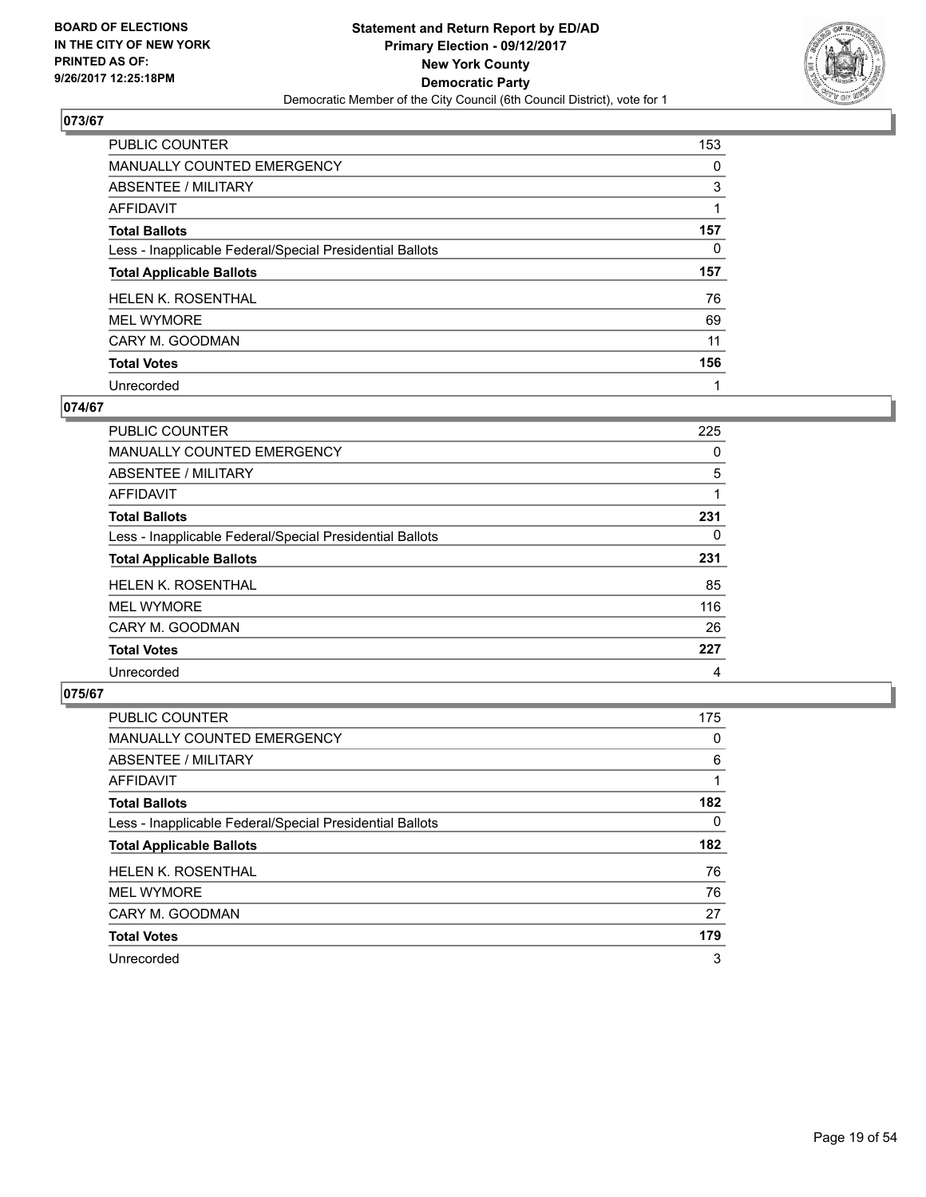**BOARD OF ELECTIONS IN THE CITY OF NEW YORK PRINTED AS OF: 9/26/2017 12:25:18PM**

**Statement and Return Report by ED/AD**
**Primary Election - 09/12/2017**
**New York County**
**Democratic Party**
Democratic Member of the City Council (6th Council District), vote for 1

## 073/67

| | |
|---|---|
| PUBLIC COUNTER | 153 |
| MANUALLY COUNTED EMERGENCY | 0 |
| ABSENTEE / MILITARY | 3 |
| AFFIDAVIT | 1 |
| **Total Ballots** | **157** |
| Less - Inapplicable Federal/Special Presidential Ballots | 0 |
| **Total Applicable Ballots** | **157** |
| HELEN K. ROSENTHAL | 76 |
| MEL WYMORE | 69 |
| CARY M. GOODMAN | 11 |
| **Total Votes** | **156** |
| Unrecorded | 1 |

## 074/67

| | |
|---|---|
| PUBLIC COUNTER | 225 |
| MANUALLY COUNTED EMERGENCY | 0 |
| ABSENTEE / MILITARY | 5 |
| AFFIDAVIT | 1 |
| **Total Ballots** | **231** |
| Less - Inapplicable Federal/Special Presidential Ballots | 0 |
| **Total Applicable Ballots** | **231** |
| HELEN K. ROSENTHAL | 85 |
| MEL WYMORE | 116 |
| CARY M. GOODMAN | 26 |
| **Total Votes** | **227** |
| Unrecorded | 4 |

## 075/67

| | |
|---|---|
| PUBLIC COUNTER | 175 |
| MANUALLY COUNTED EMERGENCY | 0 |
| ABSENTEE / MILITARY | 6 |
| AFFIDAVIT | 1 |
| **Total Ballots** | **182** |
| Less - Inapplicable Federal/Special Presidential Ballots | 0 |
| **Total Applicable Ballots** | **182** |
| HELEN K. ROSENTHAL | 76 |
| MEL WYMORE | 76 |
| CARY M. GOODMAN | 27 |
| **Total Votes** | **179** |
| Unrecorded | 3 |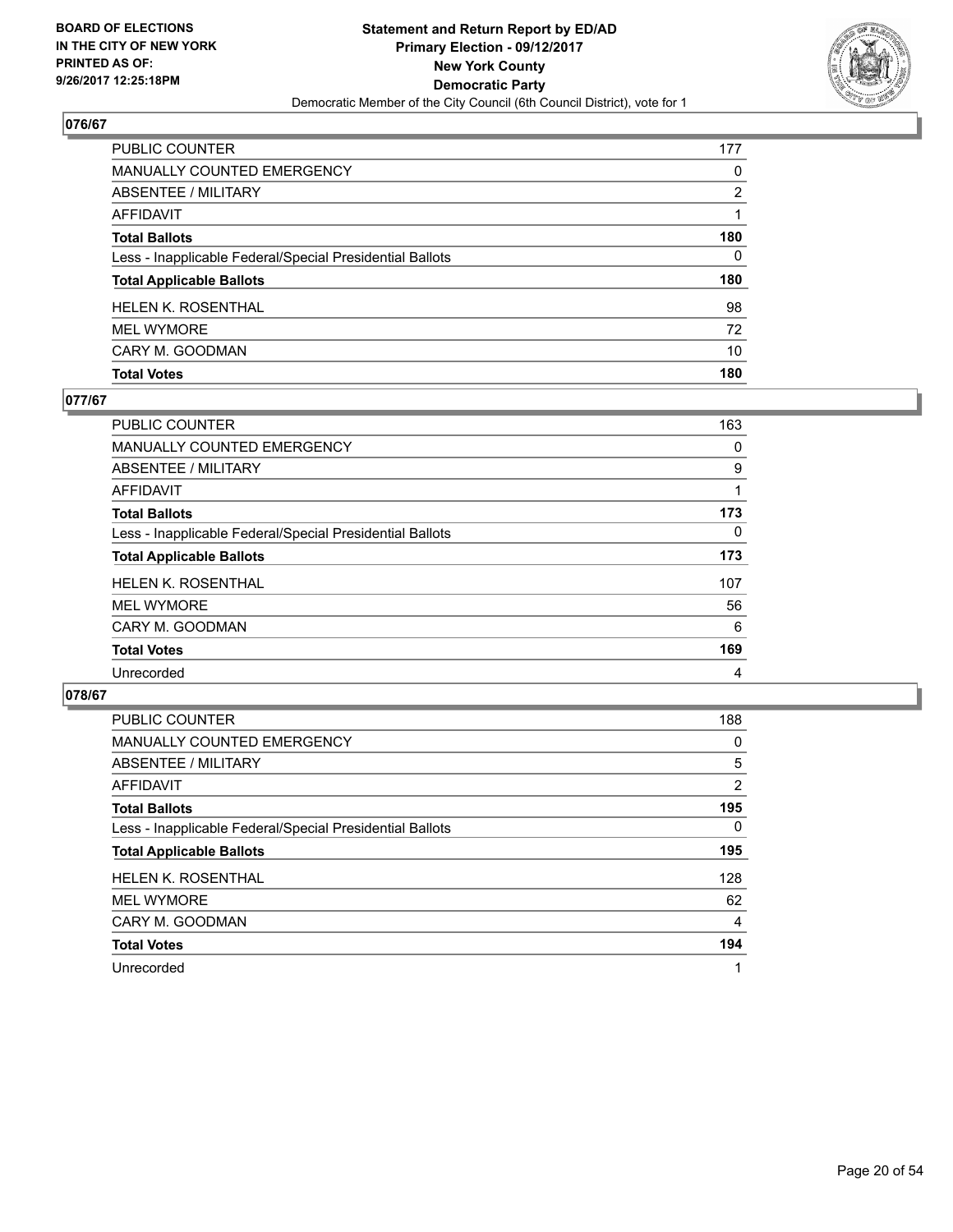**BOARD OF ELECTIONS IN THE CITY OF NEW YORK PRINTED AS OF: 9/26/2017 12:25:18PM**

**Statement and Return Report by ED/AD**
**Primary Election - 09/12/2017**
**New York County**
**Democratic Party**
Democratic Member of the City Council (6th Council District), vote for 1

## 076/67

| | |
|---|---|
| PUBLIC COUNTER | 177 |
| MANUALLY COUNTED EMERGENCY | 0 |
| ABSENTEE / MILITARY | 2 |
| AFFIDAVIT | 1 |
| **Total Ballots** | **180** |
| Less - Inapplicable Federal/Special Presidential Ballots | 0 |
| **Total Applicable Ballots** | **180** |
| HELEN K. ROSENTHAL | 98 |
| MEL WYMORE | 72 |
| CARY M. GOODMAN | 10 |
| **Total Votes** | **180** |

## 077/67

| | |
|---|---|
| PUBLIC COUNTER | 163 |
| MANUALLY COUNTED EMERGENCY | 0 |
| ABSENTEE / MILITARY | 9 |
| AFFIDAVIT | 1 |
| **Total Ballots** | **173** |
| Less - Inapplicable Federal/Special Presidential Ballots | 0 |
| **Total Applicable Ballots** | **173** |
| HELEN K. ROSENTHAL | 107 |
| MEL WYMORE | 56 |
| CARY M. GOODMAN | 6 |
| **Total Votes** | **169** |
| Unrecorded | 4 |

## 078/67

| | |
|---|---|
| PUBLIC COUNTER | 188 |
| MANUALLY COUNTED EMERGENCY | 0 |
| ABSENTEE / MILITARY | 5 |
| AFFIDAVIT | 2 |
| **Total Ballots** | **195** |
| Less - Inapplicable Federal/Special Presidential Ballots | 0 |
| **Total Applicable Ballots** | **195** |
| HELEN K. ROSENTHAL | 128 |
| MEL WYMORE | 62 |
| CARY M. GOODMAN | 4 |
| **Total Votes** | **194** |
| Unrecorded | 1 |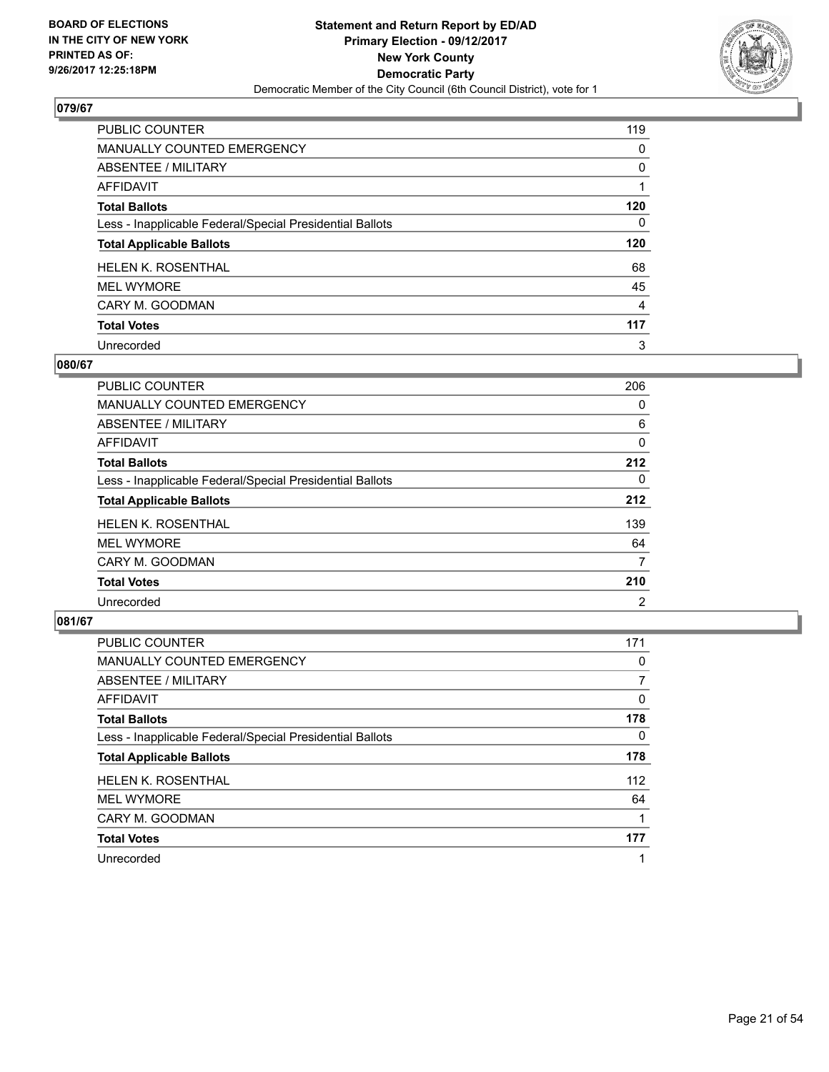**BOARD OF ELECTIONS IN THE CITY OF NEW YORK PRINTED AS OF: 9/26/2017 12:25:18PM**

**Statement and Return Report by ED/AD**
**Primary Election - 09/12/2017**
**New York County**
**Democratic Party**
Democratic Member of the City Council (6th Council District), vote for 1

## 079/67

| | |
|---|---|
| PUBLIC COUNTER | 119 |
| MANUALLY COUNTED EMERGENCY | 0 |
| ABSENTEE / MILITARY | 0 |
| AFFIDAVIT | 1 |
| **Total Ballots** | **120** |
| Less - Inapplicable Federal/Special Presidential Ballots | 0 |
| **Total Applicable Ballots** | **120** |
| HELEN K. ROSENTHAL | 68 |
| MEL WYMORE | 45 |
| CARY M. GOODMAN | 4 |
| **Total Votes** | **117** |
| Unrecorded | 3 |

## 080/67

| | |
|---|---|
| PUBLIC COUNTER | 206 |
| MANUALLY COUNTED EMERGENCY | 0 |
| ABSENTEE / MILITARY | 6 |
| AFFIDAVIT | 0 |
| **Total Ballots** | **212** |
| Less - Inapplicable Federal/Special Presidential Ballots | 0 |
| **Total Applicable Ballots** | **212** |
| HELEN K. ROSENTHAL | 139 |
| MEL WYMORE | 64 |
| CARY M. GOODMAN | 7 |
| **Total Votes** | **210** |
| Unrecorded | 2 |

## 081/67

| | |
|---|---|
| PUBLIC COUNTER | 171 |
| MANUALLY COUNTED EMERGENCY | 0 |
| ABSENTEE / MILITARY | 7 |
| AFFIDAVIT | 0 |
| **Total Ballots** | **178** |
| Less - Inapplicable Federal/Special Presidential Ballots | 0 |
| **Total Applicable Ballots** | **178** |
| HELEN K. ROSENTHAL | 112 |
| MEL WYMORE | 64 |
| CARY M. GOODMAN | 1 |
| **Total Votes** | **177** |
| Unrecorded | 1 |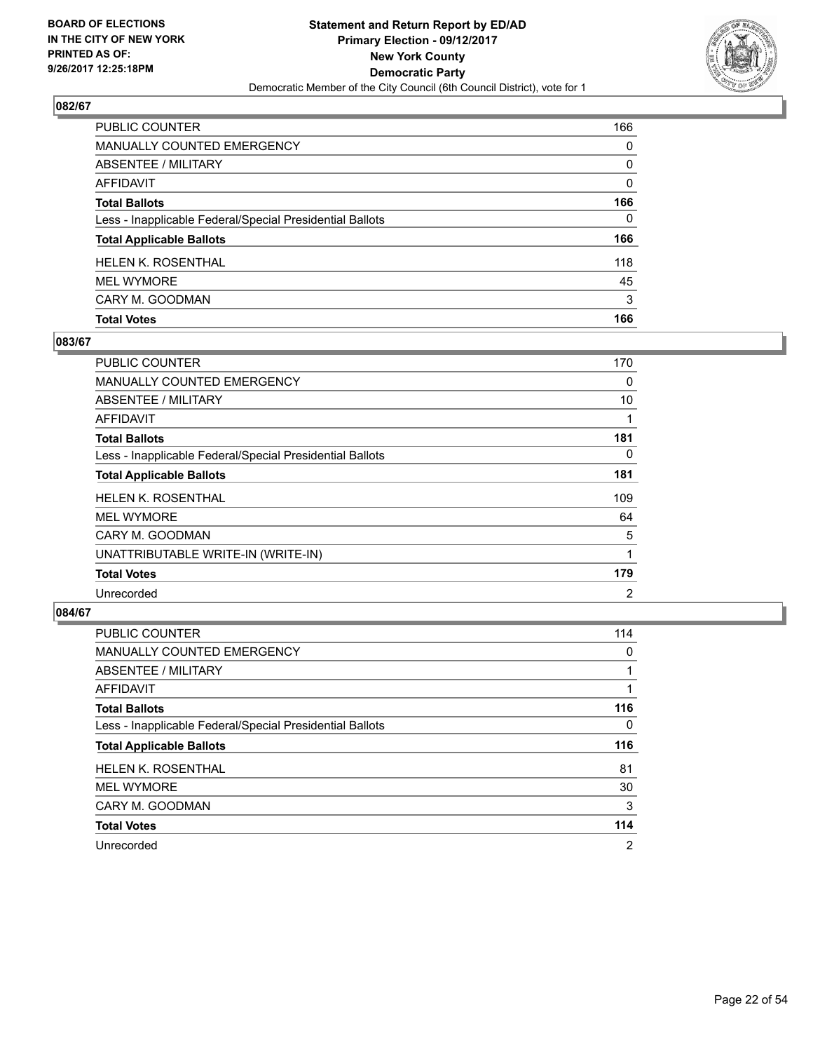**BOARD OF ELECTIONS IN THE CITY OF NEW YORK PRINTED AS OF: 9/26/2017 12:25:18PM**

**Statement and Return Report by ED/AD Primary Election - 09/12/2017 New York County Democratic Party**

Democratic Member of the City Council (6th Council District), vote for 1

## 082/67

| | |
|---|---|
| PUBLIC COUNTER | 166 |
| MANUALLY COUNTED EMERGENCY | 0 |
| ABSENTEE / MILITARY | 0 |
| AFFIDAVIT | 0 |
| **Total Ballots** | **166** |
| Less - Inapplicable Federal/Special Presidential Ballots | 0 |
| **Total Applicable Ballots** | **166** |
| HELEN K. ROSENTHAL | 118 |
| MEL WYMORE | 45 |
| CARY M. GOODMAN | 3 |
| **Total Votes** | **166** |

## 083/67

| | |
|---|---|
| PUBLIC COUNTER | 170 |
| MANUALLY COUNTED EMERGENCY | 0 |
| ABSENTEE / MILITARY | 10 |
| AFFIDAVIT | 1 |
| **Total Ballots** | **181** |
| Less - Inapplicable Federal/Special Presidential Ballots | 0 |
| **Total Applicable Ballots** | **181** |
| HELEN K. ROSENTHAL | 109 |
| MEL WYMORE | 64 |
| CARY M. GOODMAN | 5 |
| UNATTRIBUTABLE WRITE-IN (WRITE-IN) | 1 |
| **Total Votes** | **179** |
| Unrecorded | 2 |

## 084/67

| | |
|---|---|
| PUBLIC COUNTER | 114 |
| MANUALLY COUNTED EMERGENCY | 0 |
| ABSENTEE / MILITARY | 1 |
| AFFIDAVIT | 1 |
| **Total Ballots** | **116** |
| Less - Inapplicable Federal/Special Presidential Ballots | 0 |
| **Total Applicable Ballots** | **116** |
| HELEN K. ROSENTHAL | 81 |
| MEL WYMORE | 30 |
| CARY M. GOODMAN | 3 |
| **Total Votes** | **114** |
| Unrecorded | 2 |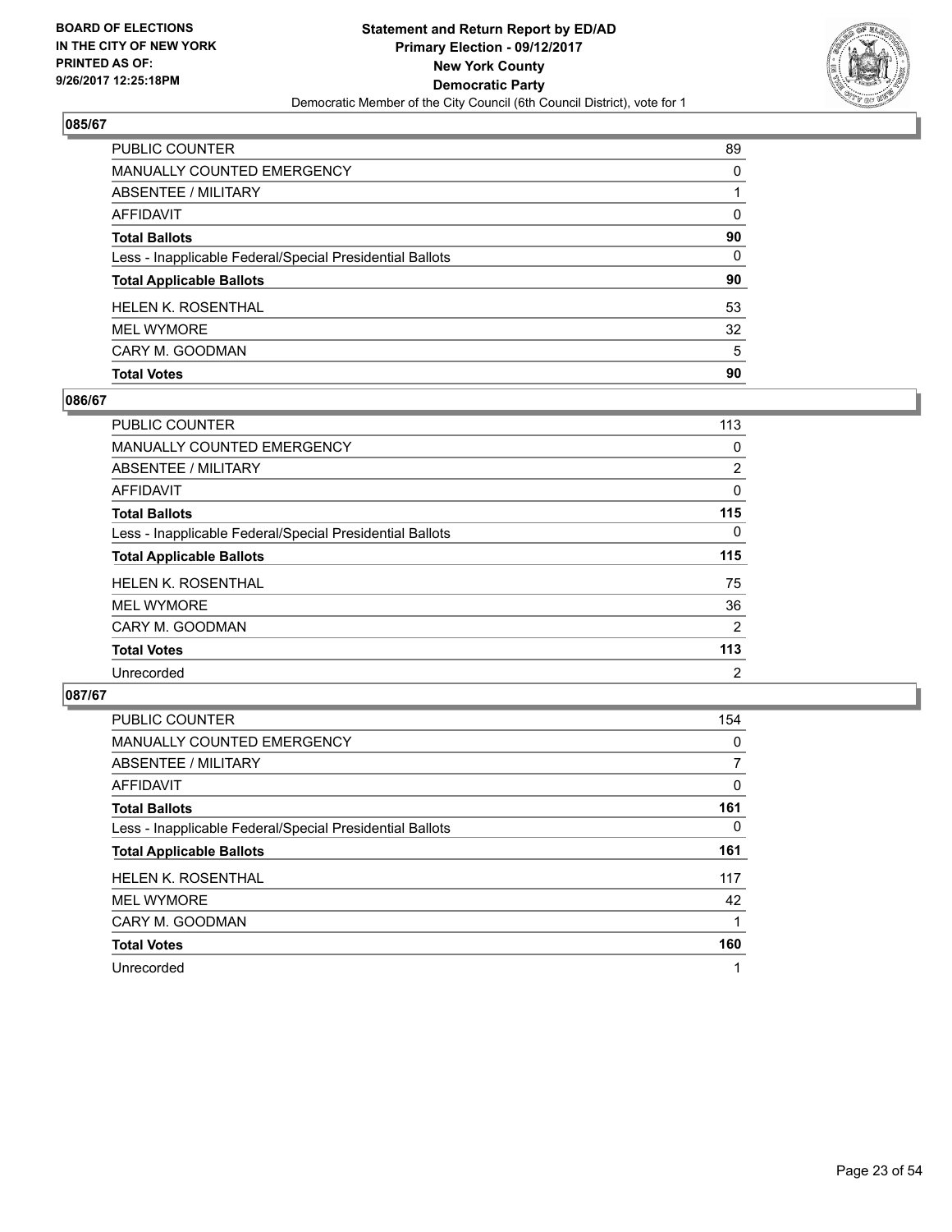**BOARD OF ELECTIONS IN THE CITY OF NEW YORK PRINTED AS OF: 9/26/2017 12:25:18PM**

**Statement and Return Report by ED/AD**
**Primary Election - 09/12/2017**
**New York County**
**Democratic Party**
Democratic Member of the City Council (6th Council District), vote for 1

## 085/67

| | |
|---|---|
| PUBLIC COUNTER | 89 |
| MANUALLY COUNTED EMERGENCY | 0 |
| ABSENTEE / MILITARY | 1 |
| AFFIDAVIT | 0 |
| **Total Ballots** | **90** |
| Less - Inapplicable Federal/Special Presidential Ballots | 0 |
| **Total Applicable Ballots** | **90** |
| HELEN K. ROSENTHAL | 53 |
| MEL WYMORE | 32 |
| CARY M. GOODMAN | 5 |
| **Total Votes** | **90** |

## 086/67

| | |
|---|---|
| PUBLIC COUNTER | 113 |
| MANUALLY COUNTED EMERGENCY | 0 |
| ABSENTEE / MILITARY | 2 |
| AFFIDAVIT | 0 |
| **Total Ballots** | **115** |
| Less - Inapplicable Federal/Special Presidential Ballots | 0 |
| **Total Applicable Ballots** | **115** |
| HELEN K. ROSENTHAL | 75 |
| MEL WYMORE | 36 |
| CARY M. GOODMAN | 2 |
| **Total Votes** | **113** |
| Unrecorded | 2 |

## 087/67

| | |
|---|---|
| PUBLIC COUNTER | 154 |
| MANUALLY COUNTED EMERGENCY | 0 |
| ABSENTEE / MILITARY | 7 |
| AFFIDAVIT | 0 |
| **Total Ballots** | **161** |
| Less - Inapplicable Federal/Special Presidential Ballots | 0 |
| **Total Applicable Ballots** | **161** |
| HELEN K. ROSENTHAL | 117 |
| MEL WYMORE | 42 |
| CARY M. GOODMAN | 1 |
| **Total Votes** | **160** |
| Unrecorded | 1 |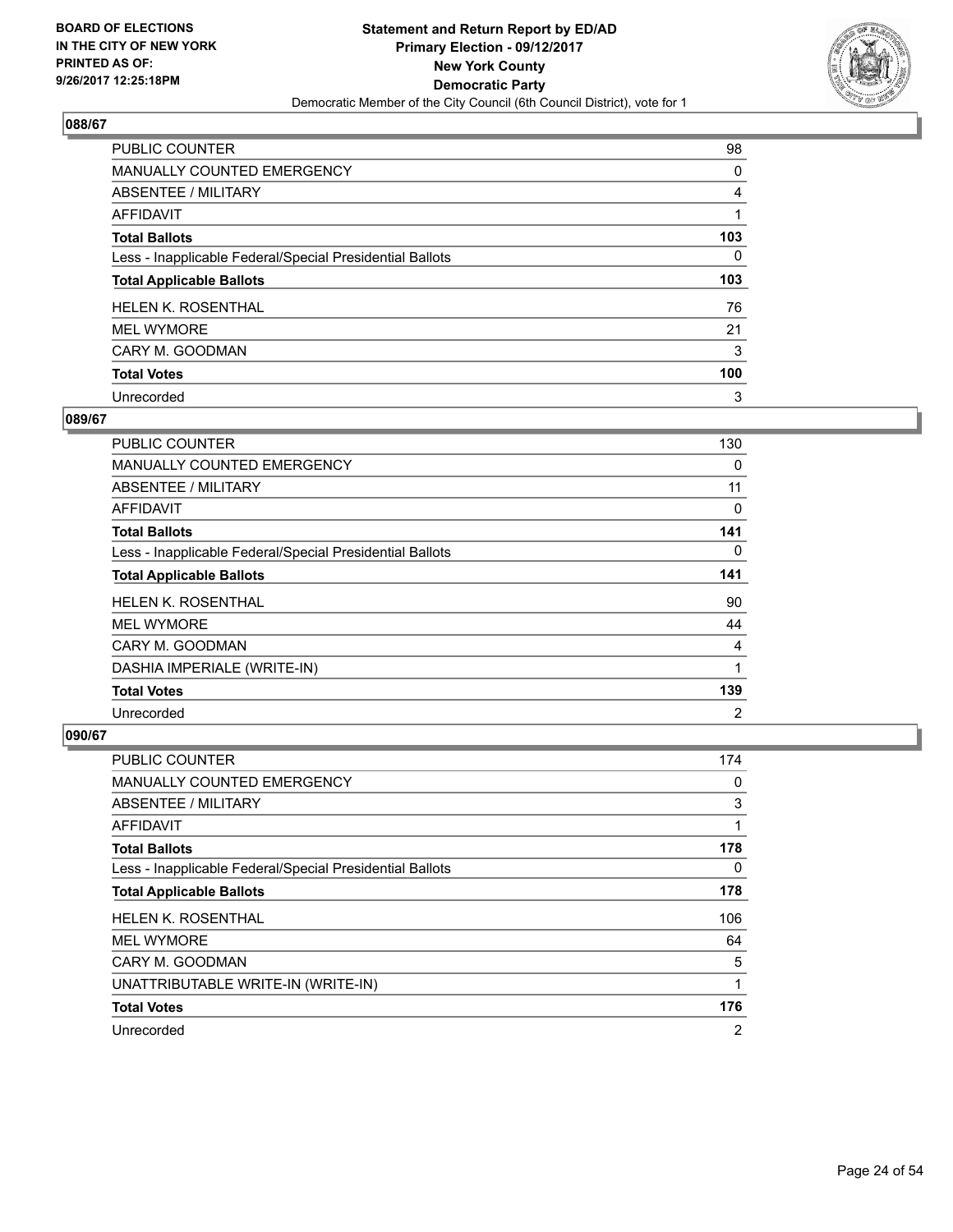BOARD OF ELECTIONS
IN THE CITY OF NEW YORK
PRINTED AS OF:
9/26/2017 12:25:18PM

**Statement and Return Report by ED/AD**
**Primary Election - 09/12/2017**
**New York County**
**Democratic Party**
Democratic Member of the City Council (6th Council District), vote for 1

### 088/67

| | |
|---|---|
| PUBLIC COUNTER | 98 |
| MANUALLY COUNTED EMERGENCY | 0 |
| ABSENTEE / MILITARY | 4 |
| AFFIDAVIT | 1 |
| **Total Ballots** | **103** |
| Less - Inapplicable Federal/Special Presidential Ballots | 0 |
| **Total Applicable Ballots** | **103** |
| HELEN K. ROSENTHAL | 76 |
| MEL WYMORE | 21 |
| CARY M. GOODMAN | 3 |
| **Total Votes** | **100** |
| Unrecorded | 3 |

### 089/67

| | |
|---|---|
| PUBLIC COUNTER | 130 |
| MANUALLY COUNTED EMERGENCY | 0 |
| ABSENTEE / MILITARY | 11 |
| AFFIDAVIT | 0 |
| **Total Ballots** | **141** |
| Less - Inapplicable Federal/Special Presidential Ballots | 0 |
| **Total Applicable Ballots** | **141** |
| HELEN K. ROSENTHAL | 90 |
| MEL WYMORE | 44 |
| CARY M. GOODMAN | 4 |
| DASHIA IMPERIALE (WRITE-IN) | 1 |
| **Total Votes** | **139** |
| Unrecorded | 2 |

### 090/67

| | |
|---|---|
| PUBLIC COUNTER | 174 |
| MANUALLY COUNTED EMERGENCY | 0 |
| ABSENTEE / MILITARY | 3 |
| AFFIDAVIT | 1 |
| **Total Ballots** | **178** |
| Less - Inapplicable Federal/Special Presidential Ballots | 0 |
| **Total Applicable Ballots** | **178** |
| HELEN K. ROSENTHAL | 106 |
| MEL WYMORE | 64 |
| CARY M. GOODMAN | 5 |
| UNATTRIBUTABLE WRITE-IN (WRITE-IN) | 1 |
| **Total Votes** | **176** |
| Unrecorded | 2 |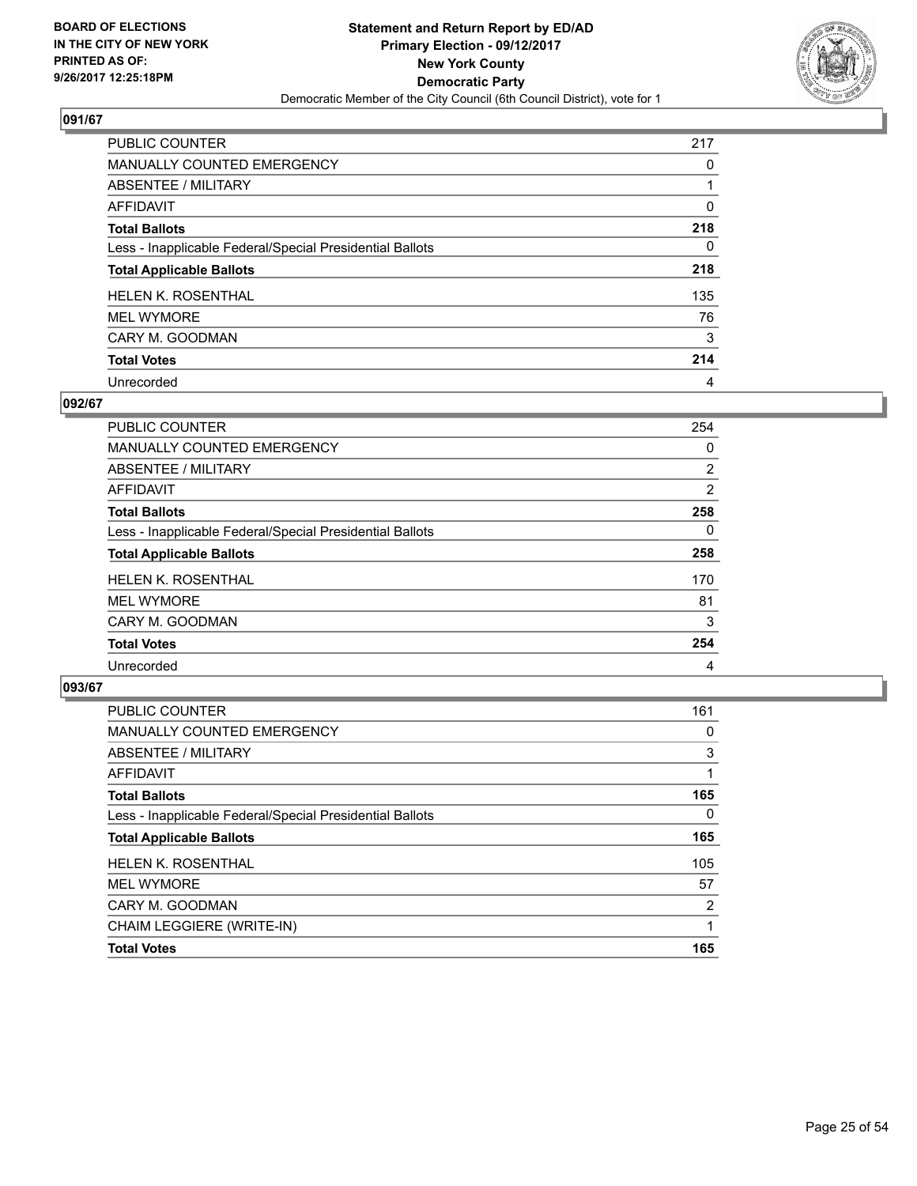BOARD OF ELECTIONS
IN THE CITY OF NEW YORK
PRINTED AS OF:
9/26/2017 12:25:18PM

**Statement and Return Report by ED/AD**
**Primary Election - 09/12/2017**
**New York County**
**Democratic Party**
Democratic Member of the City Council (6th Council District), vote for 1

## 091/67

| | |
|---|---|
| PUBLIC COUNTER | 217 |
| MANUALLY COUNTED EMERGENCY | 0 |
| ABSENTEE / MILITARY | 1 |
| AFFIDAVIT | 0 |
| **Total Ballots** | **218** |
| Less - Inapplicable Federal/Special Presidential Ballots | 0 |
| **Total Applicable Ballots** | **218** |
| HELEN K. ROSENTHAL | 135 |
| MEL WYMORE | 76 |
| CARY M. GOODMAN | 3 |
| **Total Votes** | **214** |
| Unrecorded | 4 |

## 092/67

| | |
|---|---|
| PUBLIC COUNTER | 254 |
| MANUALLY COUNTED EMERGENCY | 0 |
| ABSENTEE / MILITARY | 2 |
| AFFIDAVIT | 2 |
| **Total Ballots** | **258** |
| Less - Inapplicable Federal/Special Presidential Ballots | 0 |
| **Total Applicable Ballots** | **258** |
| HELEN K. ROSENTHAL | 170 |
| MEL WYMORE | 81 |
| CARY M. GOODMAN | 3 |
| **Total Votes** | **254** |
| Unrecorded | 4 |

## 093/67

| | |
|---|---|
| PUBLIC COUNTER | 161 |
| MANUALLY COUNTED EMERGENCY | 0 |
| ABSENTEE / MILITARY | 3 |
| AFFIDAVIT | 1 |
| **Total Ballots** | **165** |
| Less - Inapplicable Federal/Special Presidential Ballots | 0 |
| **Total Applicable Ballots** | **165** |
| HELEN K. ROSENTHAL | 105 |
| MEL WYMORE | 57 |
| CARY M. GOODMAN | 2 |
| CHAIM LEGGIERE (WRITE-IN) | 1 |
| **Total Votes** | **165** |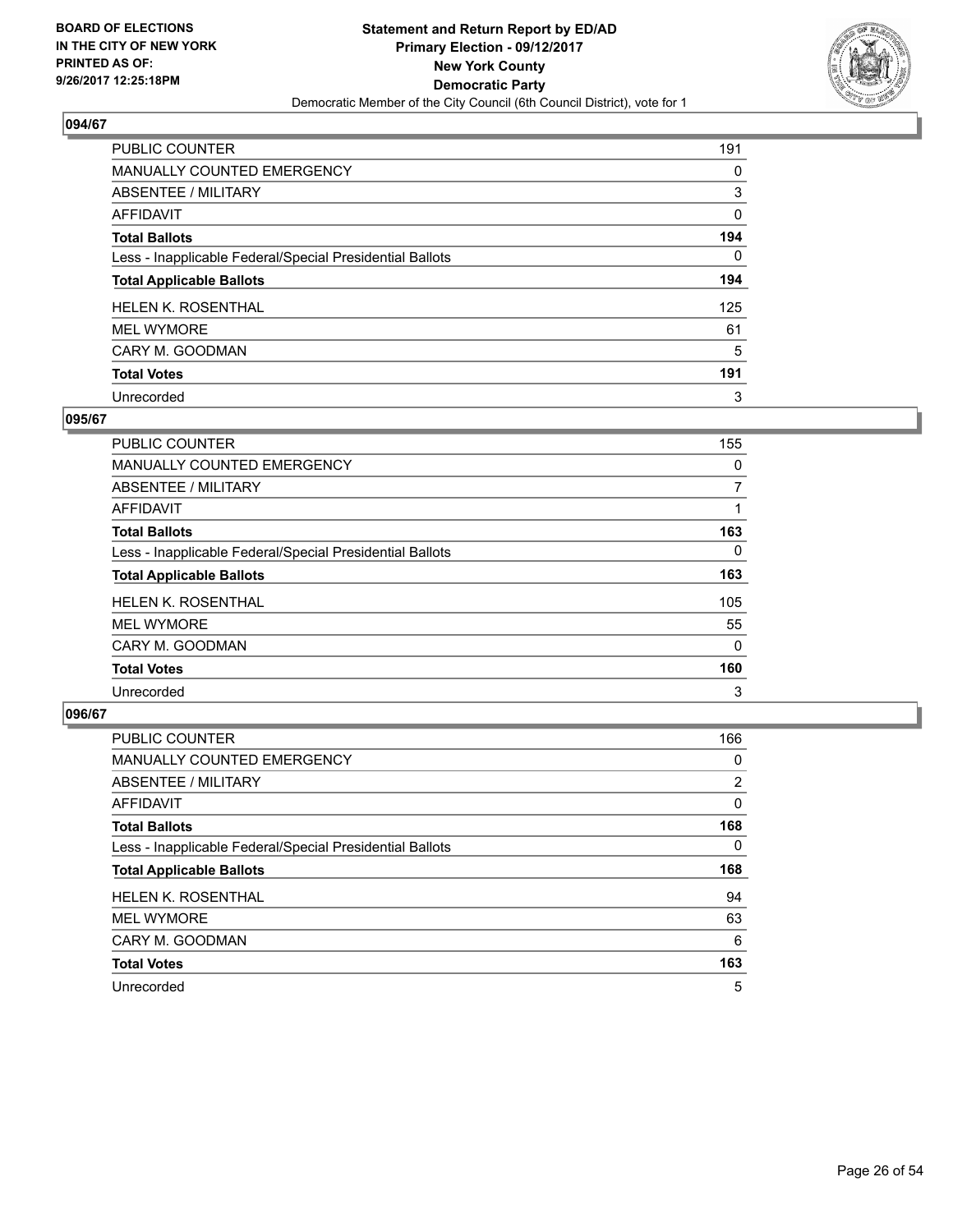BOARD OF ELECTIONS
IN THE CITY OF NEW YORK
PRINTED AS OF:
9/26/2017 12:25:18PM

**Statement and Return Report by ED/AD**
**Primary Election - 09/12/2017**
**New York County**
**Democratic Party**
Democratic Member of the City Council (6th Council District), vote for 1

## 094/67

| | |
|---|---|
| PUBLIC COUNTER | 191 |
| MANUALLY COUNTED EMERGENCY | 0 |
| ABSENTEE / MILITARY | 3 |
| AFFIDAVIT | 0 |
| **Total Ballots** | **194** |
| Less - Inapplicable Federal/Special Presidential Ballots | 0 |
| **Total Applicable Ballots** | **194** |
| HELEN K. ROSENTHAL | 125 |
| MEL WYMORE | 61 |
| CARY M. GOODMAN | 5 |
| **Total Votes** | **191** |
| Unrecorded | 3 |

## 095/67

| | |
|---|---|
| PUBLIC COUNTER | 155 |
| MANUALLY COUNTED EMERGENCY | 0 |
| ABSENTEE / MILITARY | 7 |
| AFFIDAVIT | 1 |
| **Total Ballots** | **163** |
| Less - Inapplicable Federal/Special Presidential Ballots | 0 |
| **Total Applicable Ballots** | **163** |
| HELEN K. ROSENTHAL | 105 |
| MEL WYMORE | 55 |
| CARY M. GOODMAN | 0 |
| **Total Votes** | **160** |
| Unrecorded | 3 |

## 096/67

| | |
|---|---|
| PUBLIC COUNTER | 166 |
| MANUALLY COUNTED EMERGENCY | 0 |
| ABSENTEE / MILITARY | 2 |
| AFFIDAVIT | 0 |
| **Total Ballots** | **168** |
| Less - Inapplicable Federal/Special Presidential Ballots | 0 |
| **Total Applicable Ballots** | **168** |
| HELEN K. ROSENTHAL | 94 |
| MEL WYMORE | 63 |
| CARY M. GOODMAN | 6 |
| **Total Votes** | **163** |
| Unrecorded | 5 |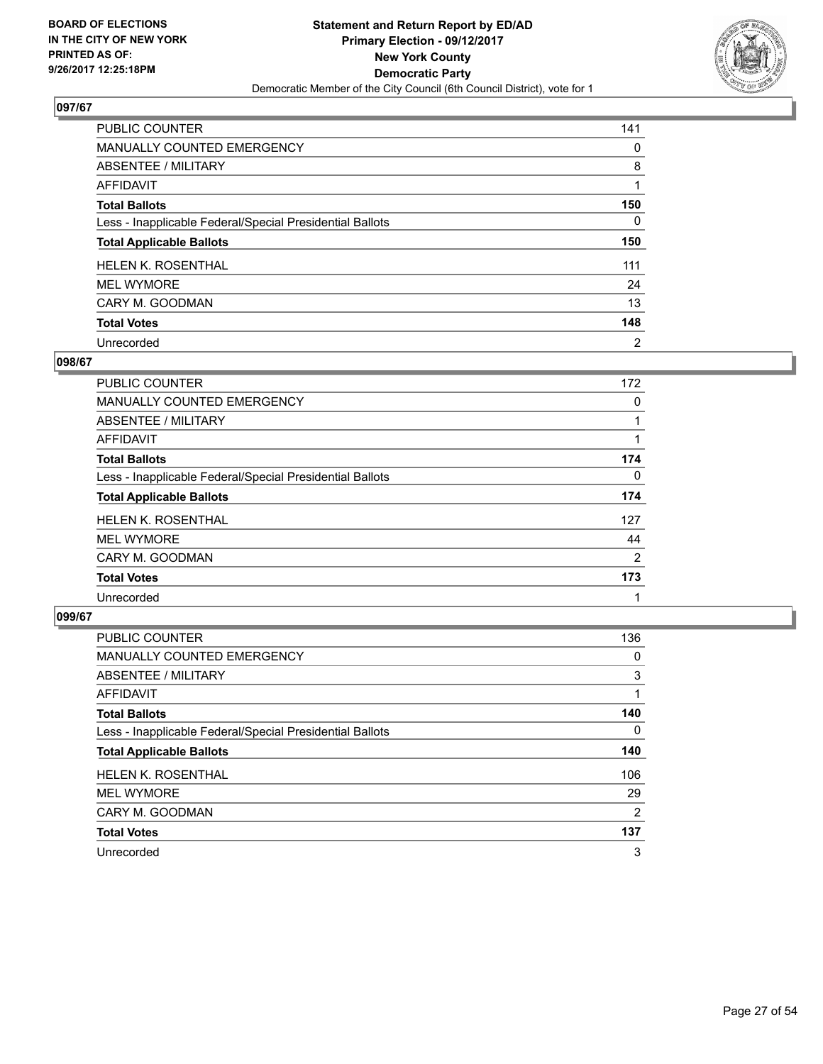**BOARD OF ELECTIONS IN THE CITY OF NEW YORK PRINTED AS OF: 9/26/2017 12:25:18PM**

**Statement and Return Report by ED/AD**
**Primary Election - 09/12/2017**
**New York County**
**Democratic Party**
Democratic Member of the City Council (6th Council District), vote for 1

## 097/67

| | |
|---|---|
| PUBLIC COUNTER | 141 |
| MANUALLY COUNTED EMERGENCY | 0 |
| ABSENTEE / MILITARY | 8 |
| AFFIDAVIT | 1 |
| **Total Ballots** | **150** |
| Less - Inapplicable Federal/Special Presidential Ballots | 0 |
| **Total Applicable Ballots** | **150** |
| HELEN K. ROSENTHAL | 111 |
| MEL WYMORE | 24 |
| CARY M. GOODMAN | 13 |
| **Total Votes** | **148** |
| Unrecorded | 2 |

## 098/67

| | |
|---|---|
| PUBLIC COUNTER | 172 |
| MANUALLY COUNTED EMERGENCY | 0 |
| ABSENTEE / MILITARY | 1 |
| AFFIDAVIT | 1 |
| **Total Ballots** | **174** |
| Less - Inapplicable Federal/Special Presidential Ballots | 0 |
| **Total Applicable Ballots** | **174** |
| HELEN K. ROSENTHAL | 127 |
| MEL WYMORE | 44 |
| CARY M. GOODMAN | 2 |
| **Total Votes** | **173** |
| Unrecorded | 1 |

## 099/67

| | |
|---|---|
| PUBLIC COUNTER | 136 |
| MANUALLY COUNTED EMERGENCY | 0 |
| ABSENTEE / MILITARY | 3 |
| AFFIDAVIT | 1 |
| **Total Ballots** | **140** |
| Less - Inapplicable Federal/Special Presidential Ballots | 0 |
| **Total Applicable Ballots** | **140** |
| HELEN K. ROSENTHAL | 106 |
| MEL WYMORE | 29 |
| CARY M. GOODMAN | 2 |
| **Total Votes** | **137** |
| Unrecorded | 3 |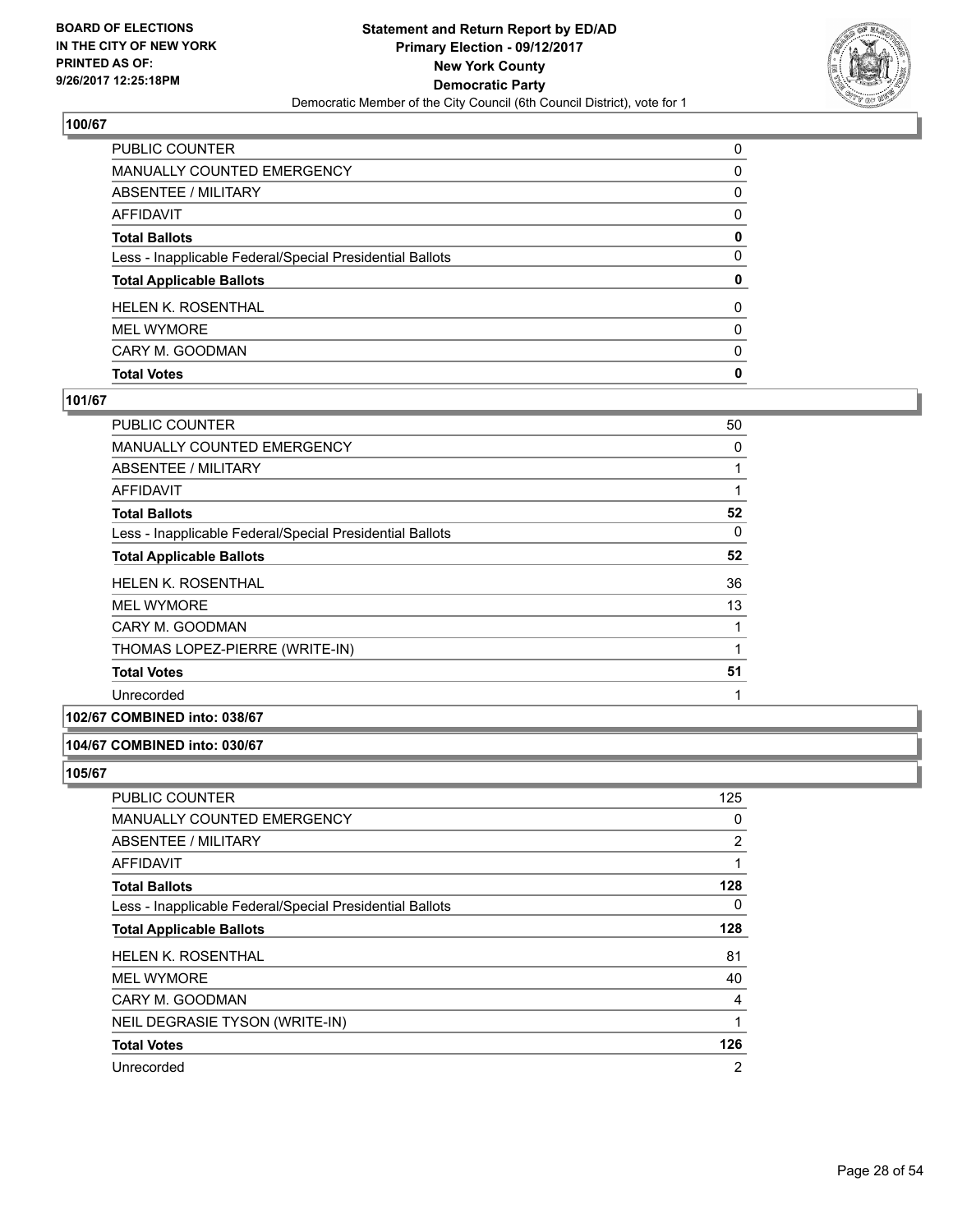### 100/67

| | |
|---|---|
| PUBLIC COUNTER | 0 |
| MANUALLY COUNTED EMERGENCY | 0 |
| ABSENTEE / MILITARY | 0 |
| AFFIDAVIT | 0 |
| **Total Ballots** | **0** |
| Less - Inapplicable Federal/Special Presidential Ballots | 0 |
| **Total Applicable Ballots** | **0** |
| HELEN K. ROSENTHAL | 0 |
| MEL WYMORE | 0 |
| CARY M. GOODMAN | 0 |
| **Total Votes** | **0** |

### 101/67

| | |
|---|---|
| PUBLIC COUNTER | 50 |
| MANUALLY COUNTED EMERGENCY | 0 |
| ABSENTEE / MILITARY | 1 |
| AFFIDAVIT | 1 |
| **Total Ballots** | **52** |
| Less - Inapplicable Federal/Special Presidential Ballots | 0 |
| **Total Applicable Ballots** | **52** |
| HELEN K. ROSENTHAL | 36 |
| MEL WYMORE | 13 |
| CARY M. GOODMAN | 1 |
| THOMAS LOPEZ-PIERRE (WRITE-IN) | 1 |
| **Total Votes** | **51** |
| Unrecorded | 1 |

### 102/67 COMBINED into: 038/67

### 104/67 COMBINED into: 030/67

### 105/67

| | |
|---|---|
| PUBLIC COUNTER | 125 |
| MANUALLY COUNTED EMERGENCY | 0 |
| ABSENTEE / MILITARY | 2 |
| AFFIDAVIT | 1 |
| **Total Ballots** | **128** |
| Less - Inapplicable Federal/Special Presidential Ballots | 0 |
| **Total Applicable Ballots** | **128** |
| HELEN K. ROSENTHAL | 81 |
| MEL WYMORE | 40 |
| CARY M. GOODMAN | 4 |
| NEIL DEGRASIE TYSON (WRITE-IN) | 1 |
| **Total Votes** | **126** |
| Unrecorded | 2 |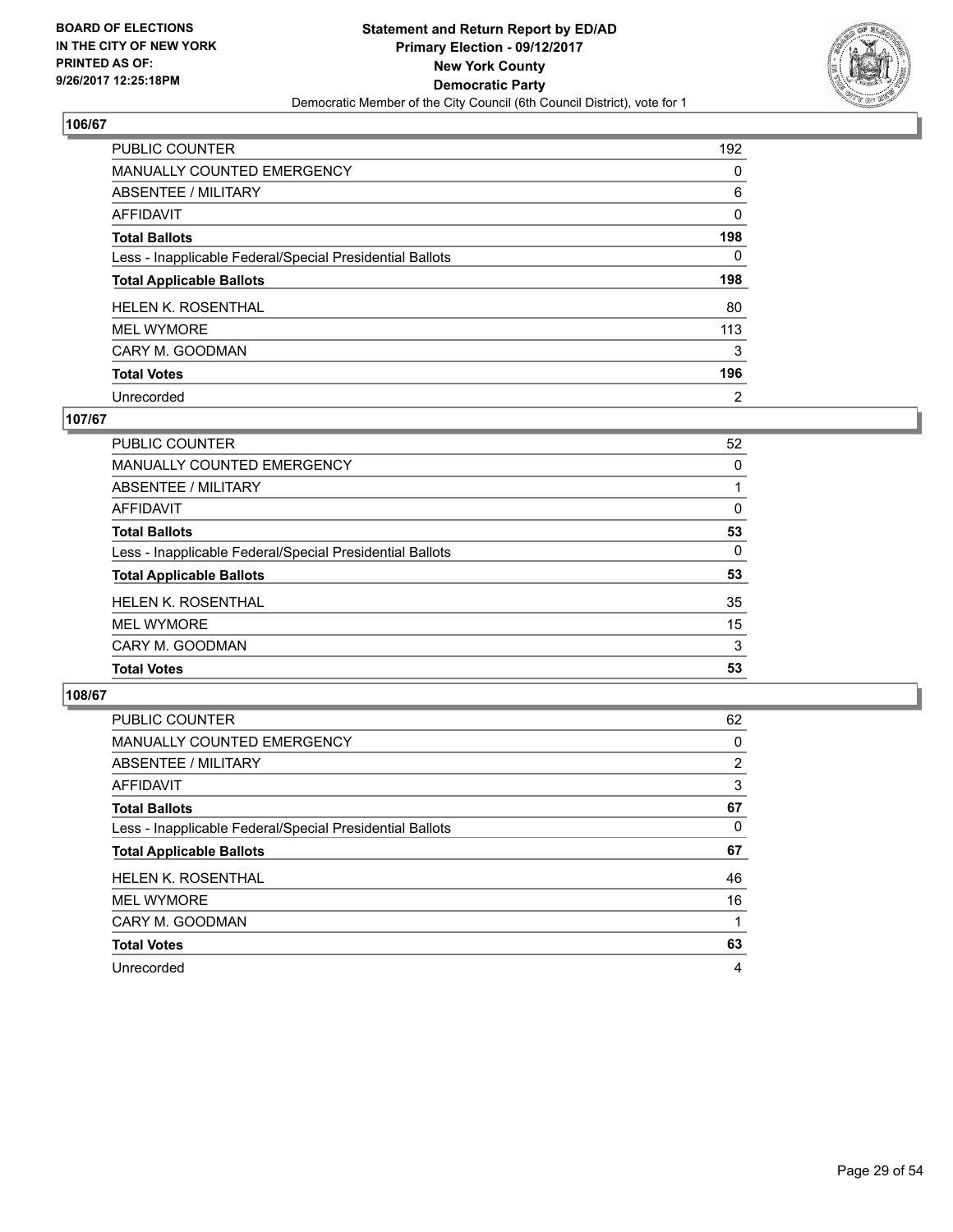**BOARD OF ELECTIONS IN THE CITY OF NEW YORK PRINTED AS OF: 9/26/2017 12:25:18PM**

**Statement and Return Report by ED/AD**
**Primary Election - 09/12/2017**
**New York County**
**Democratic Party**
Democratic Member of the City Council (6th Council District), vote for 1

## 106/67

| | |
|---|---|
| PUBLIC COUNTER | 192 |
| MANUALLY COUNTED EMERGENCY | 0 |
| ABSENTEE / MILITARY | 6 |
| AFFIDAVIT | 0 |
| **Total Ballots** | **198** |
| Less - Inapplicable Federal/Special Presidential Ballots | 0 |
| **Total Applicable Ballots** | **198** |
| HELEN K. ROSENTHAL | 80 |
| MEL WYMORE | 113 |
| CARY M. GOODMAN | 3 |
| **Total Votes** | **196** |
| Unrecorded | 2 |

## 107/67

| | |
|---|---|
| PUBLIC COUNTER | 52 |
| MANUALLY COUNTED EMERGENCY | 0 |
| ABSENTEE / MILITARY | 1 |
| AFFIDAVIT | 0 |
| **Total Ballots** | **53** |
| Less - Inapplicable Federal/Special Presidential Ballots | 0 |
| **Total Applicable Ballots** | **53** |
| HELEN K. ROSENTHAL | 35 |
| MEL WYMORE | 15 |
| CARY M. GOODMAN | 3 |
| **Total Votes** | **53** |

## 108/67

| | |
|---|---|
| PUBLIC COUNTER | 62 |
| MANUALLY COUNTED EMERGENCY | 0 |
| ABSENTEE / MILITARY | 2 |
| AFFIDAVIT | 3 |
| **Total Ballots** | **67** |
| Less - Inapplicable Federal/Special Presidential Ballots | 0 |
| **Total Applicable Ballots** | **67** |
| HELEN K. ROSENTHAL | 46 |
| MEL WYMORE | 16 |
| CARY M. GOODMAN | 1 |
| **Total Votes** | **63** |
| Unrecorded | 4 |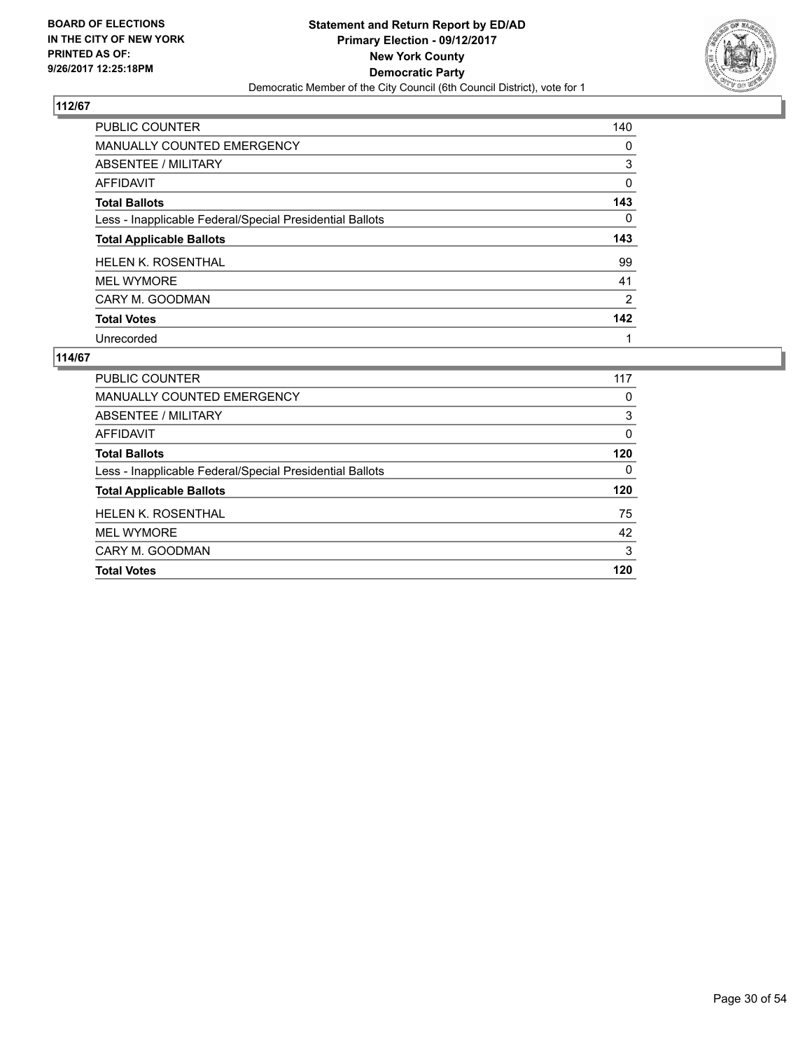BOARD OF ELECTIONS
IN THE CITY OF NEW YORK
PRINTED AS OF:
9/26/2017 12:25:18PM

**Statement and Return Report by ED/AD**
**Primary Election - 09/12/2017**
**New York County**
**Democratic Party**
Democratic Member of the City Council (6th Council District), vote for 1

## 112/67

| | |
|---|---|
| PUBLIC COUNTER | 140 |
| MANUALLY COUNTED EMERGENCY | 0 |
| ABSENTEE / MILITARY | 3 |
| AFFIDAVIT | 0 |
| **Total Ballots** | **143** |
| Less - Inapplicable Federal/Special Presidential Ballots | 0 |
| **Total Applicable Ballots** | **143** |
| HELEN K. ROSENTHAL | 99 |
| MEL WYMORE | 41 |
| CARY M. GOODMAN | 2 |
| **Total Votes** | **142** |
| Unrecorded | 1 |

## 114/67

| | |
|---|---|
| PUBLIC COUNTER | 117 |
| MANUALLY COUNTED EMERGENCY | 0 |
| ABSENTEE / MILITARY | 3 |
| AFFIDAVIT | 0 |
| **Total Ballots** | **120** |
| Less - Inapplicable Federal/Special Presidential Ballots | 0 |
| **Total Applicable Ballots** | **120** |
| HELEN K. ROSENTHAL | 75 |
| MEL WYMORE | 42 |
| CARY M. GOODMAN | 3 |
| **Total Votes** | **120** |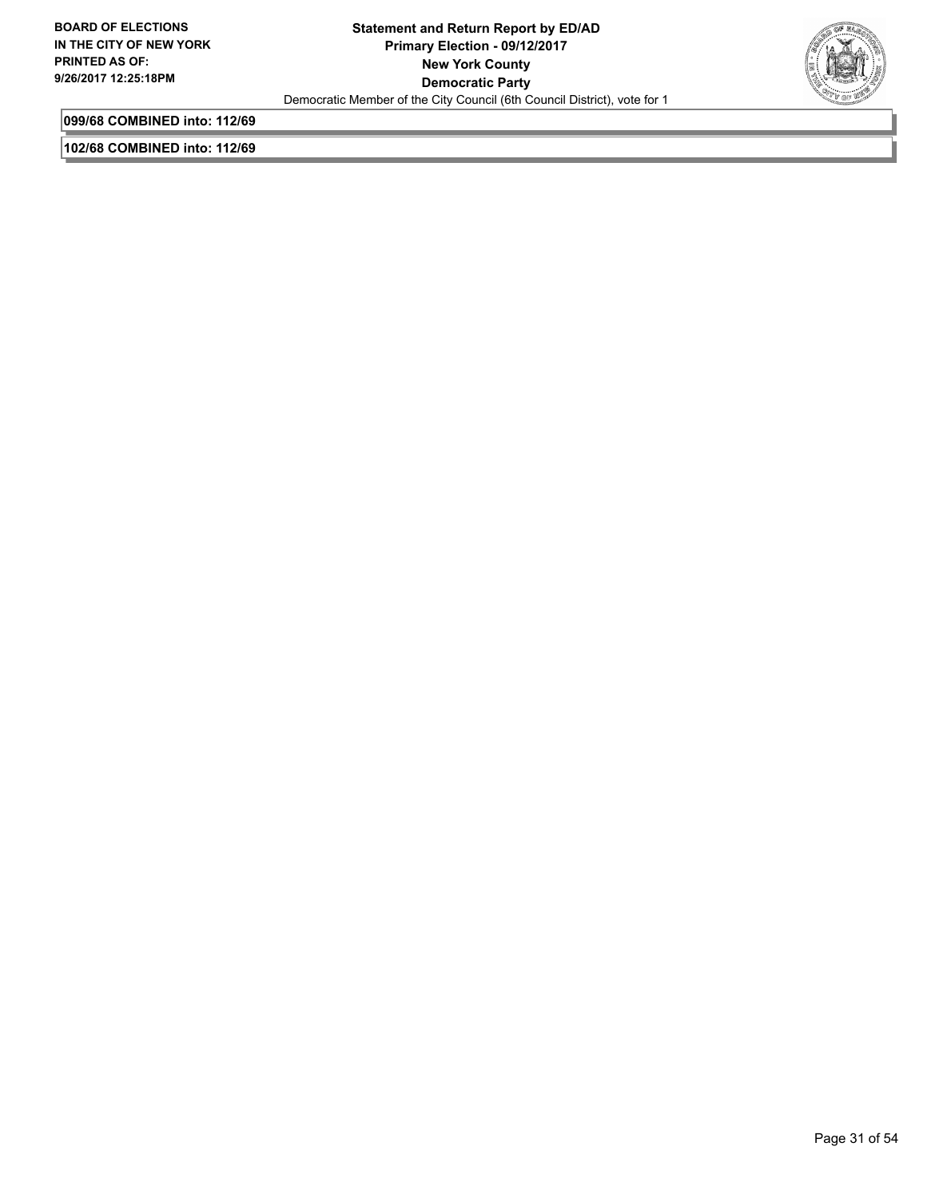**099/68 COMBINED into: 112/69**

**102/68 COMBINED into: 112/69**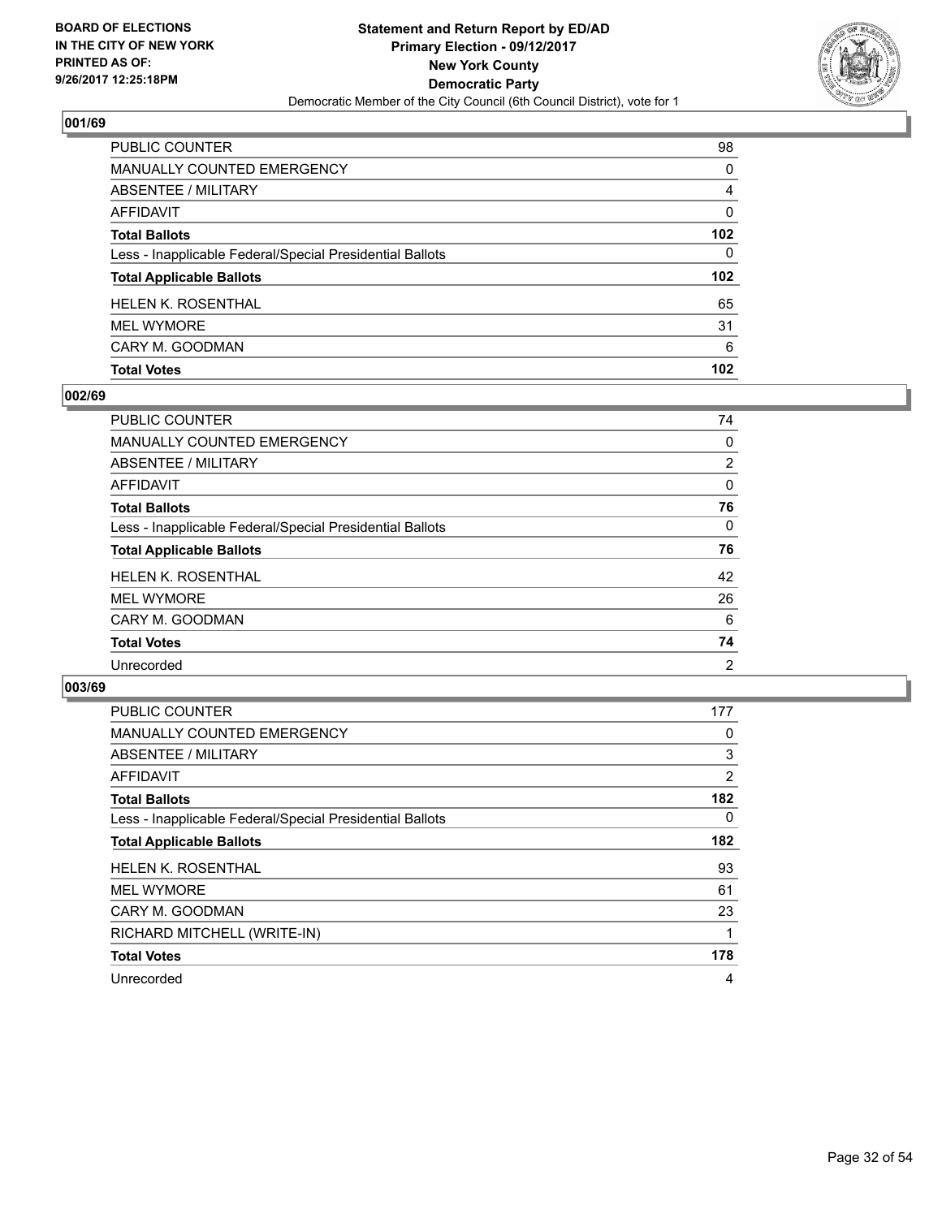BOARD OF ELECTIONS
IN THE CITY OF NEW YORK
PRINTED AS OF:
9/26/2017 12:25:18PM

**Statement and Return Report by ED/AD**
**Primary Election - 09/12/2017**
**New York County**
**Democratic Party**
Democratic Member of the City Council (6th Council District), vote for 1

## 001/69

| | |
|---|---|
| PUBLIC COUNTER | 98 |
| MANUALLY COUNTED EMERGENCY | 0 |
| ABSENTEE / MILITARY | 4 |
| AFFIDAVIT | 0 |
| **Total Ballots** | **102** |
| Less - Inapplicable Federal/Special Presidential Ballots | 0 |
| **Total Applicable Ballots** | **102** |
| HELEN K. ROSENTHAL | 65 |
| MEL WYMORE | 31 |
| CARY M. GOODMAN | 6 |
| **Total Votes** | **102** |

## 002/69

| | |
|---|---|
| PUBLIC COUNTER | 74 |
| MANUALLY COUNTED EMERGENCY | 0 |
| ABSENTEE / MILITARY | 2 |
| AFFIDAVIT | 0 |
| **Total Ballots** | **76** |
| Less - Inapplicable Federal/Special Presidential Ballots | 0 |
| **Total Applicable Ballots** | **76** |
| HELEN K. ROSENTHAL | 42 |
| MEL WYMORE | 26 |
| CARY M. GOODMAN | 6 |
| **Total Votes** | **74** |
| Unrecorded | 2 |

## 003/69

| | |
|---|---|
| PUBLIC COUNTER | 177 |
| MANUALLY COUNTED EMERGENCY | 0 |
| ABSENTEE / MILITARY | 3 |
| AFFIDAVIT | 2 |
| **Total Ballots** | **182** |
| Less - Inapplicable Federal/Special Presidential Ballots | 0 |
| **Total Applicable Ballots** | **182** |
| HELEN K. ROSENTHAL | 93 |
| MEL WYMORE | 61 |
| CARY M. GOODMAN | 23 |
| RICHARD MITCHELL (WRITE-IN) | 1 |
| **Total Votes** | **178** |
| Unrecorded | 4 |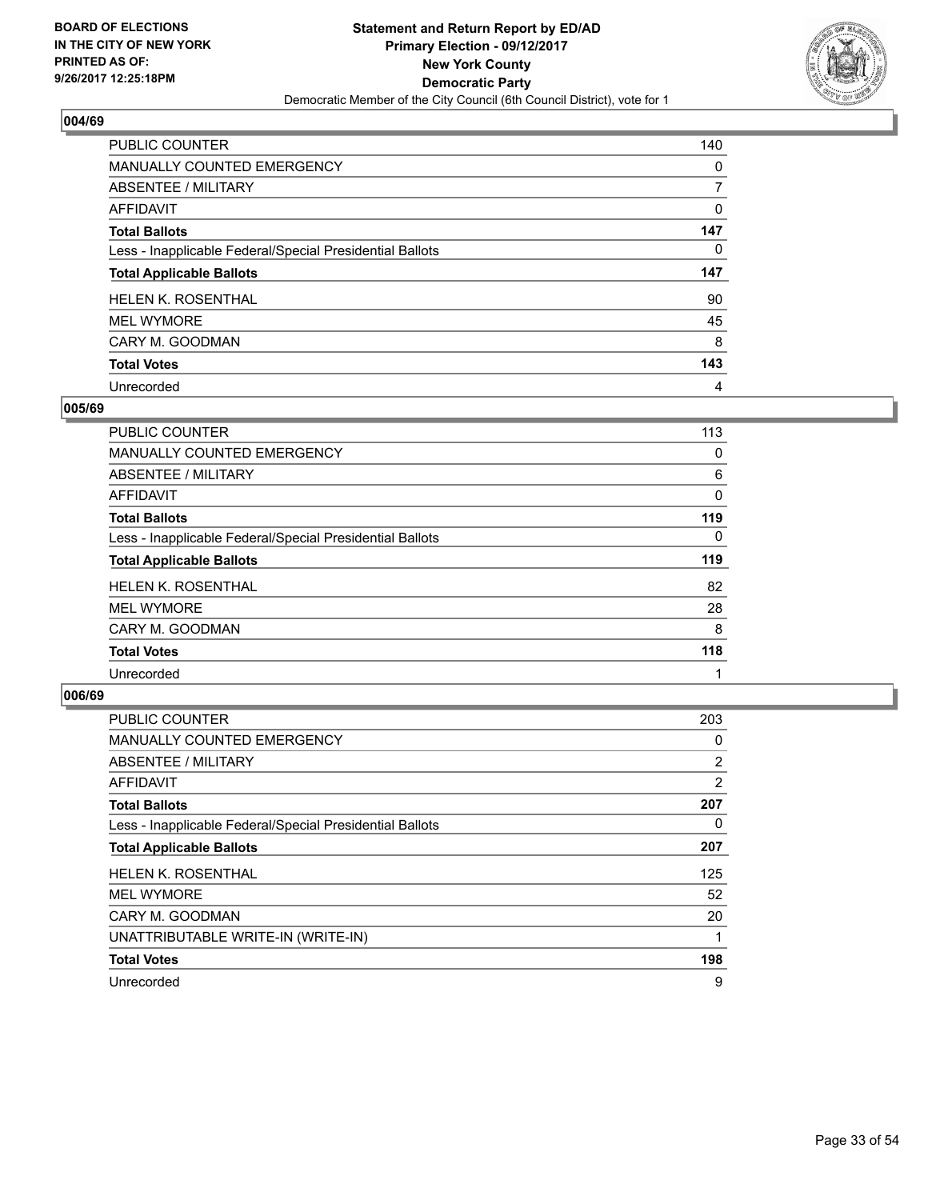**BOARD OF ELECTIONS IN THE CITY OF NEW YORK PRINTED AS OF: 9/26/2017 12:25:18PM**

**Statement and Return Report by ED/AD**
**Primary Election - 09/12/2017**
**New York County**
**Democratic Party**
Democratic Member of the City Council (6th Council District), vote for 1

### 004/69

| | |
|---|---|
| PUBLIC COUNTER | 140 |
| MANUALLY COUNTED EMERGENCY | 0 |
| ABSENTEE / MILITARY | 7 |
| AFFIDAVIT | 0 |
| **Total Ballots** | **147** |
| Less - Inapplicable Federal/Special Presidential Ballots | 0 |
| **Total Applicable Ballots** | **147** |
| HELEN K. ROSENTHAL | 90 |
| MEL WYMORE | 45 |
| CARY M. GOODMAN | 8 |
| **Total Votes** | **143** |
| Unrecorded | 4 |

### 005/69

| | |
|---|---|
| PUBLIC COUNTER | 113 |
| MANUALLY COUNTED EMERGENCY | 0 |
| ABSENTEE / MILITARY | 6 |
| AFFIDAVIT | 0 |
| **Total Ballots** | **119** |
| Less - Inapplicable Federal/Special Presidential Ballots | 0 |
| **Total Applicable Ballots** | **119** |
| HELEN K. ROSENTHAL | 82 |
| MEL WYMORE | 28 |
| CARY M. GOODMAN | 8 |
| **Total Votes** | **118** |
| Unrecorded | 1 |

### 006/69

| | |
|---|---|
| PUBLIC COUNTER | 203 |
| MANUALLY COUNTED EMERGENCY | 0 |
| ABSENTEE / MILITARY | 2 |
| AFFIDAVIT | 2 |
| **Total Ballots** | **207** |
| Less - Inapplicable Federal/Special Presidential Ballots | 0 |
| **Total Applicable Ballots** | **207** |
| HELEN K. ROSENTHAL | 125 |
| MEL WYMORE | 52 |
| CARY M. GOODMAN | 20 |
| UNATTRIBUTABLE WRITE-IN (WRITE-IN) | 1 |
| **Total Votes** | **198** |
| Unrecorded | 9 |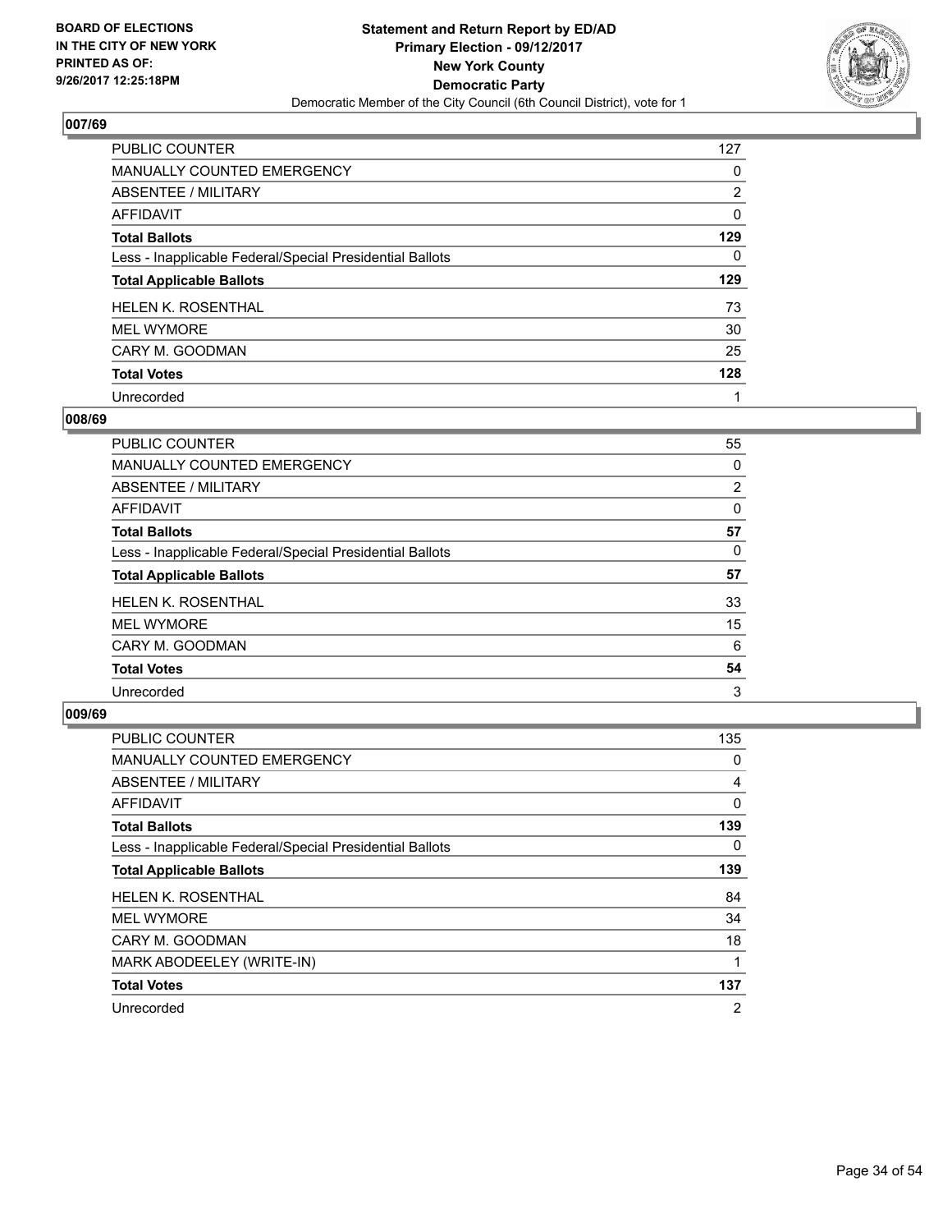BOARD OF ELECTIONS
IN THE CITY OF NEW YORK
PRINTED AS OF:
9/26/2017 12:25:18PM

**Statement and Return Report by ED/AD**
**Primary Election - 09/12/2017**
**New York County**
**Democratic Party**
Democratic Member of the City Council (6th Council District), vote for 1

## 007/69

| | |
|---|---|
| PUBLIC COUNTER | 127 |
| MANUALLY COUNTED EMERGENCY | 0 |
| ABSENTEE / MILITARY | 2 |
| AFFIDAVIT | 0 |
| **Total Ballots** | **129** |
| Less - Inapplicable Federal/Special Presidential Ballots | 0 |
| **Total Applicable Ballots** | **129** |
| HELEN K. ROSENTHAL | 73 |
| MEL WYMORE | 30 |
| CARY M. GOODMAN | 25 |
| **Total Votes** | **128** |
| Unrecorded | 1 |

## 008/69

| | |
|---|---|
| PUBLIC COUNTER | 55 |
| MANUALLY COUNTED EMERGENCY | 0 |
| ABSENTEE / MILITARY | 2 |
| AFFIDAVIT | 0 |
| **Total Ballots** | **57** |
| Less - Inapplicable Federal/Special Presidential Ballots | 0 |
| **Total Applicable Ballots** | **57** |
| HELEN K. ROSENTHAL | 33 |
| MEL WYMORE | 15 |
| CARY M. GOODMAN | 6 |
| **Total Votes** | **54** |
| Unrecorded | 3 |

## 009/69

| | |
|---|---|
| PUBLIC COUNTER | 135 |
| MANUALLY COUNTED EMERGENCY | 0 |
| ABSENTEE / MILITARY | 4 |
| AFFIDAVIT | 0 |
| **Total Ballots** | **139** |
| Less - Inapplicable Federal/Special Presidential Ballots | 0 |
| **Total Applicable Ballots** | **139** |
| HELEN K. ROSENTHAL | 84 |
| MEL WYMORE | 34 |
| CARY M. GOODMAN | 18 |
| MARK ABODEELEY (WRITE-IN) | 1 |
| **Total Votes** | **137** |
| Unrecorded | 2 |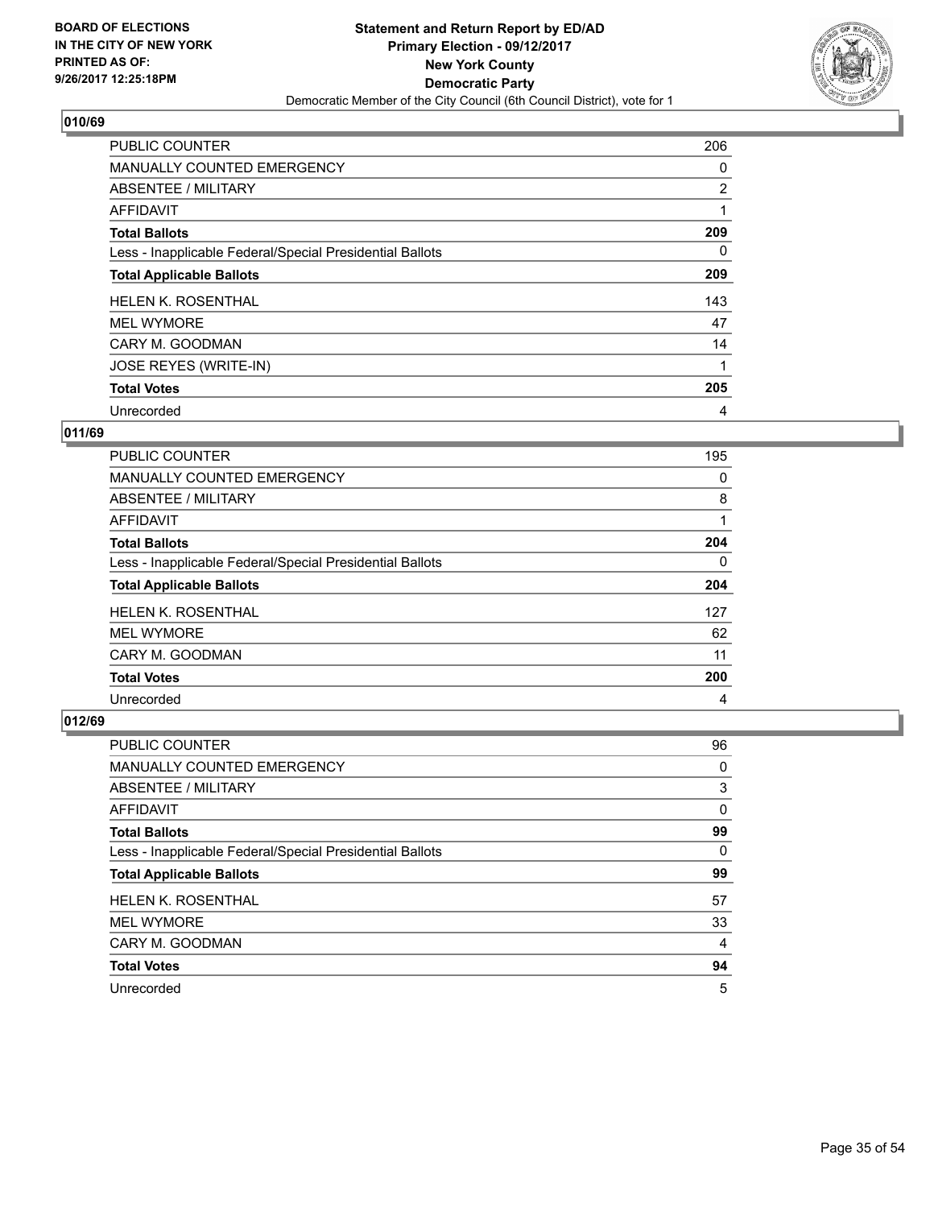**BOARD OF ELECTIONS IN THE CITY OF NEW YORK PRINTED AS OF: 9/26/2017 12:25:18PM**

**Statement and Return Report by ED/AD**
**Primary Election - 09/12/2017**
**New York County**
**Democratic Party**
Democratic Member of the City Council (6th Council District), vote for 1

### 010/69

| | |
|---|---|
| PUBLIC COUNTER | 206 |
| MANUALLY COUNTED EMERGENCY | 0 |
| ABSENTEE / MILITARY | 2 |
| AFFIDAVIT | 1 |
| **Total Ballots** | **209** |
| Less - Inapplicable Federal/Special Presidential Ballots | 0 |
| **Total Applicable Ballots** | **209** |
| HELEN K. ROSENTHAL | 143 |
| MEL WYMORE | 47 |
| CARY M. GOODMAN | 14 |
| JOSE REYES (WRITE-IN) | 1 |
| **Total Votes** | **205** |
| Unrecorded | 4 |

### 011/69

| | |
|---|---|
| PUBLIC COUNTER | 195 |
| MANUALLY COUNTED EMERGENCY | 0 |
| ABSENTEE / MILITARY | 8 |
| AFFIDAVIT | 1 |
| **Total Ballots** | **204** |
| Less - Inapplicable Federal/Special Presidential Ballots | 0 |
| **Total Applicable Ballots** | **204** |
| HELEN K. ROSENTHAL | 127 |
| MEL WYMORE | 62 |
| CARY M. GOODMAN | 11 |
| **Total Votes** | **200** |
| Unrecorded | 4 |

### 012/69

| | |
|---|---|
| PUBLIC COUNTER | 96 |
| MANUALLY COUNTED EMERGENCY | 0 |
| ABSENTEE / MILITARY | 3 |
| AFFIDAVIT | 0 |
| **Total Ballots** | **99** |
| Less - Inapplicable Federal/Special Presidential Ballots | 0 |
| **Total Applicable Ballots** | **99** |
| HELEN K. ROSENTHAL | 57 |
| MEL WYMORE | 33 |
| CARY M. GOODMAN | 4 |
| **Total Votes** | **94** |
| Unrecorded | 5 |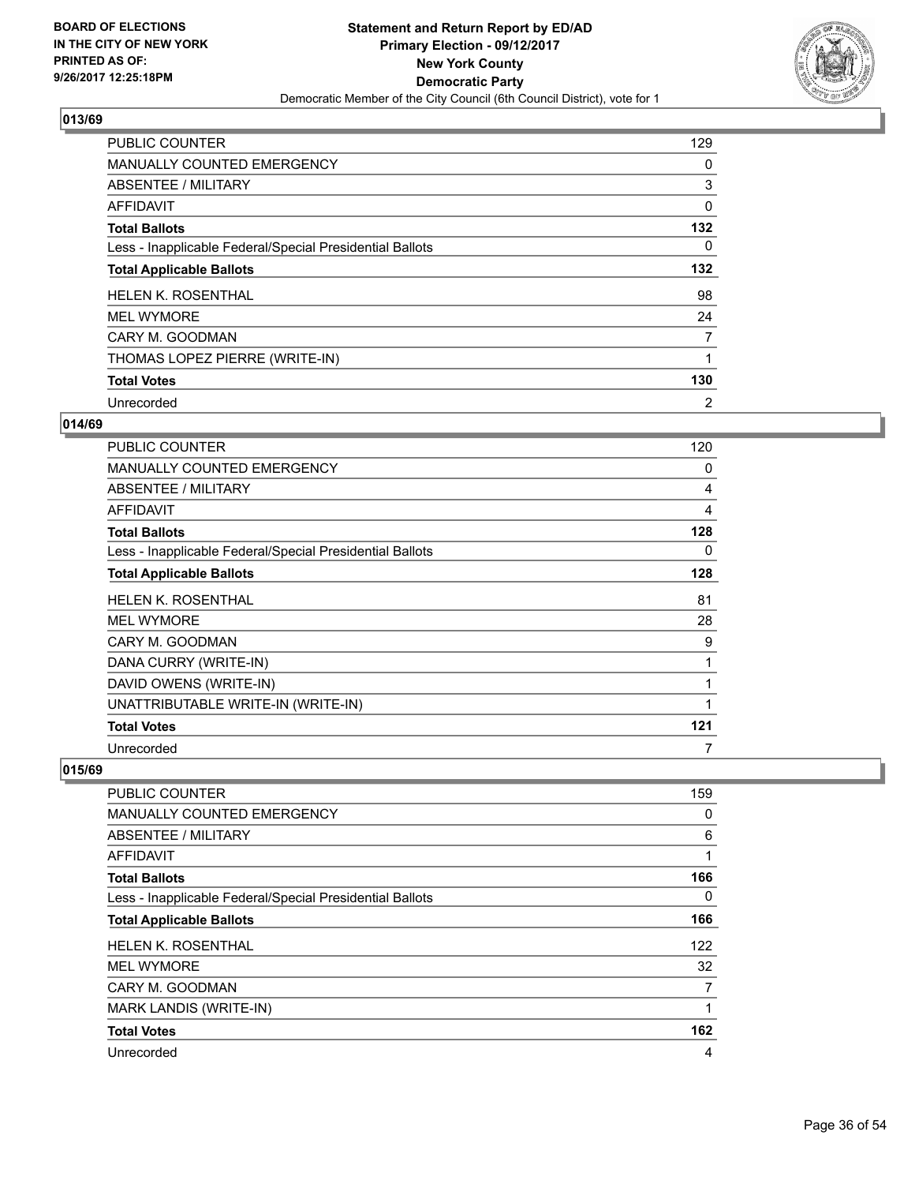**BOARD OF ELECTIONS IN THE CITY OF NEW YORK PRINTED AS OF: 9/26/2017 12:25:18PM**

**Statement and Return Report by ED/AD**
**Primary Election - 09/12/2017**
**New York County**
**Democratic Party**
Democratic Member of the City Council (6th Council District), vote for 1

## 013/69

| | |
|---|---|
| PUBLIC COUNTER | 129 |
| MANUALLY COUNTED EMERGENCY | 0 |
| ABSENTEE / MILITARY | 3 |
| AFFIDAVIT | 0 |
| **Total Ballots** | **132** |
| Less - Inapplicable Federal/Special Presidential Ballots | 0 |
| **Total Applicable Ballots** | **132** |
| HELEN K. ROSENTHAL | 98 |
| MEL WYMORE | 24 |
| CARY M. GOODMAN | 7 |
| THOMAS LOPEZ PIERRE (WRITE-IN) | 1 |
| **Total Votes** | **130** |
| Unrecorded | 2 |

## 014/69

| | |
|---|---|
| PUBLIC COUNTER | 120 |
| MANUALLY COUNTED EMERGENCY | 0 |
| ABSENTEE / MILITARY | 4 |
| AFFIDAVIT | 4 |
| **Total Ballots** | **128** |
| Less - Inapplicable Federal/Special Presidential Ballots | 0 |
| **Total Applicable Ballots** | **128** |
| HELEN K. ROSENTHAL | 81 |
| MEL WYMORE | 28 |
| CARY M. GOODMAN | 9 |
| DANA CURRY (WRITE-IN) | 1 |
| DAVID OWENS (WRITE-IN) | 1 |
| UNATTRIBUTABLE WRITE-IN (WRITE-IN) | 1 |
| **Total Votes** | **121** |
| Unrecorded | 7 |

## 015/69

| | |
|---|---|
| PUBLIC COUNTER | 159 |
| MANUALLY COUNTED EMERGENCY | 0 |
| ABSENTEE / MILITARY | 6 |
| AFFIDAVIT | 1 |
| **Total Ballots** | **166** |
| Less - Inapplicable Federal/Special Presidential Ballots | 0 |
| **Total Applicable Ballots** | **166** |
| HELEN K. ROSENTHAL | 122 |
| MEL WYMORE | 32 |
| CARY M. GOODMAN | 7 |
| MARK LANDIS (WRITE-IN) | 1 |
| **Total Votes** | **162** |
| Unrecorded | 4 |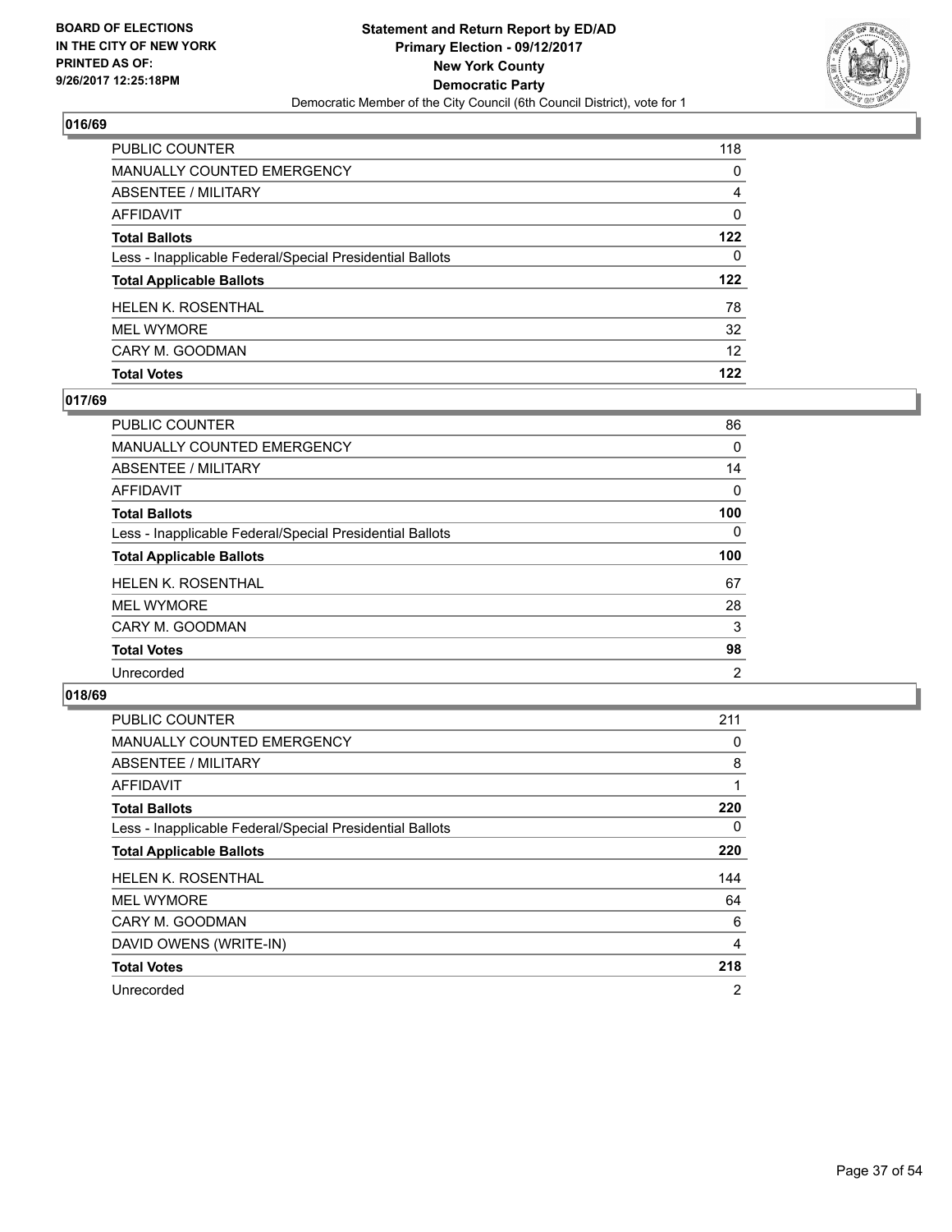BOARD OF ELECTIONS
IN THE CITY OF NEW YORK
PRINTED AS OF:
9/26/2017 12:25:18PM

**Statement and Return Report by ED/AD**
**Primary Election - 09/12/2017**
**New York County**
**Democratic Party**
Democratic Member of the City Council (6th Council District), vote for 1

## 016/69

| | |
|---|---|
| PUBLIC COUNTER | 118 |
| MANUALLY COUNTED EMERGENCY | 0 |
| ABSENTEE / MILITARY | 4 |
| AFFIDAVIT | 0 |
| **Total Ballots** | **122** |
| Less - Inapplicable Federal/Special Presidential Ballots | 0 |
| **Total Applicable Ballots** | **122** |
| HELEN K. ROSENTHAL | 78 |
| MEL WYMORE | 32 |
| CARY M. GOODMAN | 12 |
| **Total Votes** | **122** |

## 017/69

| | |
|---|---|
| PUBLIC COUNTER | 86 |
| MANUALLY COUNTED EMERGENCY | 0 |
| ABSENTEE / MILITARY | 14 |
| AFFIDAVIT | 0 |
| **Total Ballots** | **100** |
| Less - Inapplicable Federal/Special Presidential Ballots | 0 |
| **Total Applicable Ballots** | **100** |
| HELEN K. ROSENTHAL | 67 |
| MEL WYMORE | 28 |
| CARY M. GOODMAN | 3 |
| **Total Votes** | **98** |
| Unrecorded | 2 |

## 018/69

| | |
|---|---|
| PUBLIC COUNTER | 211 |
| MANUALLY COUNTED EMERGENCY | 0 |
| ABSENTEE / MILITARY | 8 |
| AFFIDAVIT | 1 |
| **Total Ballots** | **220** |
| Less - Inapplicable Federal/Special Presidential Ballots | 0 |
| **Total Applicable Ballots** | **220** |
| HELEN K. ROSENTHAL | 144 |
| MEL WYMORE | 64 |
| CARY M. GOODMAN | 6 |
| DAVID OWENS (WRITE-IN) | 4 |
| **Total Votes** | **218** |
| Unrecorded | 2 |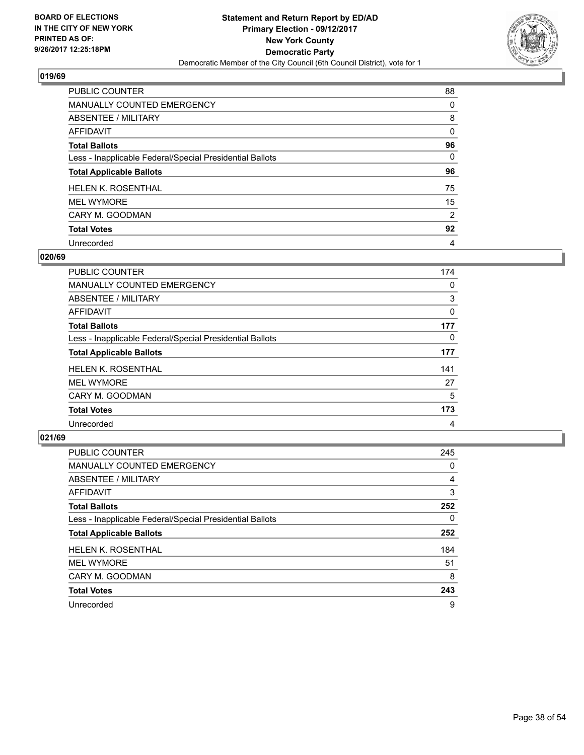**BOARD OF ELECTIONS IN THE CITY OF NEW YORK PRINTED AS OF: 9/26/2017 12:25:18PM**

**Statement and Return Report by ED/AD**
**Primary Election - 09/12/2017**
**New York County**
**Democratic Party**
Democratic Member of the City Council (6th Council District), vote for 1

### 019/69

| | |
|---|---|
| PUBLIC COUNTER | 88 |
| MANUALLY COUNTED EMERGENCY | 0 |
| ABSENTEE / MILITARY | 8 |
| AFFIDAVIT | 0 |
| **Total Ballots** | **96** |
| Less - Inapplicable Federal/Special Presidential Ballots | 0 |
| **Total Applicable Ballots** | **96** |
| HELEN K. ROSENTHAL | 75 |
| MEL WYMORE | 15 |
| CARY M. GOODMAN | 2 |
| **Total Votes** | **92** |
| Unrecorded | 4 |

### 020/69

| | |
|---|---|
| PUBLIC COUNTER | 174 |
| MANUALLY COUNTED EMERGENCY | 0 |
| ABSENTEE / MILITARY | 3 |
| AFFIDAVIT | 0 |
| **Total Ballots** | **177** |
| Less - Inapplicable Federal/Special Presidential Ballots | 0 |
| **Total Applicable Ballots** | **177** |
| HELEN K. ROSENTHAL | 141 |
| MEL WYMORE | 27 |
| CARY M. GOODMAN | 5 |
| **Total Votes** | **173** |
| Unrecorded | 4 |

### 021/69

| | |
|---|---|
| PUBLIC COUNTER | 245 |
| MANUALLY COUNTED EMERGENCY | 0 |
| ABSENTEE / MILITARY | 4 |
| AFFIDAVIT | 3 |
| **Total Ballots** | **252** |
| Less - Inapplicable Federal/Special Presidential Ballots | 0 |
| **Total Applicable Ballots** | **252** |
| HELEN K. ROSENTHAL | 184 |
| MEL WYMORE | 51 |
| CARY M. GOODMAN | 8 |
| **Total Votes** | **243** |
| Unrecorded | 9 |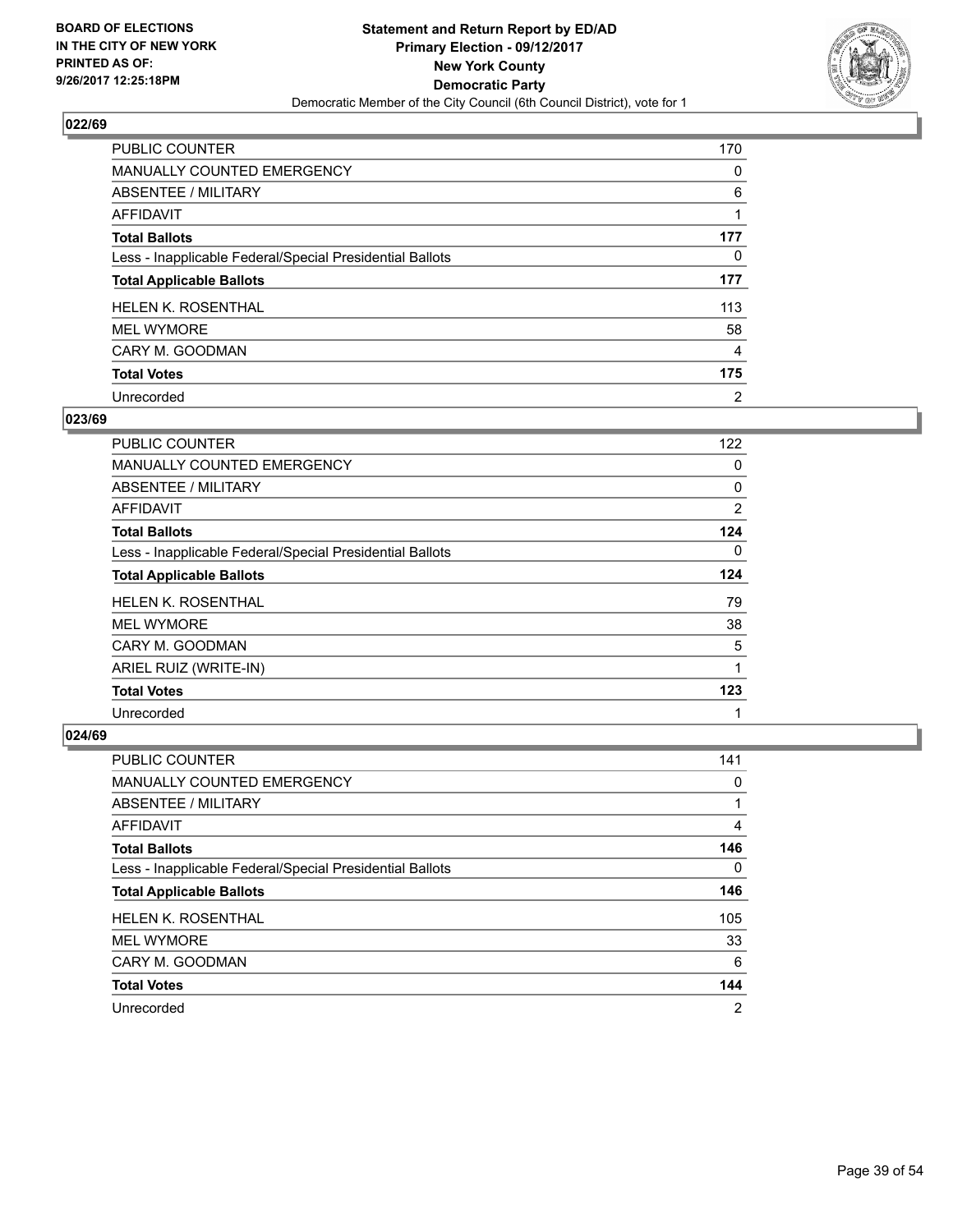**BOARD OF ELECTIONS IN THE CITY OF NEW YORK PRINTED AS OF: 9/26/2017 12:25:18PM**

**Statement and Return Report by ED/AD**
**Primary Election - 09/12/2017**
**New York County**
**Democratic Party**
Democratic Member of the City Council (6th Council District), vote for 1

### 022/69

| | |
|---|---|
| PUBLIC COUNTER | 170 |
| MANUALLY COUNTED EMERGENCY | 0 |
| ABSENTEE / MILITARY | 6 |
| AFFIDAVIT | 1 |
| **Total Ballots** | **177** |
| Less - Inapplicable Federal/Special Presidential Ballots | 0 |
| **Total Applicable Ballots** | **177** |
| HELEN K. ROSENTHAL | 113 |
| MEL WYMORE | 58 |
| CARY M. GOODMAN | 4 |
| **Total Votes** | **175** |
| Unrecorded | 2 |

### 023/69

| | |
|---|---|
| PUBLIC COUNTER | 122 |
| MANUALLY COUNTED EMERGENCY | 0 |
| ABSENTEE / MILITARY | 0 |
| AFFIDAVIT | 2 |
| **Total Ballots** | **124** |
| Less - Inapplicable Federal/Special Presidential Ballots | 0 |
| **Total Applicable Ballots** | **124** |
| HELEN K. ROSENTHAL | 79 |
| MEL WYMORE | 38 |
| CARY M. GOODMAN | 5 |
| ARIEL RUIZ (WRITE-IN) | 1 |
| **Total Votes** | **123** |
| Unrecorded | 1 |

### 024/69

| | |
|---|---|
| PUBLIC COUNTER | 141 |
| MANUALLY COUNTED EMERGENCY | 0 |
| ABSENTEE / MILITARY | 1 |
| AFFIDAVIT | 4 |
| **Total Ballots** | **146** |
| Less - Inapplicable Federal/Special Presidential Ballots | 0 |
| **Total Applicable Ballots** | **146** |
| HELEN K. ROSENTHAL | 105 |
| MEL WYMORE | 33 |
| CARY M. GOODMAN | 6 |
| **Total Votes** | **144** |
| Unrecorded | 2 |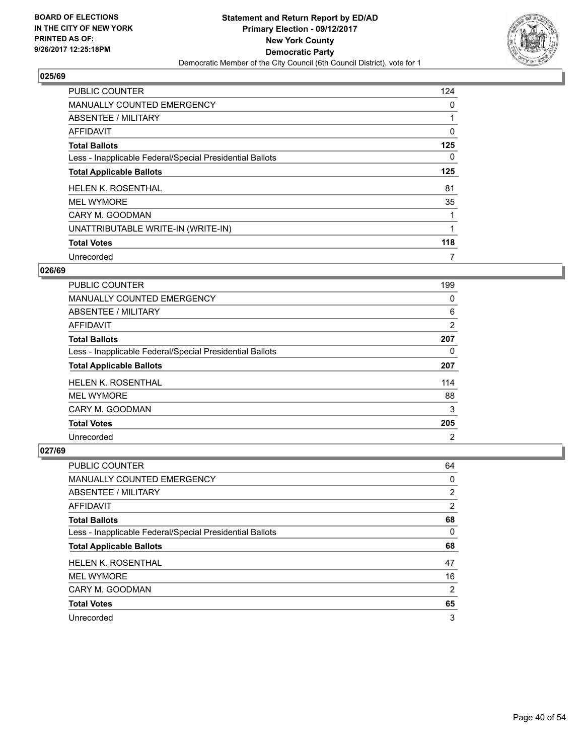BOARD OF ELECTIONS
IN THE CITY OF NEW YORK
PRINTED AS OF:
9/26/2017 12:25:18PM

**Statement and Return Report by ED/AD**
**Primary Election - 09/12/2017**
**New York County**
**Democratic Party**
Democratic Member of the City Council (6th Council District), vote for 1

### 025/69

| | |
|---|---|
| PUBLIC COUNTER | 124 |
| MANUALLY COUNTED EMERGENCY | 0 |
| ABSENTEE / MILITARY | 1 |
| AFFIDAVIT | 0 |
| **Total Ballots** | **125** |
| Less - Inapplicable Federal/Special Presidential Ballots | 0 |
| **Total Applicable Ballots** | **125** |
| HELEN K. ROSENTHAL | 81 |
| MEL WYMORE | 35 |
| CARY M. GOODMAN | 1 |
| UNATTRIBUTABLE WRITE-IN (WRITE-IN) | 1 |
| **Total Votes** | **118** |
| Unrecorded | 7 |

### 026/69

| | |
|---|---|
| PUBLIC COUNTER | 199 |
| MANUALLY COUNTED EMERGENCY | 0 |
| ABSENTEE / MILITARY | 6 |
| AFFIDAVIT | 2 |
| **Total Ballots** | **207** |
| Less - Inapplicable Federal/Special Presidential Ballots | 0 |
| **Total Applicable Ballots** | **207** |
| HELEN K. ROSENTHAL | 114 |
| MEL WYMORE | 88 |
| CARY M. GOODMAN | 3 |
| **Total Votes** | **205** |
| Unrecorded | 2 |

### 027/69

| | |
|---|---|
| PUBLIC COUNTER | 64 |
| MANUALLY COUNTED EMERGENCY | 0 |
| ABSENTEE / MILITARY | 2 |
| AFFIDAVIT | 2 |
| **Total Ballots** | **68** |
| Less - Inapplicable Federal/Special Presidential Ballots | 0 |
| **Total Applicable Ballots** | **68** |
| HELEN K. ROSENTHAL | 47 |
| MEL WYMORE | 16 |
| CARY M. GOODMAN | 2 |
| **Total Votes** | **65** |
| Unrecorded | 3 |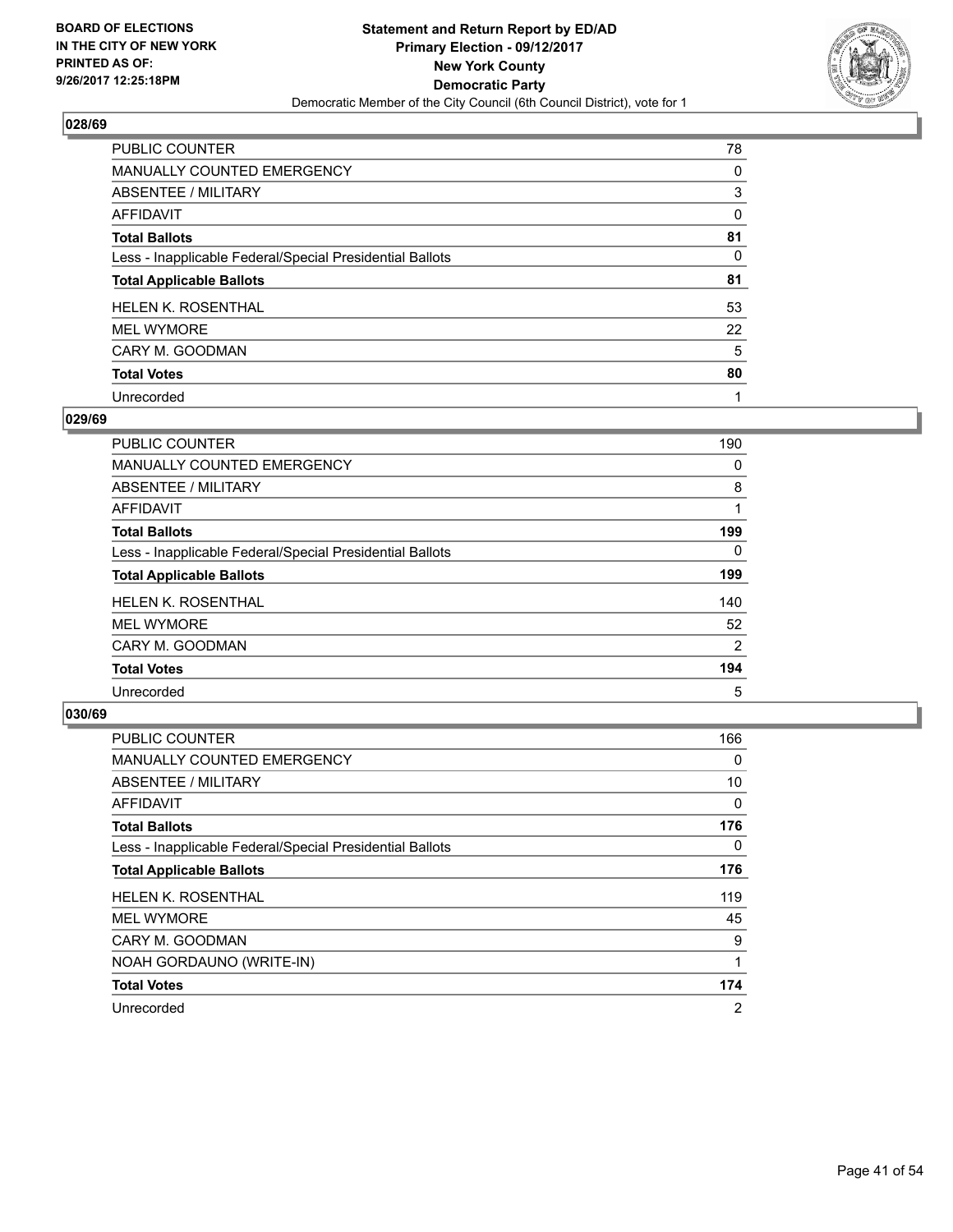BOARD OF ELECTIONS
IN THE CITY OF NEW YORK
PRINTED AS OF:
9/26/2017 12:25:18PM

**Statement and Return Report by ED/AD**
**Primary Election - 09/12/2017**
**New York County**
**Democratic Party**
Democratic Member of the City Council (6th Council District), vote for 1

### 028/69

| | |
|---|---|
| PUBLIC COUNTER | 78 |
| MANUALLY COUNTED EMERGENCY | 0 |
| ABSENTEE / MILITARY | 3 |
| AFFIDAVIT | 0 |
| **Total Ballots** | **81** |
| Less - Inapplicable Federal/Special Presidential Ballots | 0 |
| **Total Applicable Ballots** | **81** |
| HELEN K. ROSENTHAL | 53 |
| MEL WYMORE | 22 |
| CARY M. GOODMAN | 5 |
| **Total Votes** | **80** |
| Unrecorded | 1 |

### 029/69

| | |
|---|---|
| PUBLIC COUNTER | 190 |
| MANUALLY COUNTED EMERGENCY | 0 |
| ABSENTEE / MILITARY | 8 |
| AFFIDAVIT | 1 |
| **Total Ballots** | **199** |
| Less - Inapplicable Federal/Special Presidential Ballots | 0 |
| **Total Applicable Ballots** | **199** |
| HELEN K. ROSENTHAL | 140 |
| MEL WYMORE | 52 |
| CARY M. GOODMAN | 2 |
| **Total Votes** | **194** |
| Unrecorded | 5 |

### 030/69

| | |
|---|---|
| PUBLIC COUNTER | 166 |
| MANUALLY COUNTED EMERGENCY | 0 |
| ABSENTEE / MILITARY | 10 |
| AFFIDAVIT | 0 |
| **Total Ballots** | **176** |
| Less - Inapplicable Federal/Special Presidential Ballots | 0 |
| **Total Applicable Ballots** | **176** |
| HELEN K. ROSENTHAL | 119 |
| MEL WYMORE | 45 |
| CARY M. GOODMAN | 9 |
| NOAH GORDAUNO (WRITE-IN) | 1 |
| **Total Votes** | **174** |
| Unrecorded | 2 |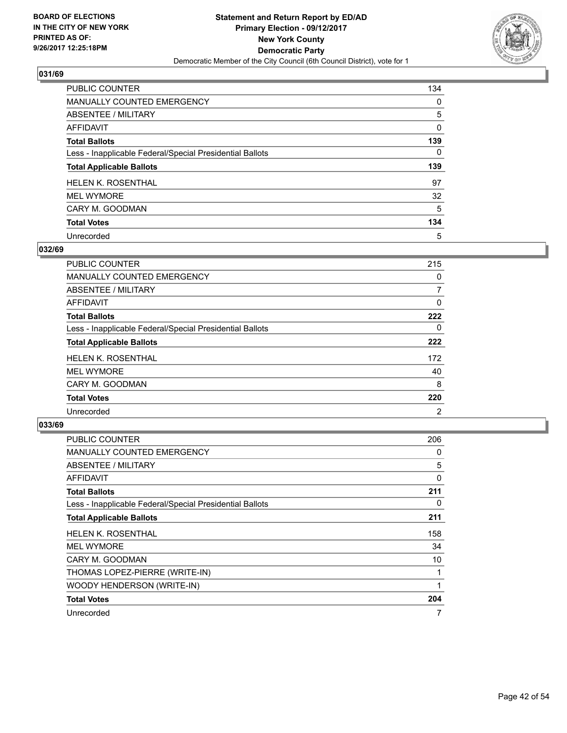**BOARD OF ELECTIONS IN THE CITY OF NEW YORK PRINTED AS OF: 9/26/2017 12:25:18PM**

**Statement and Return Report by ED/AD**
**Primary Election - 09/12/2017**
**New York County**
**Democratic Party**
Democratic Member of the City Council (6th Council District), vote for 1

## 031/69

| | |
|---|---|
| PUBLIC COUNTER | 134 |
| MANUALLY COUNTED EMERGENCY | 0 |
| ABSENTEE / MILITARY | 5 |
| AFFIDAVIT | 0 |
| **Total Ballots** | **139** |
| Less - Inapplicable Federal/Special Presidential Ballots | 0 |
| **Total Applicable Ballots** | **139** |
| HELEN K. ROSENTHAL | 97 |
| MEL WYMORE | 32 |
| CARY M. GOODMAN | 5 |
| **Total Votes** | **134** |
| Unrecorded | 5 |

## 032/69

| | |
|---|---|
| PUBLIC COUNTER | 215 |
| MANUALLY COUNTED EMERGENCY | 0 |
| ABSENTEE / MILITARY | 7 |
| AFFIDAVIT | 0 |
| **Total Ballots** | **222** |
| Less - Inapplicable Federal/Special Presidential Ballots | 0 |
| **Total Applicable Ballots** | **222** |
| HELEN K. ROSENTHAL | 172 |
| MEL WYMORE | 40 |
| CARY M. GOODMAN | 8 |
| **Total Votes** | **220** |
| Unrecorded | 2 |

## 033/69

| | |
|---|---|
| PUBLIC COUNTER | 206 |
| MANUALLY COUNTED EMERGENCY | 0 |
| ABSENTEE / MILITARY | 5 |
| AFFIDAVIT | 0 |
| **Total Ballots** | **211** |
| Less - Inapplicable Federal/Special Presidential Ballots | 0 |
| **Total Applicable Ballots** | **211** |
| HELEN K. ROSENTHAL | 158 |
| MEL WYMORE | 34 |
| CARY M. GOODMAN | 10 |
| THOMAS LOPEZ-PIERRE (WRITE-IN) | 1 |
| WOODY HENDERSON (WRITE-IN) | 1 |
| **Total Votes** | **204** |
| Unrecorded | 7 |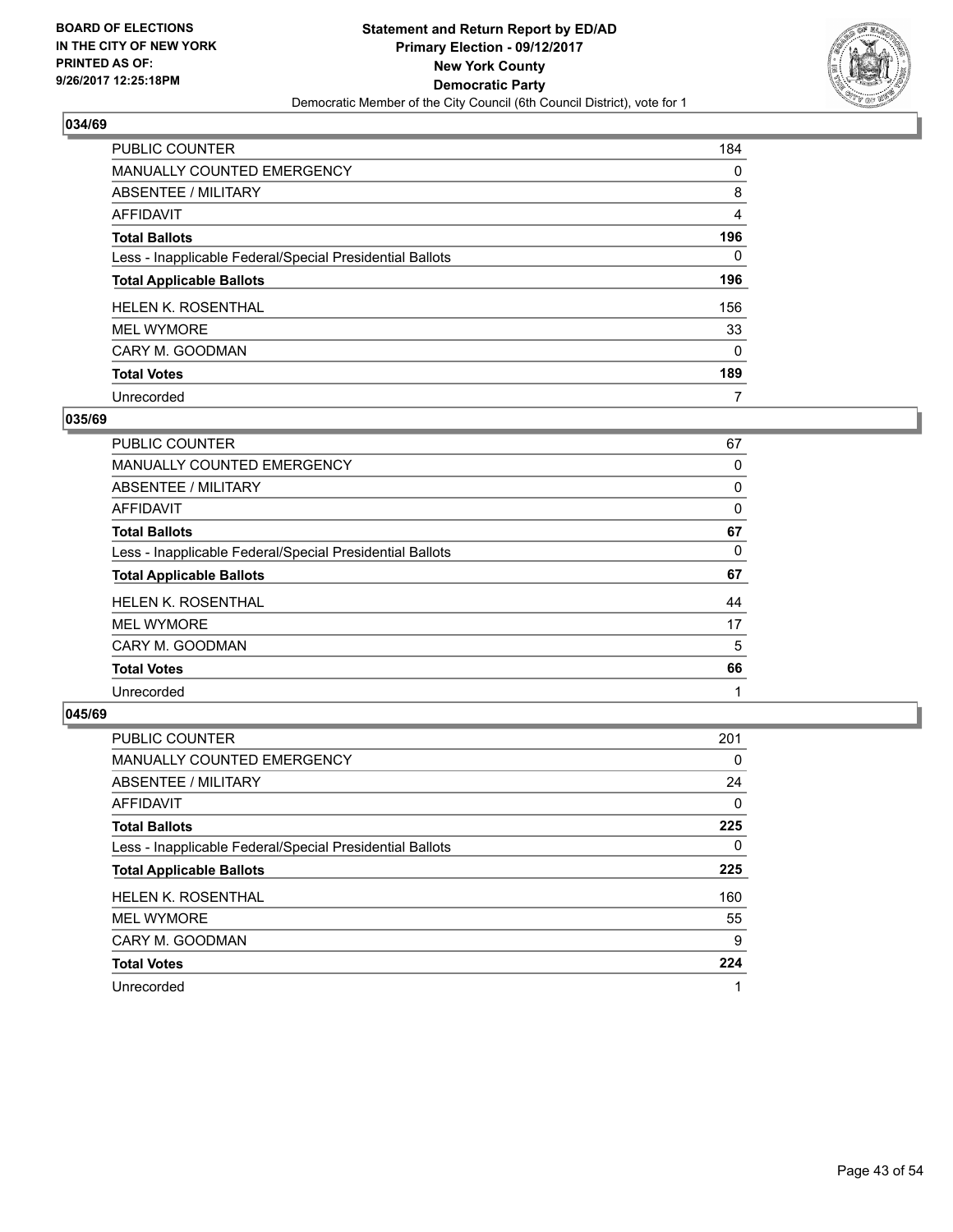BOARD OF ELECTIONS
IN THE CITY OF NEW YORK
PRINTED AS OF:
9/26/2017 12:25:18PM

**Statement and Return Report by ED/AD**
**Primary Election - 09/12/2017**
**New York County**
**Democratic Party**
Democratic Member of the City Council (6th Council District), vote for 1

## 034/69

| | |
|---|---|
| PUBLIC COUNTER | 184 |
| MANUALLY COUNTED EMERGENCY | 0 |
| ABSENTEE / MILITARY | 8 |
| AFFIDAVIT | 4 |
| **Total Ballots** | **196** |
| Less - Inapplicable Federal/Special Presidential Ballots | 0 |
| **Total Applicable Ballots** | **196** |
| HELEN K. ROSENTHAL | 156 |
| MEL WYMORE | 33 |
| CARY M. GOODMAN | 0 |
| **Total Votes** | **189** |
| Unrecorded | 7 |

## 035/69

| | |
|---|---|
| PUBLIC COUNTER | 67 |
| MANUALLY COUNTED EMERGENCY | 0 |
| ABSENTEE / MILITARY | 0 |
| AFFIDAVIT | 0 |
| **Total Ballots** | **67** |
| Less - Inapplicable Federal/Special Presidential Ballots | 0 |
| **Total Applicable Ballots** | **67** |
| HELEN K. ROSENTHAL | 44 |
| MEL WYMORE | 17 |
| CARY M. GOODMAN | 5 |
| **Total Votes** | **66** |
| Unrecorded | 1 |

## 045/69

| | |
|---|---|
| PUBLIC COUNTER | 201 |
| MANUALLY COUNTED EMERGENCY | 0 |
| ABSENTEE / MILITARY | 24 |
| AFFIDAVIT | 0 |
| **Total Ballots** | **225** |
| Less - Inapplicable Federal/Special Presidential Ballots | 0 |
| **Total Applicable Ballots** | **225** |
| HELEN K. ROSENTHAL | 160 |
| MEL WYMORE | 55 |
| CARY M. GOODMAN | 9 |
| **Total Votes** | **224** |
| Unrecorded | 1 |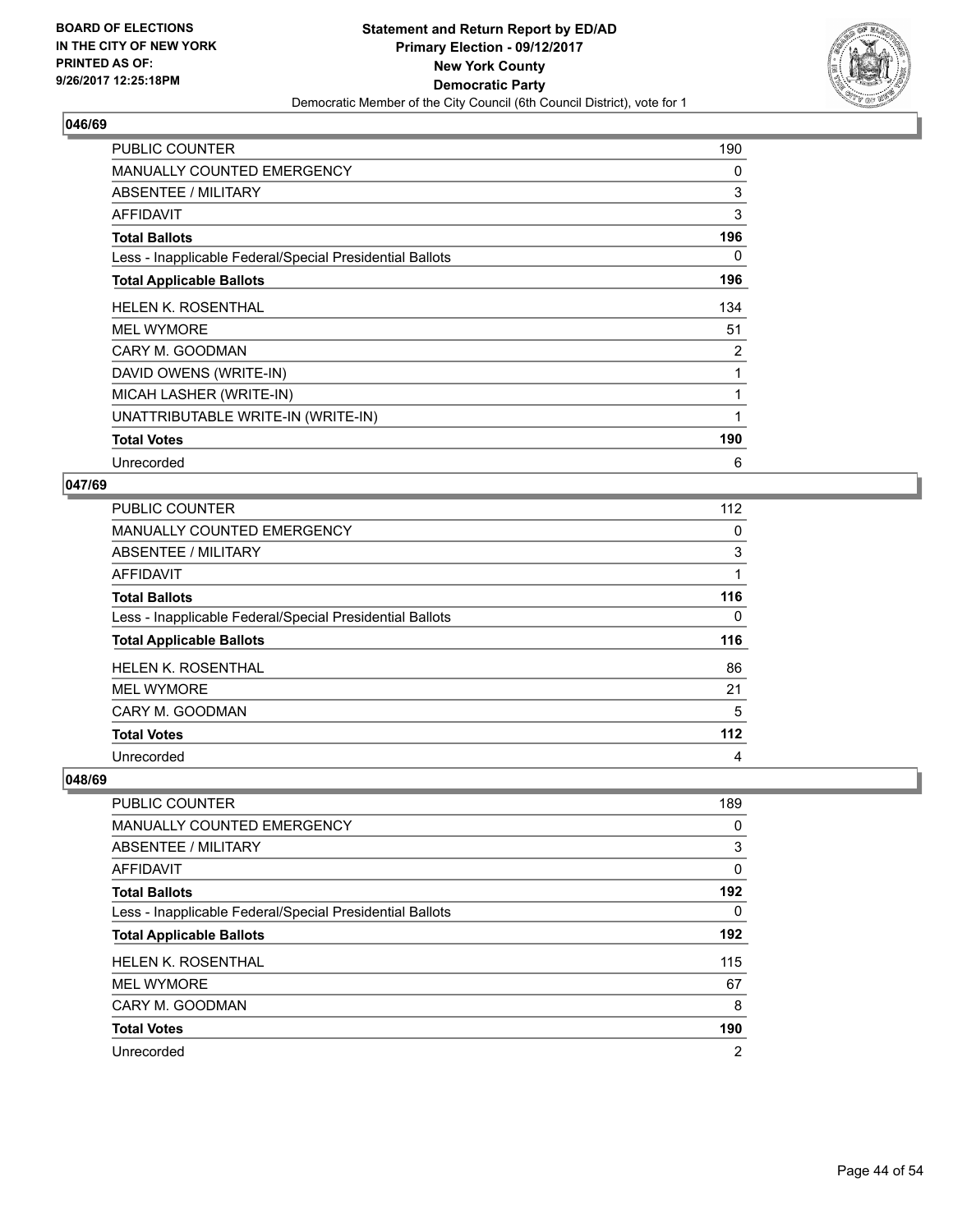BOARD OF ELECTIONS
IN THE CITY OF NEW YORK
PRINTED AS OF:
9/26/2017 12:25:18PM

**Statement and Return Report by ED/AD**
**Primary Election - 09/12/2017**
**New York County**
**Democratic Party**
Democratic Member of the City Council (6th Council District), vote for 1

## 046/69

| | |
|---|---|
| PUBLIC COUNTER | 190 |
| MANUALLY COUNTED EMERGENCY | 0 |
| ABSENTEE / MILITARY | 3 |
| AFFIDAVIT | 3 |
| **Total Ballots** | **196** |
| Less - Inapplicable Federal/Special Presidential Ballots | 0 |
| **Total Applicable Ballots** | **196** |
| HELEN K. ROSENTHAL | 134 |
| MEL WYMORE | 51 |
| CARY M. GOODMAN | 2 |
| DAVID OWENS (WRITE-IN) | 1 |
| MICAH LASHER (WRITE-IN) | 1 |
| UNATTRIBUTABLE WRITE-IN (WRITE-IN) | 1 |
| **Total Votes** | **190** |
| Unrecorded | 6 |

## 047/69

| | |
|---|---|
| PUBLIC COUNTER | 112 |
| MANUALLY COUNTED EMERGENCY | 0 |
| ABSENTEE / MILITARY | 3 |
| AFFIDAVIT | 1 |
| **Total Ballots** | **116** |
| Less - Inapplicable Federal/Special Presidential Ballots | 0 |
| **Total Applicable Ballots** | **116** |
| HELEN K. ROSENTHAL | 86 |
| MEL WYMORE | 21 |
| CARY M. GOODMAN | 5 |
| **Total Votes** | **112** |
| Unrecorded | 4 |

## 048/69

| | |
|---|---|
| PUBLIC COUNTER | 189 |
| MANUALLY COUNTED EMERGENCY | 0 |
| ABSENTEE / MILITARY | 3 |
| AFFIDAVIT | 0 |
| **Total Ballots** | **192** |
| Less - Inapplicable Federal/Special Presidential Ballots | 0 |
| **Total Applicable Ballots** | **192** |
| HELEN K. ROSENTHAL | 115 |
| MEL WYMORE | 67 |
| CARY M. GOODMAN | 8 |
| **Total Votes** | **190** |
| Unrecorded | 2 |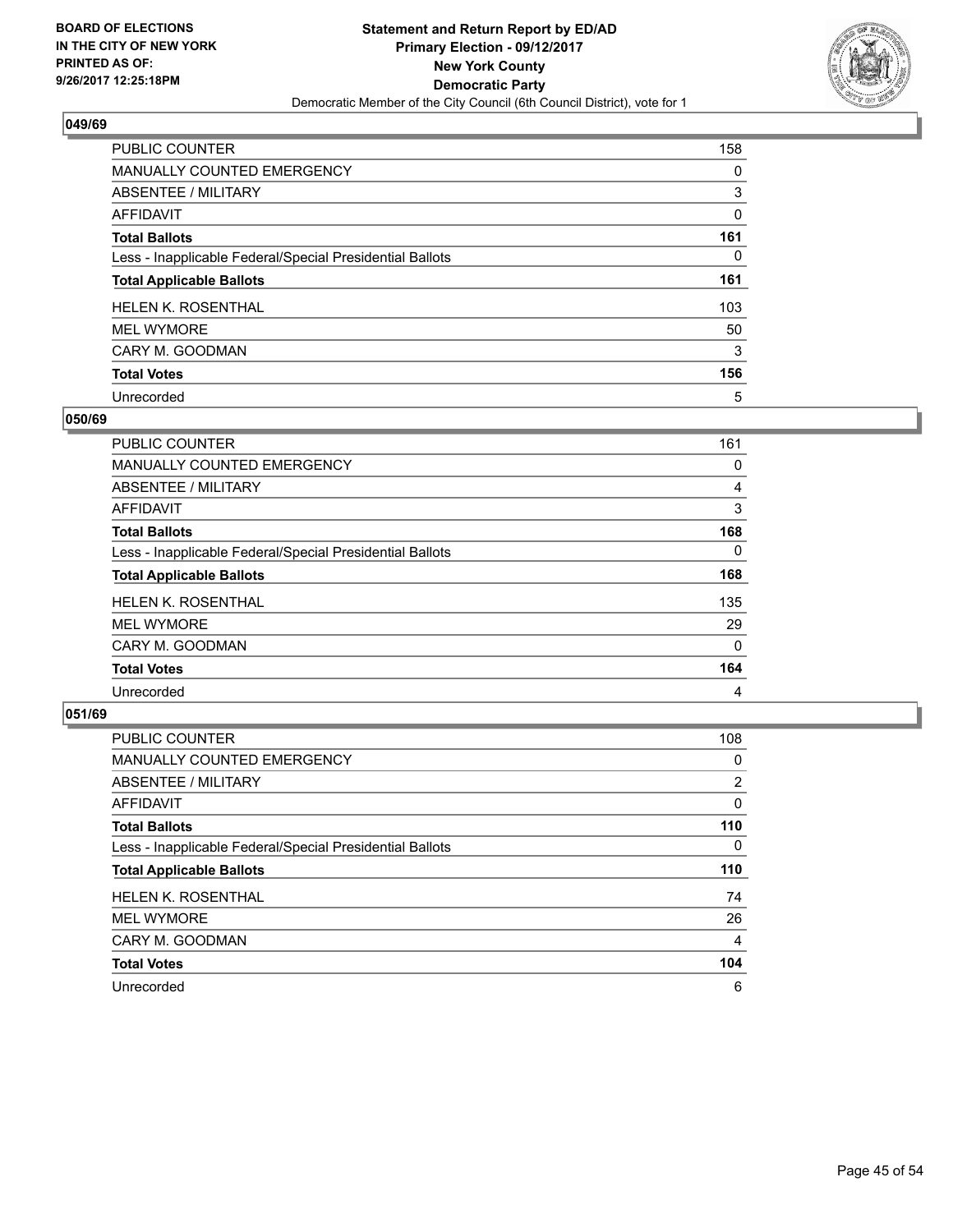BOARD OF ELECTIONS
IN THE CITY OF NEW YORK
PRINTED AS OF:
9/26/2017 12:25:18PM

**Statement and Return Report by ED/AD**
**Primary Election - 09/12/2017**
**New York County**
**Democratic Party**
Democratic Member of the City Council (6th Council District), vote for 1

### 049/69

| | |
|---|---|
| PUBLIC COUNTER | 158 |
| MANUALLY COUNTED EMERGENCY | 0 |
| ABSENTEE / MILITARY | 3 |
| AFFIDAVIT | 0 |
| **Total Ballots** | **161** |
| Less - Inapplicable Federal/Special Presidential Ballots | 0 |
| **Total Applicable Ballots** | **161** |
| HELEN K. ROSENTHAL | 103 |
| MEL WYMORE | 50 |
| CARY M. GOODMAN | 3 |
| **Total Votes** | **156** |
| Unrecorded | 5 |

### 050/69

| | |
|---|---|
| PUBLIC COUNTER | 161 |
| MANUALLY COUNTED EMERGENCY | 0 |
| ABSENTEE / MILITARY | 4 |
| AFFIDAVIT | 3 |
| **Total Ballots** | **168** |
| Less - Inapplicable Federal/Special Presidential Ballots | 0 |
| **Total Applicable Ballots** | **168** |
| HELEN K. ROSENTHAL | 135 |
| MEL WYMORE | 29 |
| CARY M. GOODMAN | 0 |
| **Total Votes** | **164** |
| Unrecorded | 4 |

### 051/69

| | |
|---|---|
| PUBLIC COUNTER | 108 |
| MANUALLY COUNTED EMERGENCY | 0 |
| ABSENTEE / MILITARY | 2 |
| AFFIDAVIT | 0 |
| **Total Ballots** | **110** |
| Less - Inapplicable Federal/Special Presidential Ballots | 0 |
| **Total Applicable Ballots** | **110** |
| HELEN K. ROSENTHAL | 74 |
| MEL WYMORE | 26 |
| CARY M. GOODMAN | 4 |
| **Total Votes** | **104** |
| Unrecorded | 6 |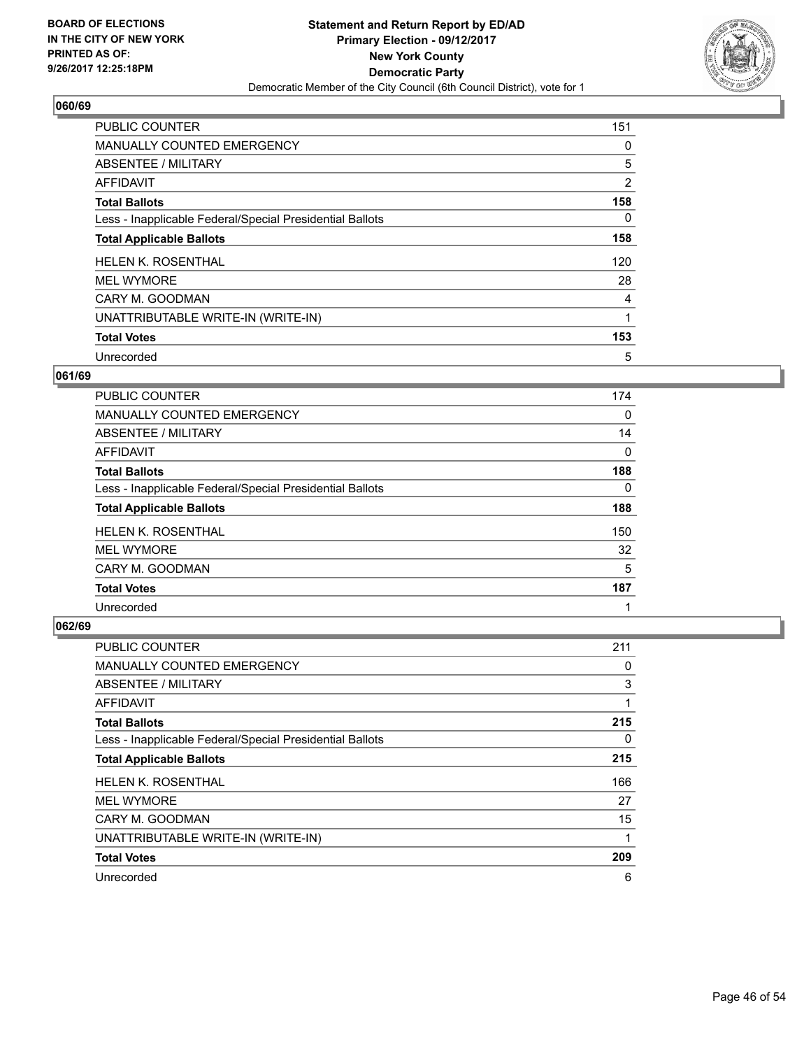BOARD OF ELECTIONS
IN THE CITY OF NEW YORK
PRINTED AS OF:
9/26/2017 12:25:18PM

**Statement and Return Report by ED/AD**
**Primary Election - 09/12/2017**
**New York County**
**Democratic Party**
Democratic Member of the City Council (6th Council District), vote for 1

### 060/69

| | |
|---|---|
| PUBLIC COUNTER | 151 |
| MANUALLY COUNTED EMERGENCY | 0 |
| ABSENTEE / MILITARY | 5 |
| AFFIDAVIT | 2 |
| **Total Ballots** | **158** |
| Less - Inapplicable Federal/Special Presidential Ballots | 0 |
| **Total Applicable Ballots** | **158** |
| HELEN K. ROSENTHAL | 120 |
| MEL WYMORE | 28 |
| CARY M. GOODMAN | 4 |
| UNATTRIBUTABLE WRITE-IN (WRITE-IN) | 1 |
| **Total Votes** | **153** |
| Unrecorded | 5 |

### 061/69

| | |
|---|---|
| PUBLIC COUNTER | 174 |
| MANUALLY COUNTED EMERGENCY | 0 |
| ABSENTEE / MILITARY | 14 |
| AFFIDAVIT | 0 |
| **Total Ballots** | **188** |
| Less - Inapplicable Federal/Special Presidential Ballots | 0 |
| **Total Applicable Ballots** | **188** |
| HELEN K. ROSENTHAL | 150 |
| MEL WYMORE | 32 |
| CARY M. GOODMAN | 5 |
| **Total Votes** | **187** |
| Unrecorded | 1 |

### 062/69

| | |
|---|---|
| PUBLIC COUNTER | 211 |
| MANUALLY COUNTED EMERGENCY | 0 |
| ABSENTEE / MILITARY | 3 |
| AFFIDAVIT | 1 |
| **Total Ballots** | **215** |
| Less - Inapplicable Federal/Special Presidential Ballots | 0 |
| **Total Applicable Ballots** | **215** |
| HELEN K. ROSENTHAL | 166 |
| MEL WYMORE | 27 |
| CARY M. GOODMAN | 15 |
| UNATTRIBUTABLE WRITE-IN (WRITE-IN) | 1 |
| **Total Votes** | **209** |
| Unrecorded | 6 |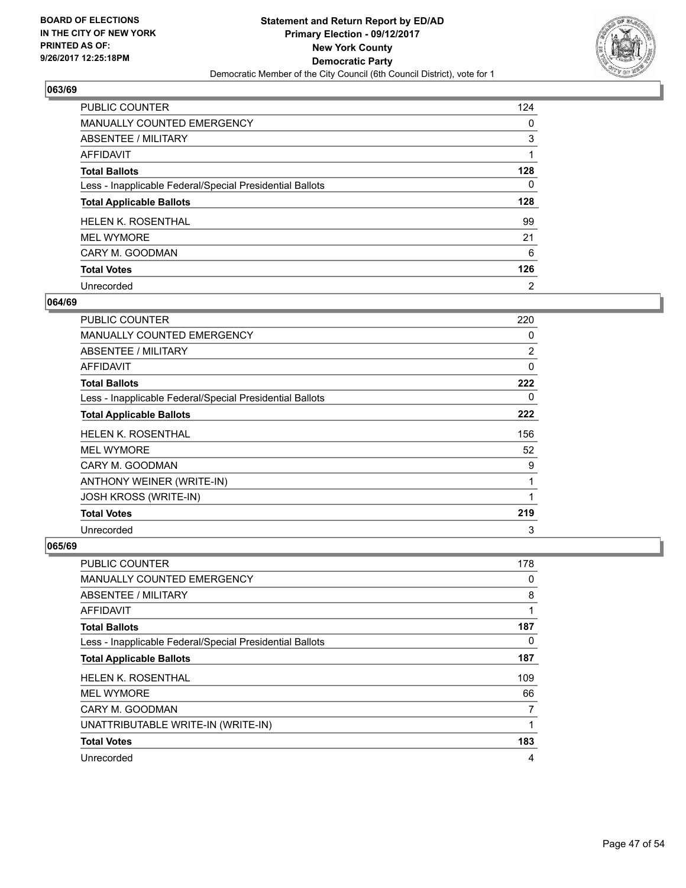BOARD OF ELECTIONS
IN THE CITY OF NEW YORK
PRINTED AS OF:
9/26/2017 12:25:18PM

**Statement and Return Report by ED/AD**
**Primary Election - 09/12/2017**
**New York County**
**Democratic Party**
Democratic Member of the City Council (6th Council District), vote for 1

## 063/69

| | |
|---|---|
| PUBLIC COUNTER | 124 |
| MANUALLY COUNTED EMERGENCY | 0 |
| ABSENTEE / MILITARY | 3 |
| AFFIDAVIT | 1 |
| **Total Ballots** | **128** |
| Less - Inapplicable Federal/Special Presidential Ballots | 0 |
| **Total Applicable Ballots** | **128** |
| HELEN K. ROSENTHAL | 99 |
| MEL WYMORE | 21 |
| CARY M. GOODMAN | 6 |
| **Total Votes** | **126** |
| Unrecorded | 2 |

## 064/69

| | |
|---|---|
| PUBLIC COUNTER | 220 |
| MANUALLY COUNTED EMERGENCY | 0 |
| ABSENTEE / MILITARY | 2 |
| AFFIDAVIT | 0 |
| **Total Ballots** | **222** |
| Less - Inapplicable Federal/Special Presidential Ballots | 0 |
| **Total Applicable Ballots** | **222** |
| HELEN K. ROSENTHAL | 156 |
| MEL WYMORE | 52 |
| CARY M. GOODMAN | 9 |
| ANTHONY WEINER (WRITE-IN) | 1 |
| JOSH KROSS (WRITE-IN) | 1 |
| **Total Votes** | **219** |
| Unrecorded | 3 |

## 065/69

| | |
|---|---|
| PUBLIC COUNTER | 178 |
| MANUALLY COUNTED EMERGENCY | 0 |
| ABSENTEE / MILITARY | 8 |
| AFFIDAVIT | 1 |
| **Total Ballots** | **187** |
| Less - Inapplicable Federal/Special Presidential Ballots | 0 |
| **Total Applicable Ballots** | **187** |
| HELEN K. ROSENTHAL | 109 |
| MEL WYMORE | 66 |
| CARY M. GOODMAN | 7 |
| UNATTRIBUTABLE WRITE-IN (WRITE-IN) | 1 |
| **Total Votes** | **183** |
| Unrecorded | 4 |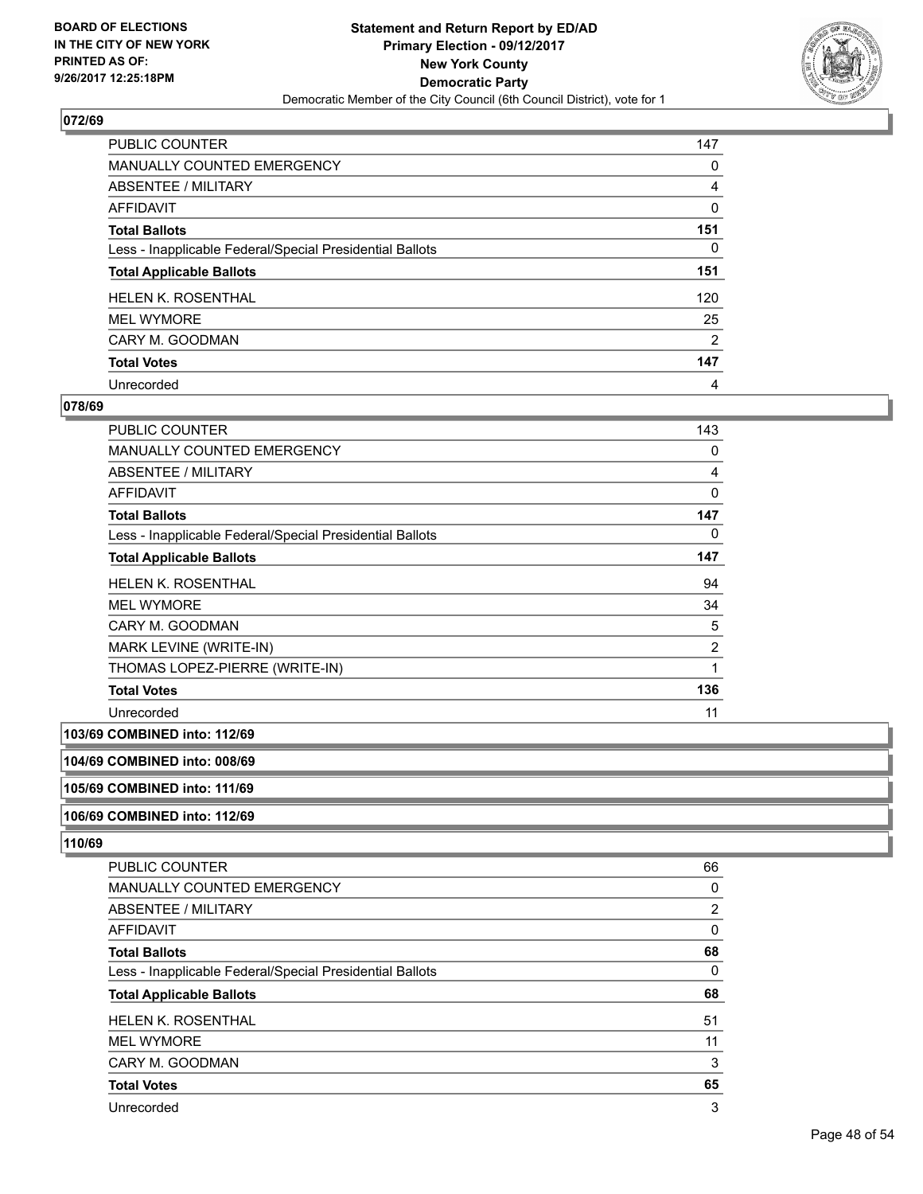**BOARD OF ELECTIONS IN THE CITY OF NEW YORK PRINTED AS OF: 9/26/2017 12:25:18PM**

**Statement and Return Report by ED/AD**
**Primary Election - 09/12/2017**
**New York County**
**Democratic Party**
Democratic Member of the City Council (6th Council District), vote for 1

### 072/69

| | |
|---|---|
| PUBLIC COUNTER | 147 |
| MANUALLY COUNTED EMERGENCY | 0 |
| ABSENTEE / MILITARY | 4 |
| AFFIDAVIT | 0 |
| **Total Ballots** | **151** |
| Less - Inapplicable Federal/Special Presidential Ballots | 0 |
| **Total Applicable Ballots** | **151** |
| HELEN K. ROSENTHAL | 120 |
| MEL WYMORE | 25 |
| CARY M. GOODMAN | 2 |
| **Total Votes** | **147** |
| Unrecorded | 4 |

### 078/69

| | |
|---|---|
| PUBLIC COUNTER | 143 |
| MANUALLY COUNTED EMERGENCY | 0 |
| ABSENTEE / MILITARY | 4 |
| AFFIDAVIT | 0 |
| **Total Ballots** | **147** |
| Less - Inapplicable Federal/Special Presidential Ballots | 0 |
| **Total Applicable Ballots** | **147** |
| HELEN K. ROSENTHAL | 94 |
| MEL WYMORE | 34 |
| CARY M. GOODMAN | 5 |
| MARK LEVINE (WRITE-IN) | 2 |
| THOMAS LOPEZ-PIERRE (WRITE-IN) | 1 |
| **Total Votes** | **136** |
| Unrecorded | 11 |

### 103/69 COMBINED into: 112/69

### 104/69 COMBINED into: 008/69

### 105/69 COMBINED into: 111/69

### 106/69 COMBINED into: 112/69

### 110/69

| | |
|---|---|
| PUBLIC COUNTER | 66 |
| MANUALLY COUNTED EMERGENCY | 0 |
| ABSENTEE / MILITARY | 2 |
| AFFIDAVIT | 0 |
| **Total Ballots** | **68** |
| Less - Inapplicable Federal/Special Presidential Ballots | 0 |
| **Total Applicable Ballots** | **68** |
| HELEN K. ROSENTHAL | 51 |
| MEL WYMORE | 11 |
| CARY M. GOODMAN | 3 |
| **Total Votes** | **65** |
| Unrecorded | 3 |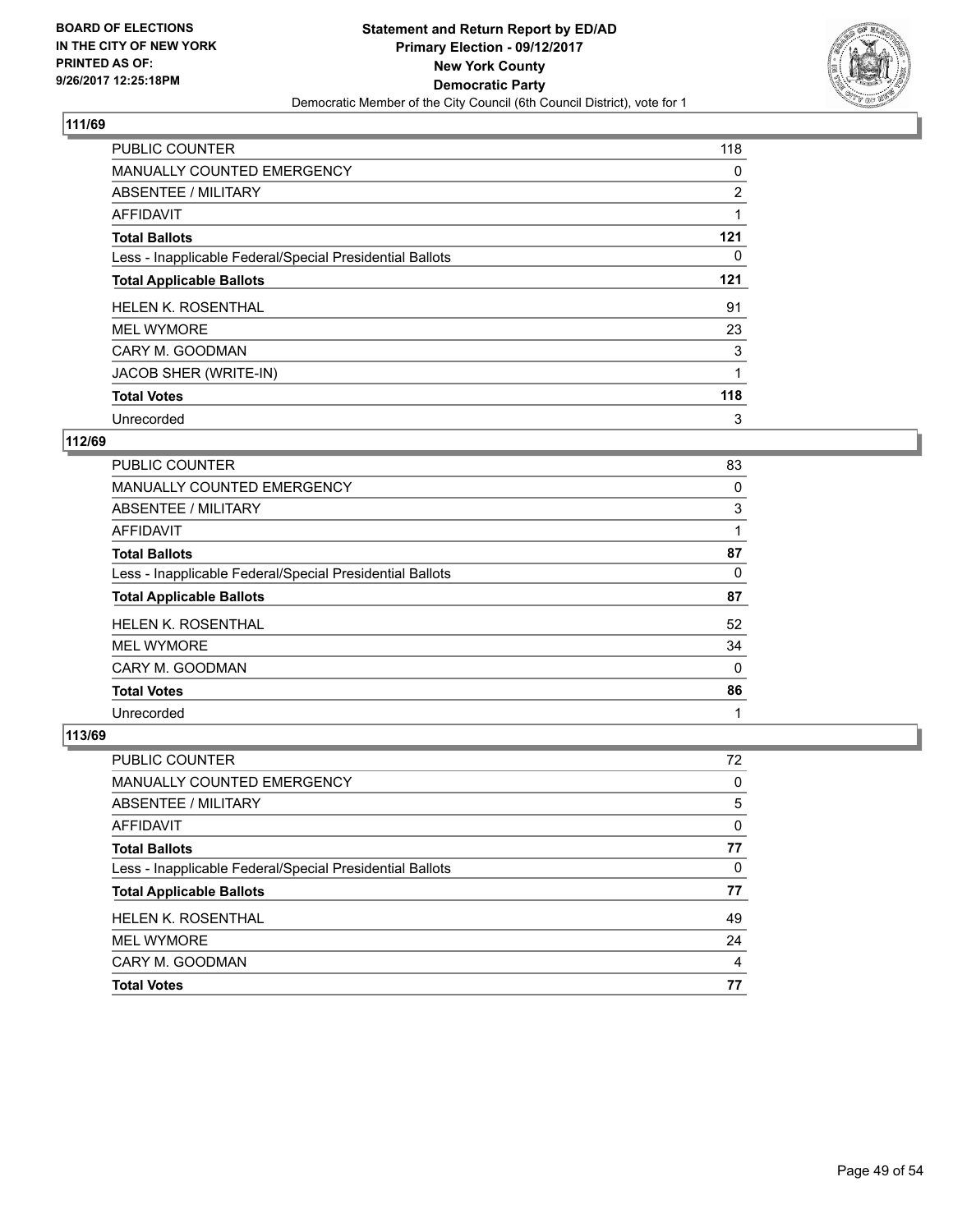**BOARD OF ELECTIONS IN THE CITY OF NEW YORK PRINTED AS OF: 9/26/2017 12:25:18PM**

**Statement and Return Report by ED/AD**
**Primary Election - 09/12/2017**
**New York County**
**Democratic Party**
Democratic Member of the City Council (6th Council District), vote for 1

## 111/69

| | |
|---|---|
| PUBLIC COUNTER | 118 |
| MANUALLY COUNTED EMERGENCY | 0 |
| ABSENTEE / MILITARY | 2 |
| AFFIDAVIT | 1 |
| **Total Ballots** | **121** |
| Less - Inapplicable Federal/Special Presidential Ballots | 0 |
| **Total Applicable Ballots** | **121** |
| HELEN K. ROSENTHAL | 91 |
| MEL WYMORE | 23 |
| CARY M. GOODMAN | 3 |
| JACOB SHER (WRITE-IN) | 1 |
| **Total Votes** | **118** |
| Unrecorded | 3 |

## 112/69

| | |
|---|---|
| PUBLIC COUNTER | 83 |
| MANUALLY COUNTED EMERGENCY | 0 |
| ABSENTEE / MILITARY | 3 |
| AFFIDAVIT | 1 |
| **Total Ballots** | **87** |
| Less - Inapplicable Federal/Special Presidential Ballots | 0 |
| **Total Applicable Ballots** | **87** |
| HELEN K. ROSENTHAL | 52 |
| MEL WYMORE | 34 |
| CARY M. GOODMAN | 0 |
| **Total Votes** | **86** |
| Unrecorded | 1 |

## 113/69

| | |
|---|---|
| PUBLIC COUNTER | 72 |
| MANUALLY COUNTED EMERGENCY | 0 |
| ABSENTEE / MILITARY | 5 |
| AFFIDAVIT | 0 |
| **Total Ballots** | **77** |
| Less - Inapplicable Federal/Special Presidential Ballots | 0 |
| **Total Applicable Ballots** | **77** |
| HELEN K. ROSENTHAL | 49 |
| MEL WYMORE | 24 |
| CARY M. GOODMAN | 4 |
| **Total Votes** | **77** |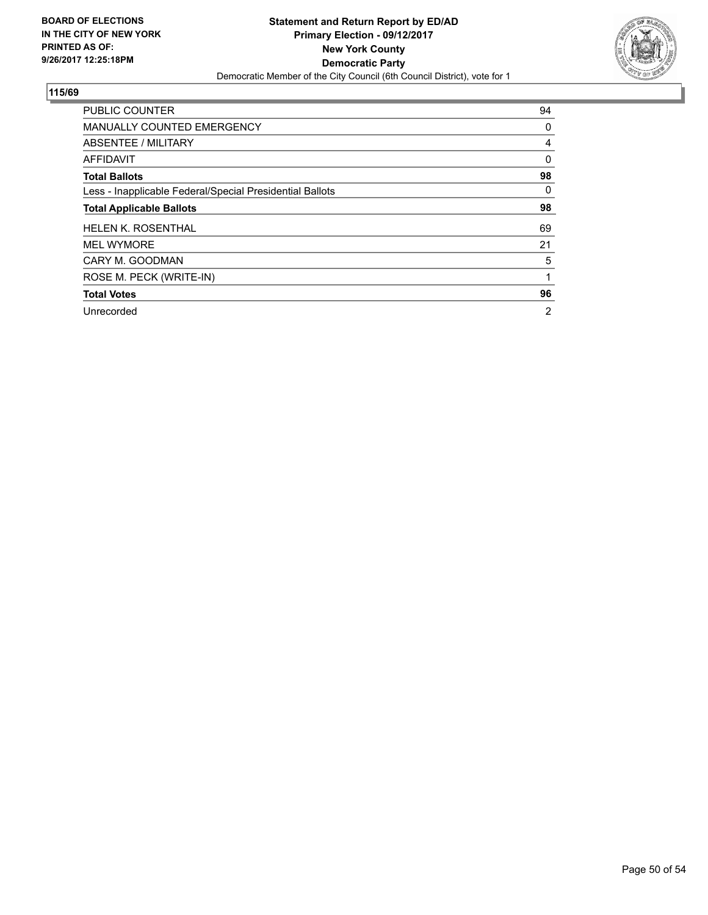BOARD OF ELECTIONS
IN THE CITY OF NEW YORK
PRINTED AS OF:
9/26/2017 12:25:18PM

**Statement and Return Report by ED/AD**
**Primary Election - 09/12/2017**
**New York County**
**Democratic Party**
Democratic Member of the City Council (6th Council District), vote for 1

## 115/69

| | |
|---|---|
| PUBLIC COUNTER | 94 |
| MANUALLY COUNTED EMERGENCY | 0 |
| ABSENTEE / MILITARY | 4 |
| AFFIDAVIT | 0 |
| **Total Ballots** | **98** |
| Less - Inapplicable Federal/Special Presidential Ballots | 0 |
| **Total Applicable Ballots** | **98** |
| HELEN K. ROSENTHAL | 69 |
| MEL WYMORE | 21 |
| CARY M. GOODMAN | 5 |
| ROSE M. PECK (WRITE-IN) | 1 |
| **Total Votes** | **96** |
| Unrecorded | 2 |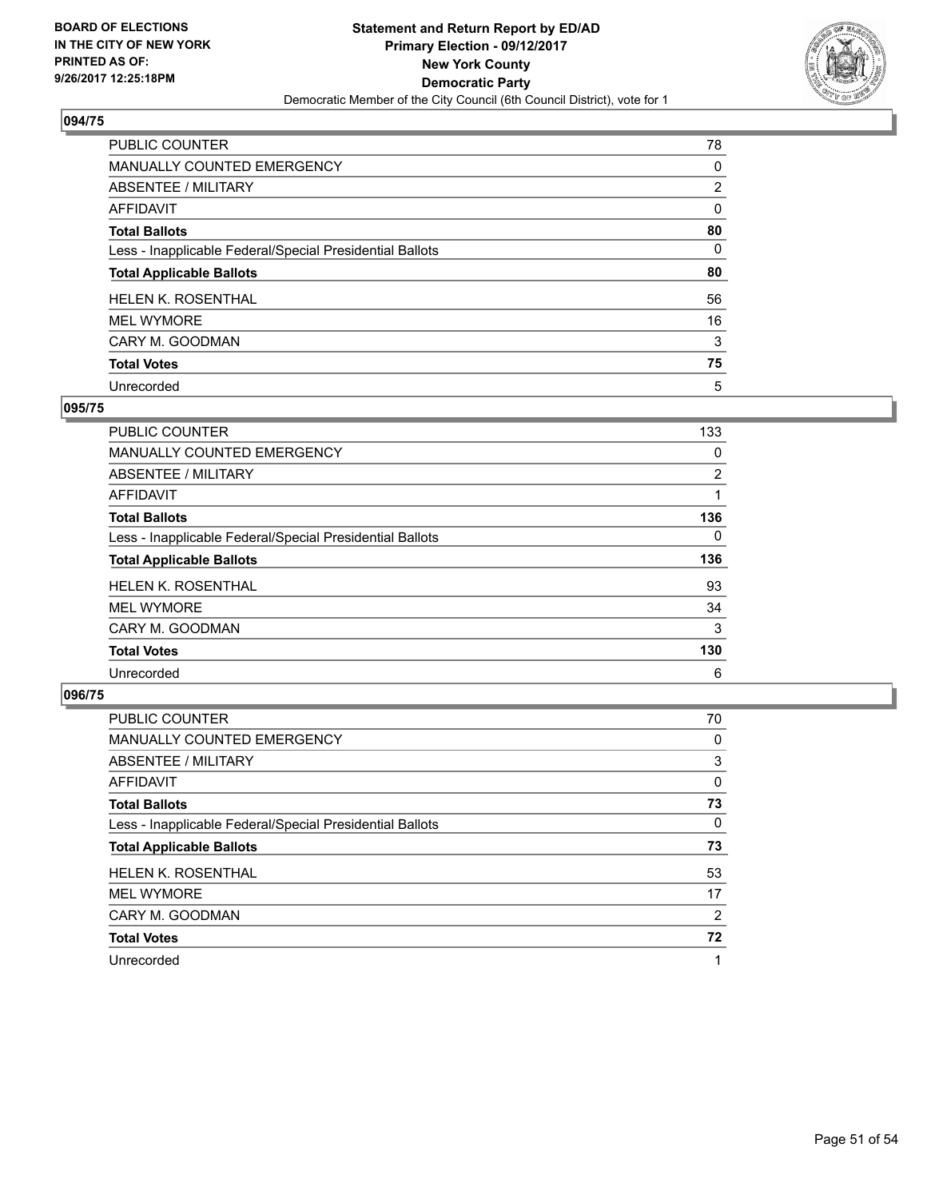BOARD OF ELECTIONS
IN THE CITY OF NEW YORK
PRINTED AS OF:
9/26/2017 12:25:18PM

**Statement and Return Report by ED/AD**
**Primary Election - 09/12/2017**
**New York County**
**Democratic Party**
Democratic Member of the City Council (6th Council District), vote for 1

## 094/75

| | |
|---|---|
| PUBLIC COUNTER | 78 |
| MANUALLY COUNTED EMERGENCY | 0 |
| ABSENTEE / MILITARY | 2 |
| AFFIDAVIT | 0 |
| **Total Ballots** | **80** |
| Less - Inapplicable Federal/Special Presidential Ballots | 0 |
| **Total Applicable Ballots** | **80** |
| HELEN K. ROSENTHAL | 56 |
| MEL WYMORE | 16 |
| CARY M. GOODMAN | 3 |
| **Total Votes** | **75** |
| Unrecorded | 5 |

## 095/75

| | |
|---|---|
| PUBLIC COUNTER | 133 |
| MANUALLY COUNTED EMERGENCY | 0 |
| ABSENTEE / MILITARY | 2 |
| AFFIDAVIT | 1 |
| **Total Ballots** | **136** |
| Less - Inapplicable Federal/Special Presidential Ballots | 0 |
| **Total Applicable Ballots** | **136** |
| HELEN K. ROSENTHAL | 93 |
| MEL WYMORE | 34 |
| CARY M. GOODMAN | 3 |
| **Total Votes** | **130** |
| Unrecorded | 6 |

## 096/75

| | |
|---|---|
| PUBLIC COUNTER | 70 |
| MANUALLY COUNTED EMERGENCY | 0 |
| ABSENTEE / MILITARY | 3 |
| AFFIDAVIT | 0 |
| **Total Ballots** | **73** |
| Less - Inapplicable Federal/Special Presidential Ballots | 0 |
| **Total Applicable Ballots** | **73** |
| HELEN K. ROSENTHAL | 53 |
| MEL WYMORE | 17 |
| CARY M. GOODMAN | 2 |
| **Total Votes** | **72** |
| Unrecorded | 1 |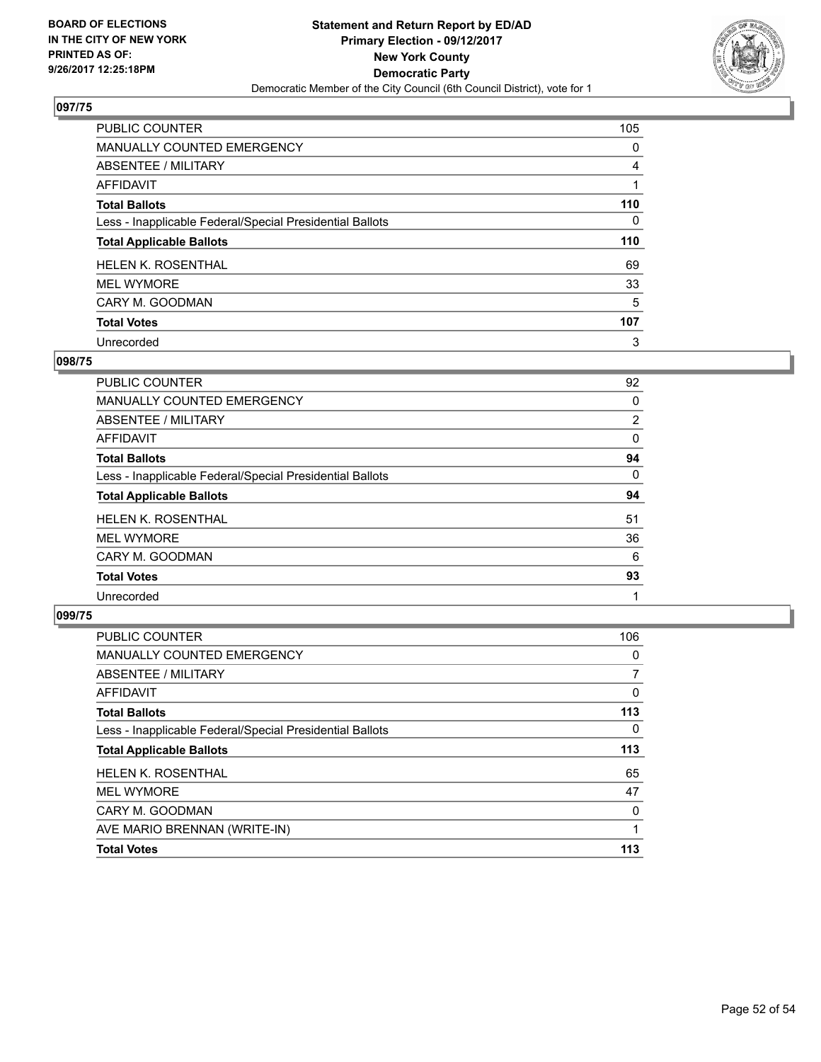BOARD OF ELECTIONS
IN THE CITY OF NEW YORK
PRINTED AS OF:
9/26/2017 12:25:18PM

**Statement and Return Report by ED/AD**
**Primary Election - 09/12/2017**
**New York County**
**Democratic Party**
Democratic Member of the City Council (6th Council District), vote for 1

### 097/75

| | |
|---|---|
| PUBLIC COUNTER | 105 |
| MANUALLY COUNTED EMERGENCY | 0 |
| ABSENTEE / MILITARY | 4 |
| AFFIDAVIT | 1 |
| **Total Ballots** | **110** |
| Less - Inapplicable Federal/Special Presidential Ballots | 0 |
| **Total Applicable Ballots** | **110** |
| HELEN K. ROSENTHAL | 69 |
| MEL WYMORE | 33 |
| CARY M. GOODMAN | 5 |
| **Total Votes** | **107** |
| Unrecorded | 3 |

### 098/75

| | |
|---|---|
| PUBLIC COUNTER | 92 |
| MANUALLY COUNTED EMERGENCY | 0 |
| ABSENTEE / MILITARY | 2 |
| AFFIDAVIT | 0 |
| **Total Ballots** | **94** |
| Less - Inapplicable Federal/Special Presidential Ballots | 0 |
| **Total Applicable Ballots** | **94** |
| HELEN K. ROSENTHAL | 51 |
| MEL WYMORE | 36 |
| CARY M. GOODMAN | 6 |
| **Total Votes** | **93** |
| Unrecorded | 1 |

### 099/75

| | |
|---|---|
| PUBLIC COUNTER | 106 |
| MANUALLY COUNTED EMERGENCY | 0 |
| ABSENTEE / MILITARY | 7 |
| AFFIDAVIT | 0 |
| **Total Ballots** | **113** |
| Less - Inapplicable Federal/Special Presidential Ballots | 0 |
| **Total Applicable Ballots** | **113** |
| HELEN K. ROSENTHAL | 65 |
| MEL WYMORE | 47 |
| CARY M. GOODMAN | 0 |
| AVE MARIO BRENNAN (WRITE-IN) | 1 |
| **Total Votes** | **113** |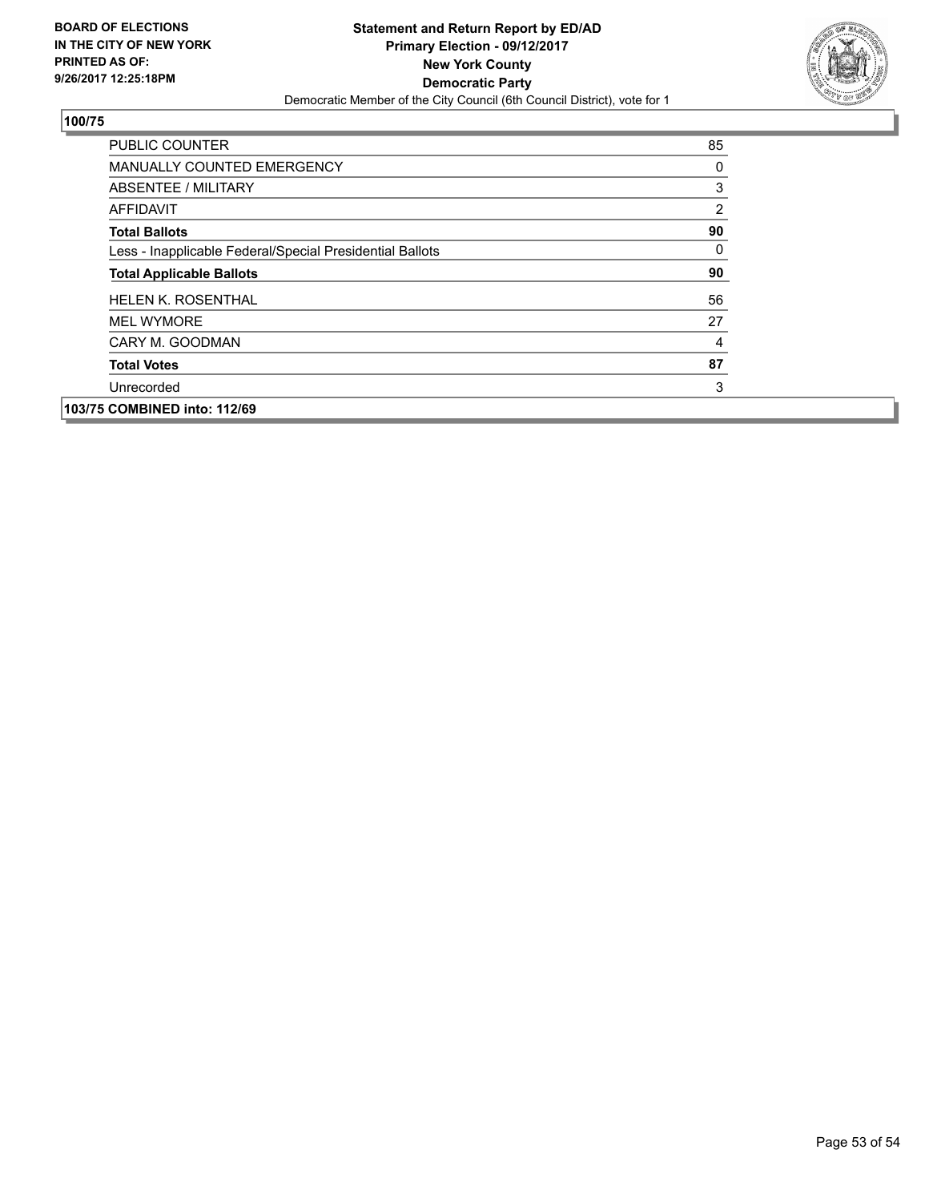BOARD OF ELECTIONS
IN THE CITY OF NEW YORK
PRINTED AS OF:
9/26/2017 12:25:18PM

**Statement and Return Report by ED/AD**
**Primary Election - 09/12/2017**
**New York County**
**Democratic Party**
Democratic Member of the City Council (6th Council District), vote for 1

**100/75**

| | |
|---|---|
| PUBLIC COUNTER | 85 |
| MANUALLY COUNTED EMERGENCY | 0 |
| ABSENTEE / MILITARY | 3 |
| AFFIDAVIT | 2 |
| **Total Ballots** | **90** |
| Less - Inapplicable Federal/Special Presidential Ballots | 0 |
| **Total Applicable Ballots** | **90** |
| HELEN K. ROSENTHAL | 56 |
| MEL WYMORE | 27 |
| CARY M. GOODMAN | 4 |
| **Total Votes** | **87** |
| Unrecorded | 3 |

**103/75 COMBINED into: 112/69**